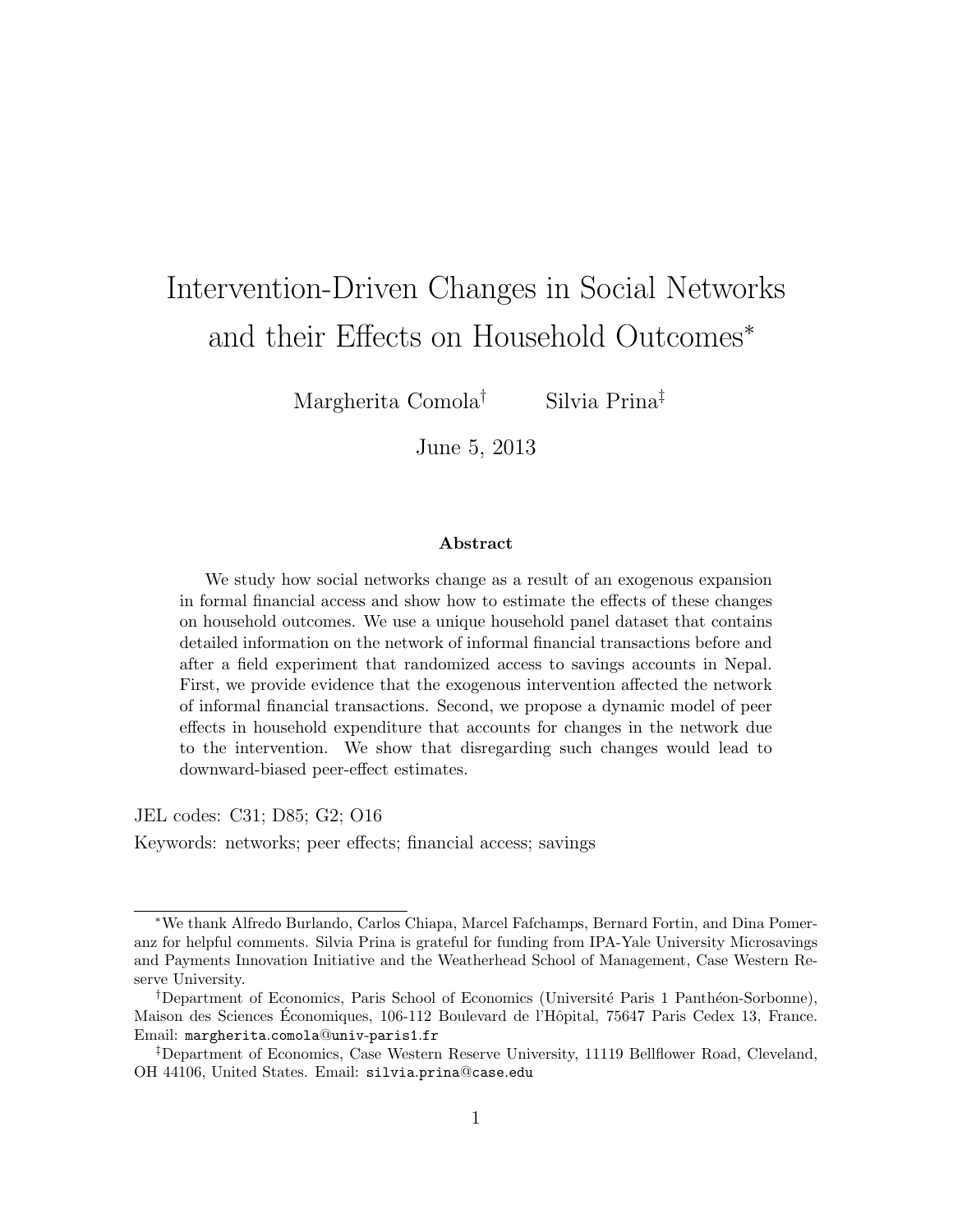# Intervention-Driven Changes in Social Networks and their Effects on Household Outcomes[*]

Margherita Comola[†] Silvia Prina[‡]

June 5, 2013

### Abstract

We study how social networks change as a result of an exogenous expansion in formal financial access and show how to estimate the effects of these changes on household outcomes. We use a unique household panel dataset that contains detailed information on the network of informal financial transactions before and after a field experiment that randomized access to savings accounts in Nepal. First, we provide evidence that the exogenous intervention affected the network of informal financial transactions. Second, we propose a dynamic model of peer effects in household expenditure that accounts for changes in the network due to the intervention. We show that disregarding such changes would lead to downward-biased peer-effect estimates.

JEL codes: C31; D85; G2; O16

Keywords: networks; peer effects; financial access; savings

---

[*]We thank Alfredo Burlando, Carlos Chiapa, Marcel Fafchamps, Bernard Fortin, and Dina Pomeranz for helpful comments. Silvia Prina is grateful for funding from IPA-Yale University Microsavings and Payments Innovation Initiative and the Weatherhead School of Management, Case Western Reserve University.

[†]Department of Economics, Paris School of Economics (Université Paris 1 Panthéon-Sorbonne), Maison des Sciences Économiques, 106-112 Boulevard de l'Hôpital, 75647 Paris Cedex 13, France. Email: margherita.comola@univ-paris1.fr

[‡]Department of Economics, Case Western Reserve University, 11119 Bellflower Road, Cleveland, OH 44106, United States. Email: silvia.prina@case.edu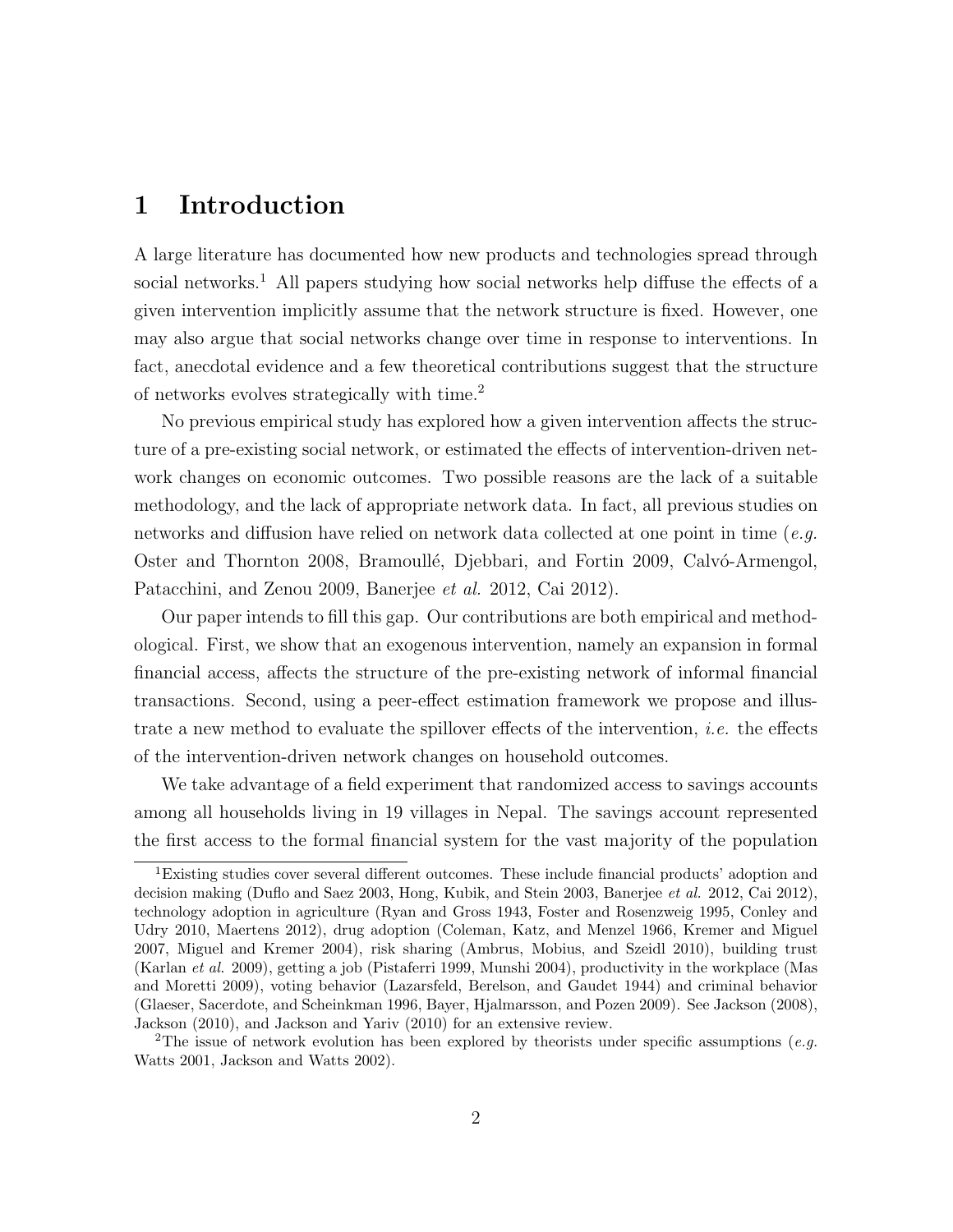# 1 Introduction

A large literature has documented how new products and technologies spread through social networks.[1] All papers studying how social networks help diffuse the effects of a given intervention implicitly assume that the network structure is fixed. However, one may also argue that social networks change over time in response to interventions. In fact, anecdotal evidence and a few theoretical contributions suggest that the structure of networks evolves strategically with time.[2]

No previous empirical study has explored how a given intervention affects the structure of a pre-existing social network, or estimated the effects of intervention-driven network changes on economic outcomes. Two possible reasons are the lack of a suitable methodology, and the lack of appropriate network data. In fact, all previous studies on networks and diffusion have relied on network data collected at one point in time (*e.g.* Oster and Thornton 2008, Bramoullé, Djebbari, and Fortin 2009, Calvó-Armengol, Patacchini, and Zenou 2009, Banerjee *et al.* 2012, Cai 2012).

Our paper intends to fill this gap. Our contributions are both empirical and methodological. First, we show that an exogenous intervention, namely an expansion in formal financial access, affects the structure of the pre-existing network of informal financial transactions. Second, using a peer-effect estimation framework we propose and illustrate a new method to evaluate the spillover effects of the intervention, *i.e.* the effects of the intervention-driven network changes on household outcomes.

We take advantage of a field experiment that randomized access to savings accounts among all households living in 19 villages in Nepal. The savings account represented the first access to the formal financial system for the vast majority of the population

---

[1] Existing studies cover several different outcomes. These include financial products' adoption and decision making (Duflo and Saez 2003, Hong, Kubik, and Stein 2003, Banerjee *et al.* 2012, Cai 2012), technology adoption in agriculture (Ryan and Gross 1943, Foster and Rosenzweig 1995, Conley and Udry 2010, Maertens 2012), drug adoption (Coleman, Katz, and Menzel 1966, Kremer and Miguel 2007, Miguel and Kremer 2004), risk sharing (Ambrus, Mobius, and Szeidl 2010), building trust (Karlan *et al.* 2009), getting a job (Pistaferri 1999, Munshi 2004), productivity in the workplace (Mas and Moretti 2009), voting behavior (Lazarsfeld, Berelson, and Gaudet 1944) and criminal behavior (Glaeser, Sacerdote, and Scheinkman 1996, Bayer, Hjalmarsson, and Pozen 2009). See Jackson (2008), Jackson (2010), and Jackson and Yariv (2010) for an extensive review.

[2] The issue of network evolution has been explored by theorists under specific assumptions (*e.g.* Watts 2001, Jackson and Watts 2002).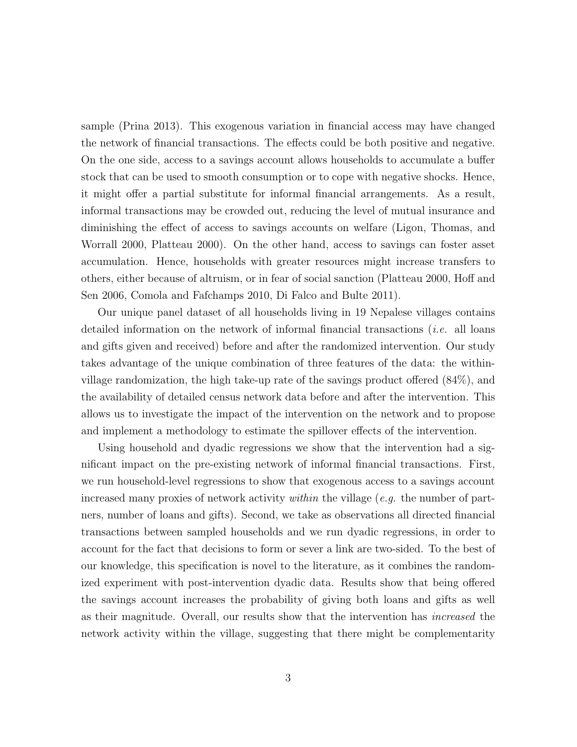sample (Prina 2013). This exogenous variation in financial access may have changed the network of financial transactions. The effects could be both positive and negative. On the one side, access to a savings account allows households to accumulate a buffer stock that can be used to smooth consumption or to cope with negative shocks. Hence, it might offer a partial substitute for informal financial arrangements. As a result, informal transactions may be crowded out, reducing the level of mutual insurance and diminishing the effect of access to savings accounts on welfare (Ligon, Thomas, and Worrall 2000, Platteau 2000). On the other hand, access to savings can foster asset accumulation. Hence, households with greater resources might increase transfers to others, either because of altruism, or in fear of social sanction (Platteau 2000, Hoff and Sen 2006, Comola and Fafchamps 2010, Di Falco and Bulte 2011).

Our unique panel dataset of all households living in 19 Nepalese villages contains detailed information on the network of informal financial transactions (*i.e.* all loans and gifts given and received) before and after the randomized intervention. Our study takes advantage of the unique combination of three features of the data: the within-village randomization, the high take-up rate of the savings product offered (84%), and the availability of detailed census network data before and after the intervention. This allows us to investigate the impact of the intervention on the network and to propose and implement a methodology to estimate the spillover effects of the intervention.

Using household and dyadic regressions we show that the intervention had a significant impact on the pre-existing network of informal financial transactions. First, we run household-level regressions to show that exogenous access to a savings account increased many proxies of network activity *within* the village (*e.g.* the number of partners, number of loans and gifts). Second, we take as observations all directed financial transactions between sampled households and we run dyadic regressions, in order to account for the fact that decisions to form or sever a link are two-sided. To the best of our knowledge, this specification is novel to the literature, as it combines the randomized experiment with post-intervention dyadic data. Results show that being offered the savings account increases the probability of giving both loans and gifts as well as their magnitude. Overall, our results show that the intervention has *increased* the network activity within the village, suggesting that there might be complementarity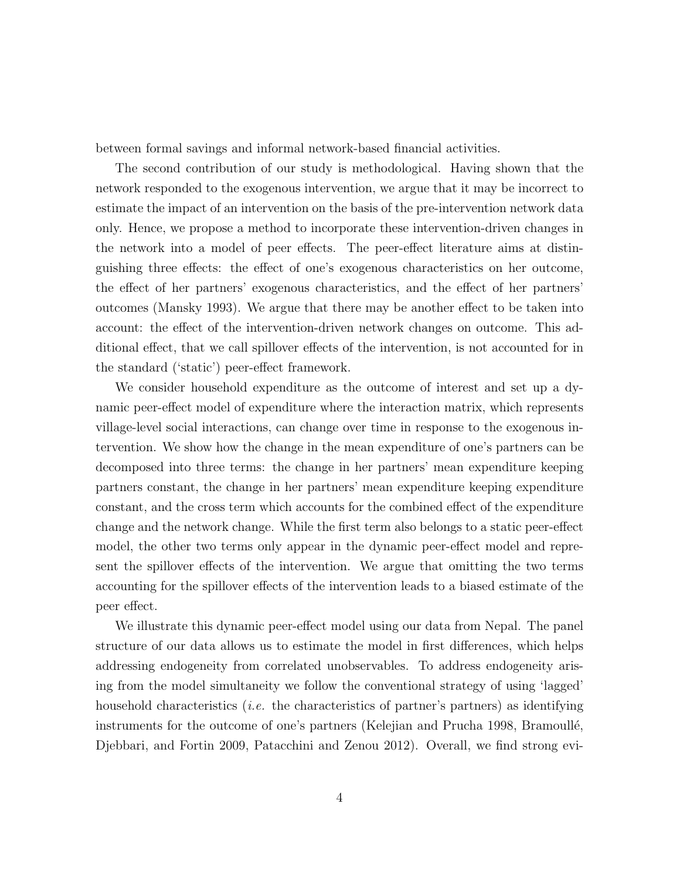between formal savings and informal network-based financial activities.

The second contribution of our study is methodological. Having shown that the network responded to the exogenous intervention, we argue that it may be incorrect to estimate the impact of an intervention on the basis of the pre-intervention network data only. Hence, we propose a method to incorporate these intervention-driven changes in the network into a model of peer effects. The peer-effect literature aims at distinguishing three effects: the effect of one's exogenous characteristics on her outcome, the effect of her partners' exogenous characteristics, and the effect of her partners' outcomes (Mansky 1993). We argue that there may be another effect to be taken into account: the effect of the intervention-driven network changes on outcome. This additional effect, that we call spillover effects of the intervention, is not accounted for in the standard ('static') peer-effect framework.

We consider household expenditure as the outcome of interest and set up a dynamic peer-effect model of expenditure where the interaction matrix, which represents village-level social interactions, can change over time in response to the exogenous intervention. We show how the change in the mean expenditure of one's partners can be decomposed into three terms: the change in her partners' mean expenditure keeping partners constant, the change in her partners' mean expenditure keeping expenditure constant, and the cross term which accounts for the combined effect of the expenditure change and the network change. While the first term also belongs to a static peer-effect model, the other two terms only appear in the dynamic peer-effect model and represent the spillover effects of the intervention. We argue that omitting the two terms accounting for the spillover effects of the intervention leads to a biased estimate of the peer effect.

We illustrate this dynamic peer-effect model using our data from Nepal. The panel structure of our data allows us to estimate the model in first differences, which helps addressing endogeneity from correlated unobservables. To address endogeneity arising from the model simultaneity we follow the conventional strategy of using 'lagged' household characteristics (*i.e.* the characteristics of partner's partners) as identifying instruments for the outcome of one's partners (Kelejian and Prucha 1998, Bramoullé, Djebbari, and Fortin 2009, Patacchini and Zenou 2012). Overall, we find strong evi-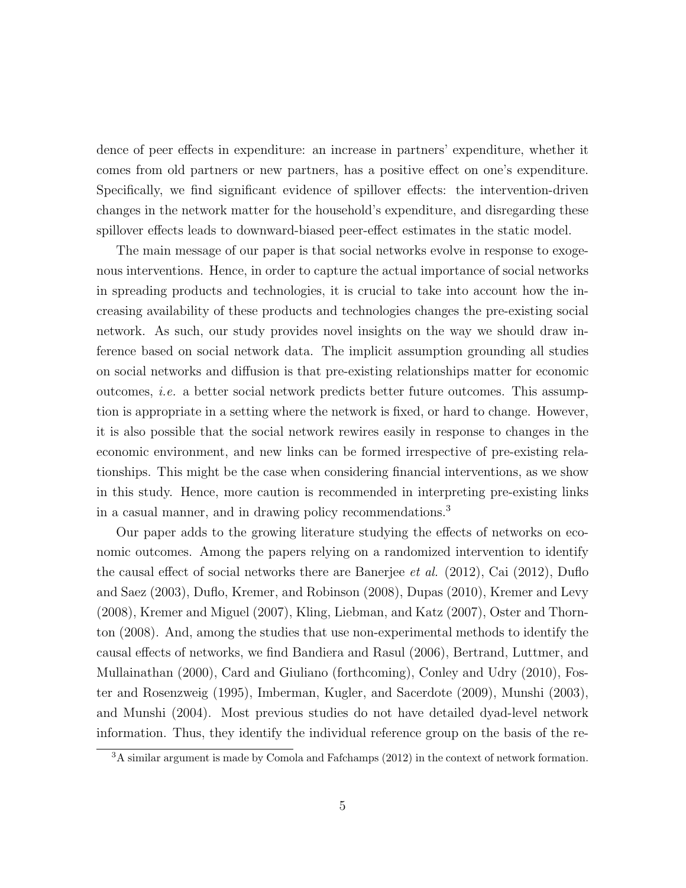dence of peer effects in expenditure: an increase in partners' expenditure, whether it comes from old partners or new partners, has a positive effect on one's expenditure. Specifically, we find significant evidence of spillover effects: the intervention-driven changes in the network matter for the household's expenditure, and disregarding these spillover effects leads to downward-biased peer-effect estimates in the static model.

The main message of our paper is that social networks evolve in response to exogenous interventions. Hence, in order to capture the actual importance of social networks in spreading products and technologies, it is crucial to take into account how the increasing availability of these products and technologies changes the pre-existing social network. As such, our study provides novel insights on the way we should draw inference based on social network data. The implicit assumption grounding all studies on social networks and diffusion is that pre-existing relationships matter for economic outcomes, *i.e.* a better social network predicts better future outcomes. This assumption is appropriate in a setting where the network is fixed, or hard to change. However, it is also possible that the social network rewires easily in response to changes in the economic environment, and new links can be formed irrespective of pre-existing relationships. This might be the case when considering financial interventions, as we show in this study. Hence, more caution is recommended in interpreting pre-existing links in a casual manner, and in drawing policy recommendations.[3]

Our paper adds to the growing literature studying the effects of networks on economic outcomes. Among the papers relying on a randomized intervention to identify the causal effect of social networks there are Banerjee *et al.* (2012), Cai (2012), Duflo and Saez (2003), Duflo, Kremer, and Robinson (2008), Dupas (2010), Kremer and Levy (2008), Kremer and Miguel (2007), Kling, Liebman, and Katz (2007), Oster and Thornton (2008). And, among the studies that use non-experimental methods to identify the causal effects of networks, we find Bandiera and Rasul (2006), Bertrand, Luttmer, and Mullainathan (2000), Card and Giuliano (forthcoming), Conley and Udry (2010), Foster and Rosenzweig (1995), Imberman, Kugler, and Sacerdote (2009), Munshi (2003), and Munshi (2004). Most previous studies do not have detailed dyad-level network information. Thus, they identify the individual reference group on the basis of the re-

[3]A similar argument is made by Comola and Fafchamps (2012) in the context of network formation.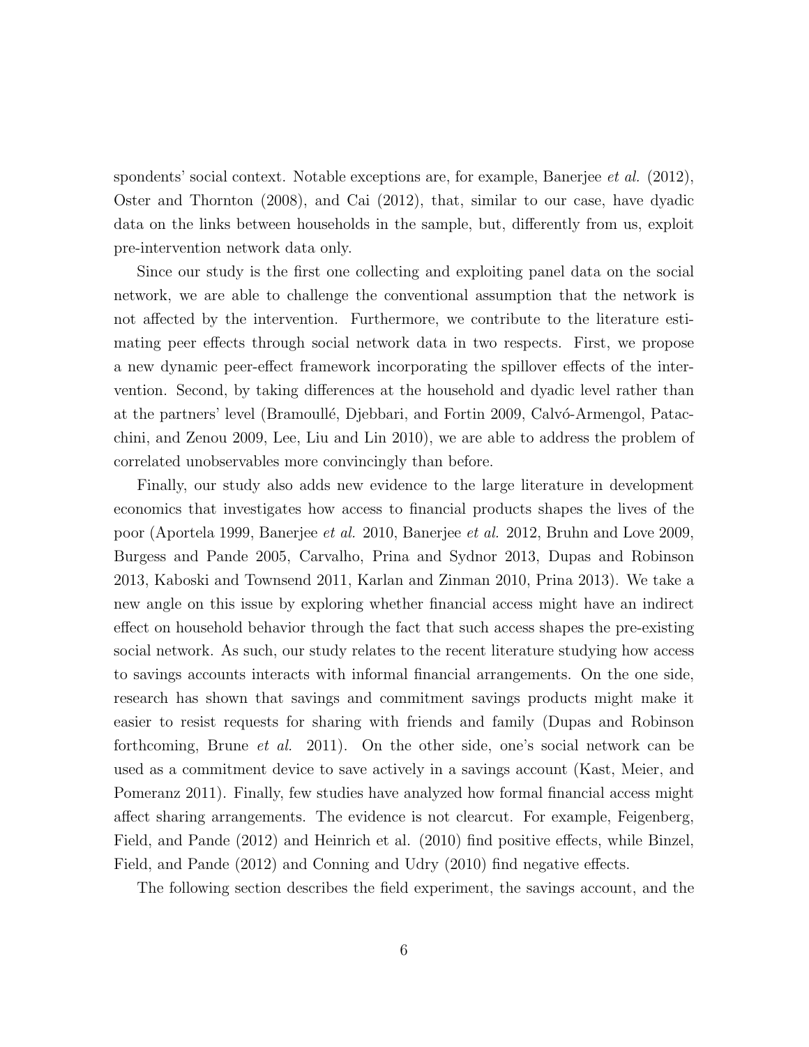spondents' social context. Notable exceptions are, for example, Banerjee *et al.* (2012), Oster and Thornton (2008), and Cai (2012), that, similar to our case, have dyadic data on the links between households in the sample, but, differently from us, exploit pre-intervention network data only.

Since our study is the first one collecting and exploiting panel data on the social network, we are able to challenge the conventional assumption that the network is not affected by the intervention. Furthermore, we contribute to the literature estimating peer effects through social network data in two respects. First, we propose a new dynamic peer-effect framework incorporating the spillover effects of the intervention. Second, by taking differences at the household and dyadic level rather than at the partners' level (Bramoullé, Djebbari, and Fortin 2009, Calvó-Armengol, Patacchini, and Zenou 2009, Lee, Liu and Lin 2010), we are able to address the problem of correlated unobservables more convincingly than before.

Finally, our study also adds new evidence to the large literature in development economics that investigates how access to financial products shapes the lives of the poor (Aportela 1999, Banerjee *et al.* 2010, Banerjee *et al.* 2012, Bruhn and Love 2009, Burgess and Pande 2005, Carvalho, Prina and Sydnor 2013, Dupas and Robinson 2013, Kaboski and Townsend 2011, Karlan and Zinman 2010, Prina 2013). We take a new angle on this issue by exploring whether financial access might have an indirect effect on household behavior through the fact that such access shapes the pre-existing social network. As such, our study relates to the recent literature studying how access to savings accounts interacts with informal financial arrangements. On the one side, research has shown that savings and commitment savings products might make it easier to resist requests for sharing with friends and family (Dupas and Robinson forthcoming, Brune *et al.* 2011). On the other side, one's social network can be used as a commitment device to save actively in a savings account (Kast, Meier, and Pomeranz 2011). Finally, few studies have analyzed how formal financial access might affect sharing arrangements. The evidence is not clearcut. For example, Feigenberg, Field, and Pande (2012) and Heinrich et al. (2010) find positive effects, while Binzel, Field, and Pande (2012) and Conning and Udry (2010) find negative effects.

The following section describes the field experiment, the savings account, and the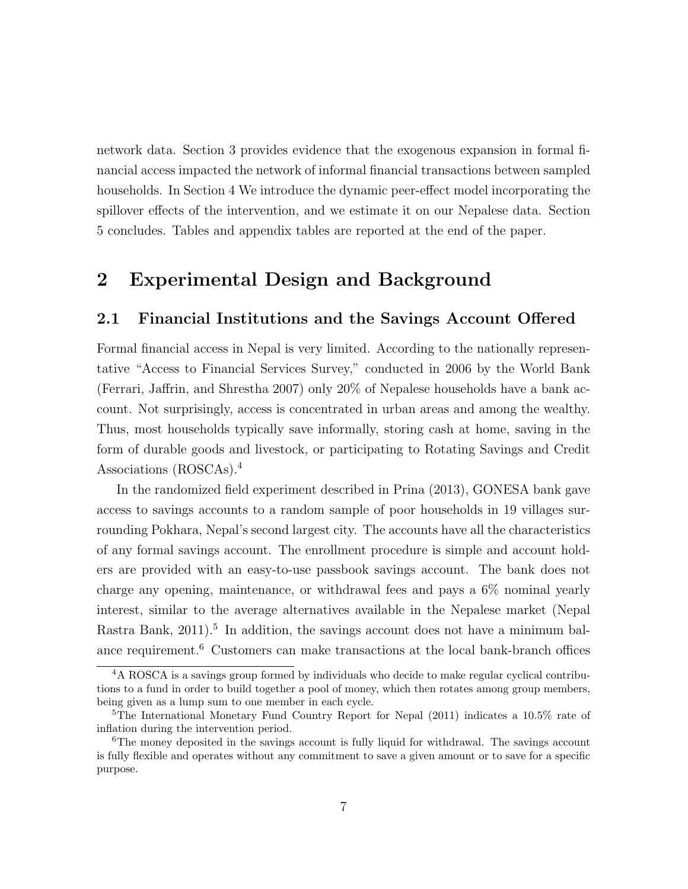network data. Section 3 provides evidence that the exogenous expansion in formal financial access impacted the network of informal financial transactions between sampled households. In Section 4 We introduce the dynamic peer-effect model incorporating the spillover effects of the intervention, and we estimate it on our Nepalese data. Section 5 concludes. Tables and appendix tables are reported at the end of the paper.

# 2 Experimental Design and Background

## 2.1 Financial Institutions and the Savings Account Offered

Formal financial access in Nepal is very limited. According to the nationally representative "Access to Financial Services Survey," conducted in 2006 by the World Bank (Ferrari, Jaffrin, and Shrestha 2007) only 20% of Nepalese households have a bank account. Not surprisingly, access is concentrated in urban areas and among the wealthy. Thus, most households typically save informally, storing cash at home, saving in the form of durable goods and livestock, or participating to Rotating Savings and Credit Associations (ROSCAs).[4]

In the randomized field experiment described in Prina (2013), GONESA bank gave access to savings accounts to a random sample of poor households in 19 villages surrounding Pokhara, Nepal's second largest city. The accounts have all the characteristics of any formal savings account. The enrollment procedure is simple and account holders are provided with an easy-to-use passbook savings account. The bank does not charge any opening, maintenance, or withdrawal fees and pays a 6% nominal yearly interest, similar to the average alternatives available in the Nepalese market (Nepal Rastra Bank, 2011).[5] In addition, the savings account does not have a minimum balance requirement.[6] Customers can make transactions at the local bank-branch offices

[4] A ROSCA is a savings group formed by individuals who decide to make regular cyclical contributions to a fund in order to build together a pool of money, which then rotates among group members, being given as a lump sum to one member in each cycle.

[5] The International Monetary Fund Country Report for Nepal (2011) indicates a 10.5% rate of inflation during the intervention period.

[6] The money deposited in the savings account is fully liquid for withdrawal. The savings account is fully flexible and operates without any commitment to save a given amount or to save for a specific purpose.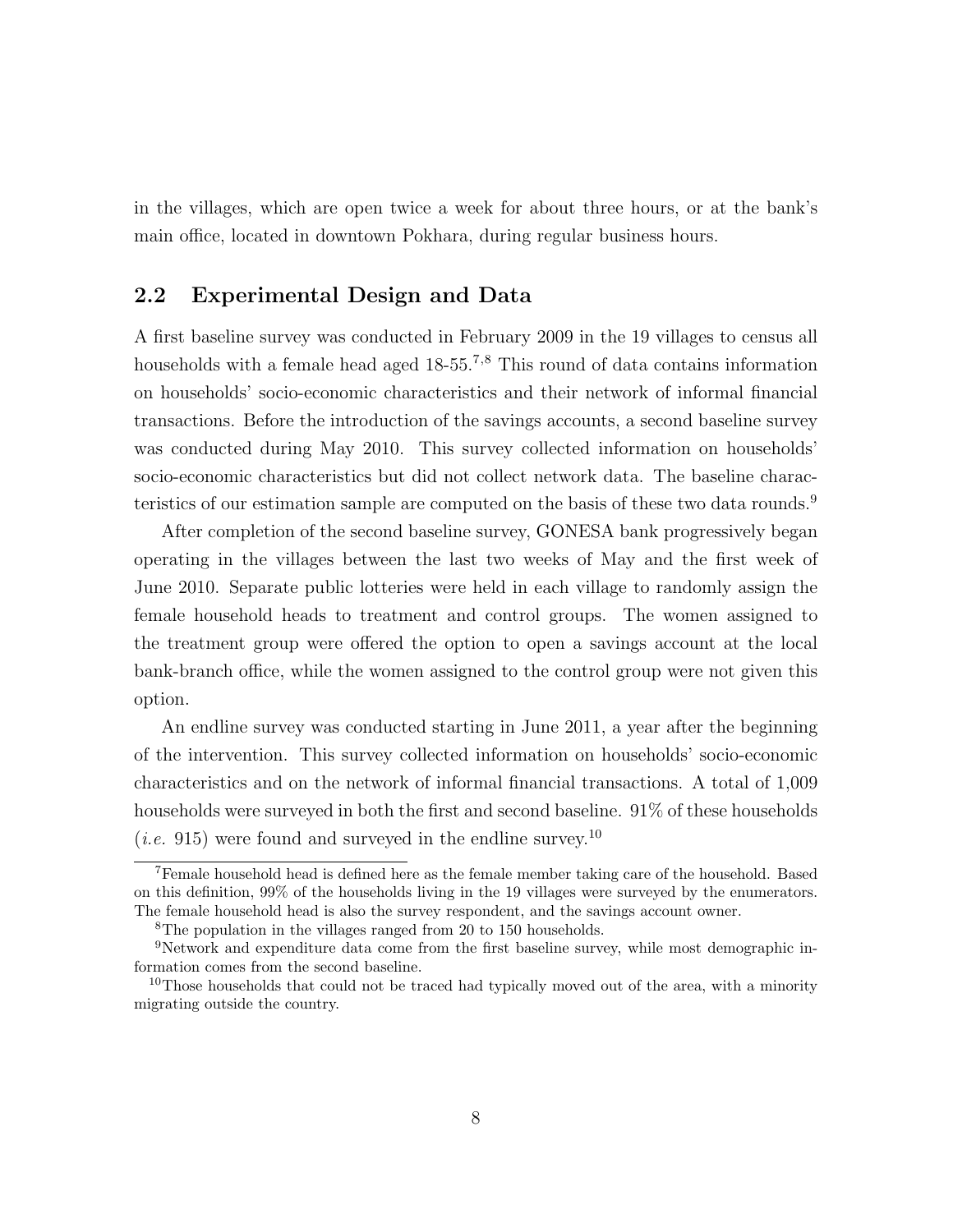in the villages, which are open twice a week for about three hours, or at the bank's main office, located in downtown Pokhara, during regular business hours.

## 2.2 Experimental Design and Data

A first baseline survey was conducted in February 2009 in the 19 villages to census all households with a female head aged 18-55.[7,8] This round of data contains information on households' socio-economic characteristics and their network of informal financial transactions. Before the introduction of the savings accounts, a second baseline survey was conducted during May 2010. This survey collected information on households' socio-economic characteristics but did not collect network data. The baseline characteristics of our estimation sample are computed on the basis of these two data rounds.[9]

After completion of the second baseline survey, GONESA bank progressively began operating in the villages between the last two weeks of May and the first week of June 2010. Separate public lotteries were held in each village to randomly assign the female household heads to treatment and control groups. The women assigned to the treatment group were offered the option to open a savings account at the local bank-branch office, while the women assigned to the control group were not given this option.

An endline survey was conducted starting in June 2011, a year after the beginning of the intervention. This survey collected information on households' socio-economic characteristics and on the network of informal financial transactions. A total of 1,009 households were surveyed in both the first and second baseline. 91% of these households (*i.e.* 915) were found and surveyed in the endline survey.[10]

---

[7] Female household head is defined here as the female member taking care of the household. Based on this definition, 99% of the households living in the 19 villages were surveyed by the enumerators. The female household head is also the survey respondent, and the savings account owner.

[8] The population in the villages ranged from 20 to 150 households.

[9] Network and expenditure data come from the first baseline survey, while most demographic information comes from the second baseline.

[10] Those households that could not be traced had typically moved out of the area, with a minority migrating outside the country.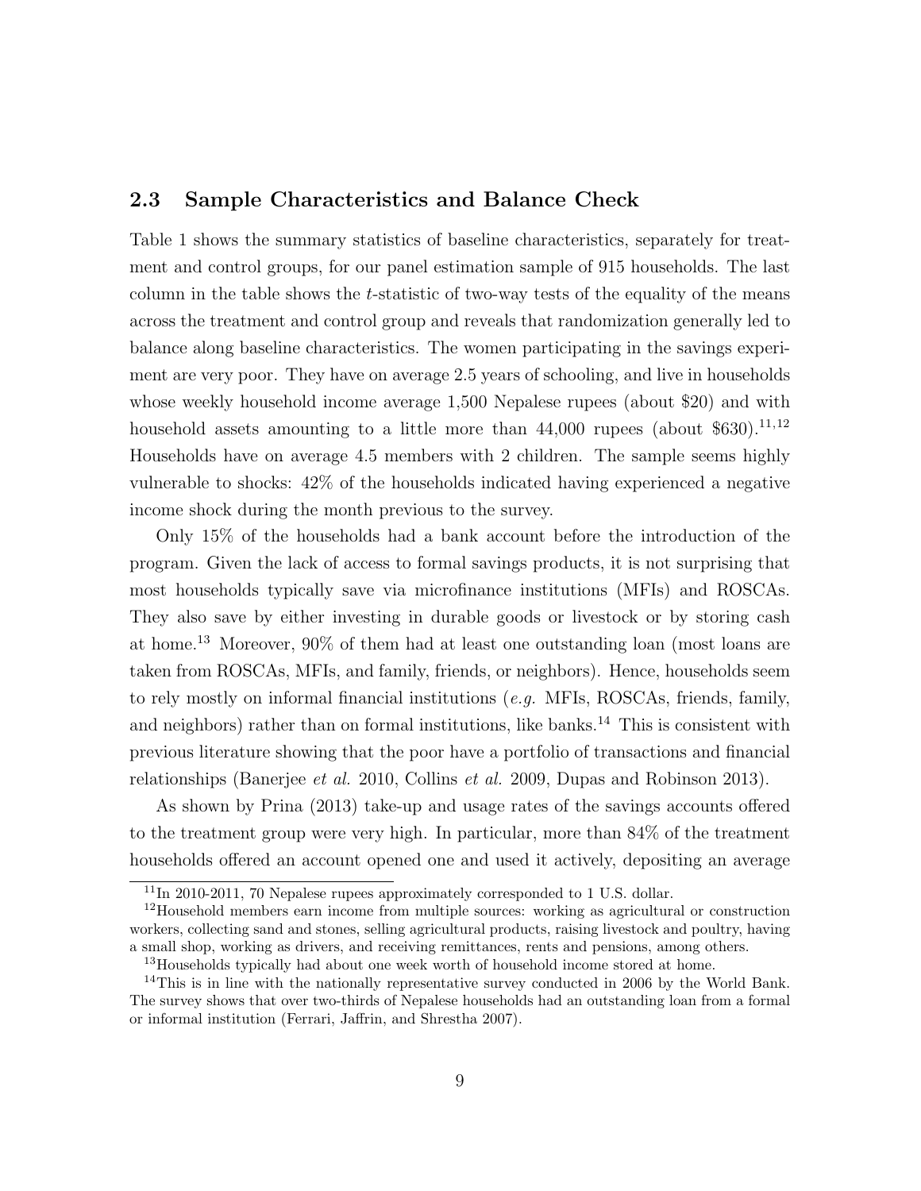## 2.3 Sample Characteristics and Balance Check

Table 1 shows the summary statistics of baseline characteristics, separately for treatment and control groups, for our panel estimation sample of 915 households. The last column in the table shows the $t$-statistic of two-way tests of the equality of the means across the treatment and control group and reveals that randomization generally led to balance along baseline characteristics. The women participating in the savings experiment are very poor. They have on average 2.5 years of schooling, and live in households whose weekly household income average 1,500 Nepalese rupees (about $20) and with household assets amounting to a little more than 44,000 rupees (about $630).[11,12] Households have on average 4.5 members with 2 children. The sample seems highly vulnerable to shocks: 42% of the households indicated having experienced a negative income shock during the month previous to the survey.

Only 15% of the households had a bank account before the introduction of the program. Given the lack of access to formal savings products, it is not surprising that most households typically save via microfinance institutions (MFIs) and ROSCAs. They also save by either investing in durable goods or livestock or by storing cash at home.[13] Moreover, 90% of them had at least one outstanding loan (most loans are taken from ROSCAs, MFIs, and family, friends, or neighbors). Hence, households seem to rely mostly on informal financial institutions (*e.g.* MFIs, ROSCAs, friends, family, and neighbors) rather than on formal institutions, like banks.[14] This is consistent with previous literature showing that the poor have a portfolio of transactions and financial relationships (Banerjee *et al.* 2010, Collins *et al.* 2009, Dupas and Robinson 2013).

As shown by Prina (2013) take-up and usage rates of the savings accounts offered to the treatment group were very high. In particular, more than 84% of the treatment households offered an account opened one and used it actively, depositing an average

---

[11] In 2010-2011, 70 Nepalese rupees approximately corresponded to 1 U.S. dollar.

[12] Household members earn income from multiple sources: working as agricultural or construction workers, collecting sand and stones, selling agricultural products, raising livestock and poultry, having a small shop, working as drivers, and receiving remittances, rents and pensions, among others.

[13] Households typically had about one week worth of household income stored at home.

[14] This is in line with the nationally representative survey conducted in 2006 by the World Bank. The survey shows that over two-thirds of Nepalese households had an outstanding loan from a formal or informal institution (Ferrari, Jaffrin, and Shrestha 2007).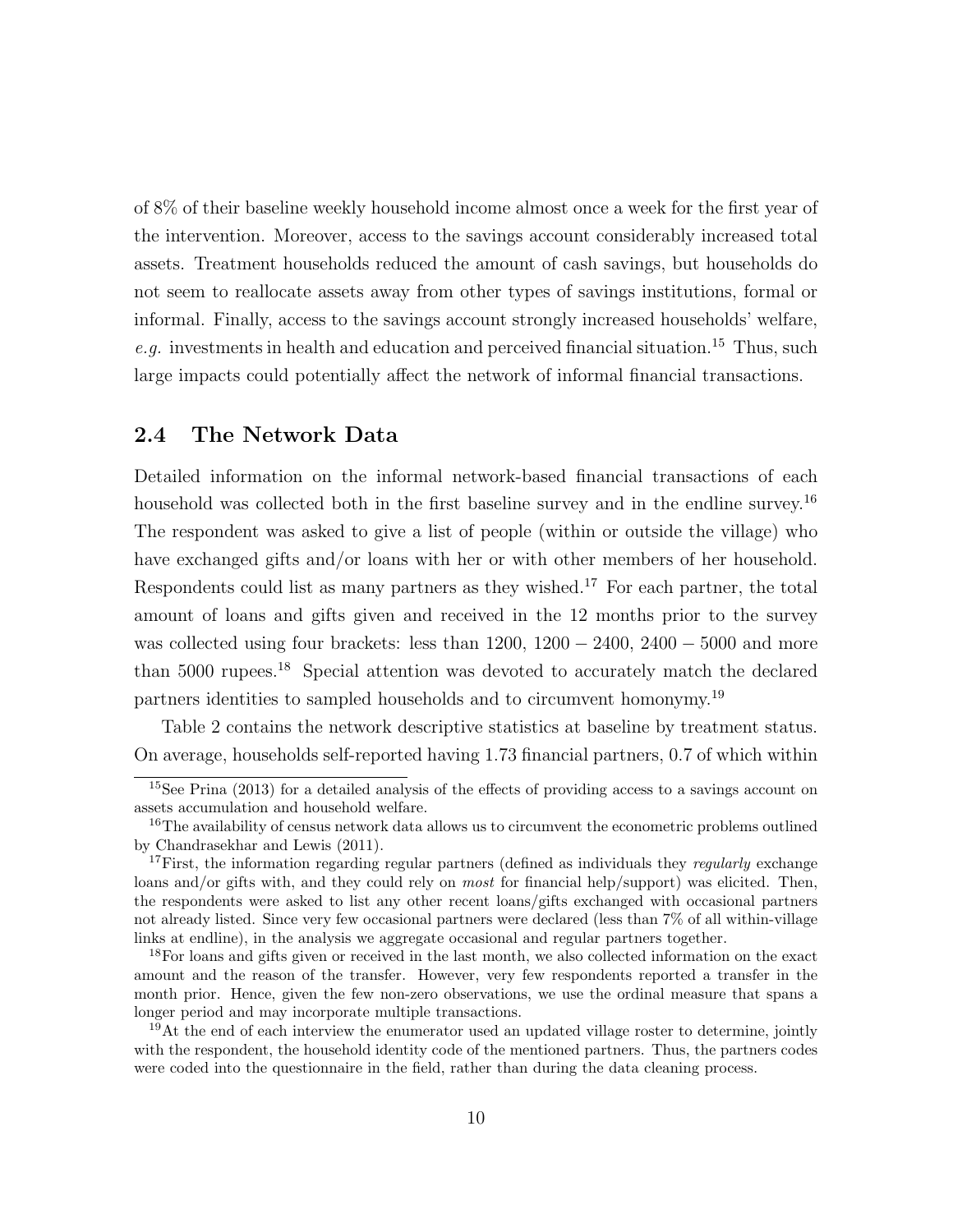of 8% of their baseline weekly household income almost once a week for the first year of the intervention. Moreover, access to the savings account considerably increased total assets. Treatment households reduced the amount of cash savings, but households do not seem to reallocate assets away from other types of savings institutions, formal or informal. Finally, access to the savings account strongly increased households' welfare, *e.g.* investments in health and education and perceived financial situation.[15] Thus, such large impacts could potentially affect the network of informal financial transactions.

## 2.4 The Network Data

Detailed information on the informal network-based financial transactions of each household was collected both in the first baseline survey and in the endline survey.[16] The respondent was asked to give a list of people (within or outside the village) who have exchanged gifts and/or loans with her or with other members of her household. Respondents could list as many partners as they wished.[17] For each partner, the total amount of loans and gifts given and received in the 12 months prior to the survey was collected using four brackets: less than 1200, $1200-2400$, $2400-5000$ and more than 5000 rupees.[18] Special attention was devoted to accurately match the declared partners identities to sampled households and to circumvent homonymy.[19]

Table 2 contains the network descriptive statistics at baseline by treatment status. On average, households self-reported having 1.73 financial partners, 0.7 of which within

[15]See Prina (2013) for a detailed analysis of the effects of providing access to a savings account on assets accumulation and household welfare.

[16]The availability of census network data allows us to circumvent the econometric problems outlined by Chandrasekhar and Lewis (2011).

[17]First, the information regarding regular partners (defined as individuals they *regularly* exchange loans and/or gifts with, and they could rely on *most* for financial help/support) was elicited. Then, the respondents were asked to list any other recent loans/gifts exchanged with occasional partners not already listed. Since very few occasional partners were declared (less than 7% of all within-village links at endline), in the analysis we aggregate occasional and regular partners together.

[18]For loans and gifts given or received in the last month, we also collected information on the exact amount and the reason of the transfer. However, very few respondents reported a transfer in the month prior. Hence, given the few non-zero observations, we use the ordinal measure that spans a longer period and may incorporate multiple transactions.

[19]At the end of each interview the enumerator used an updated village roster to determine, jointly with the respondent, the household identity code of the mentioned partners. Thus, the partners codes were coded into the questionnaire in the field, rather than during the data cleaning process.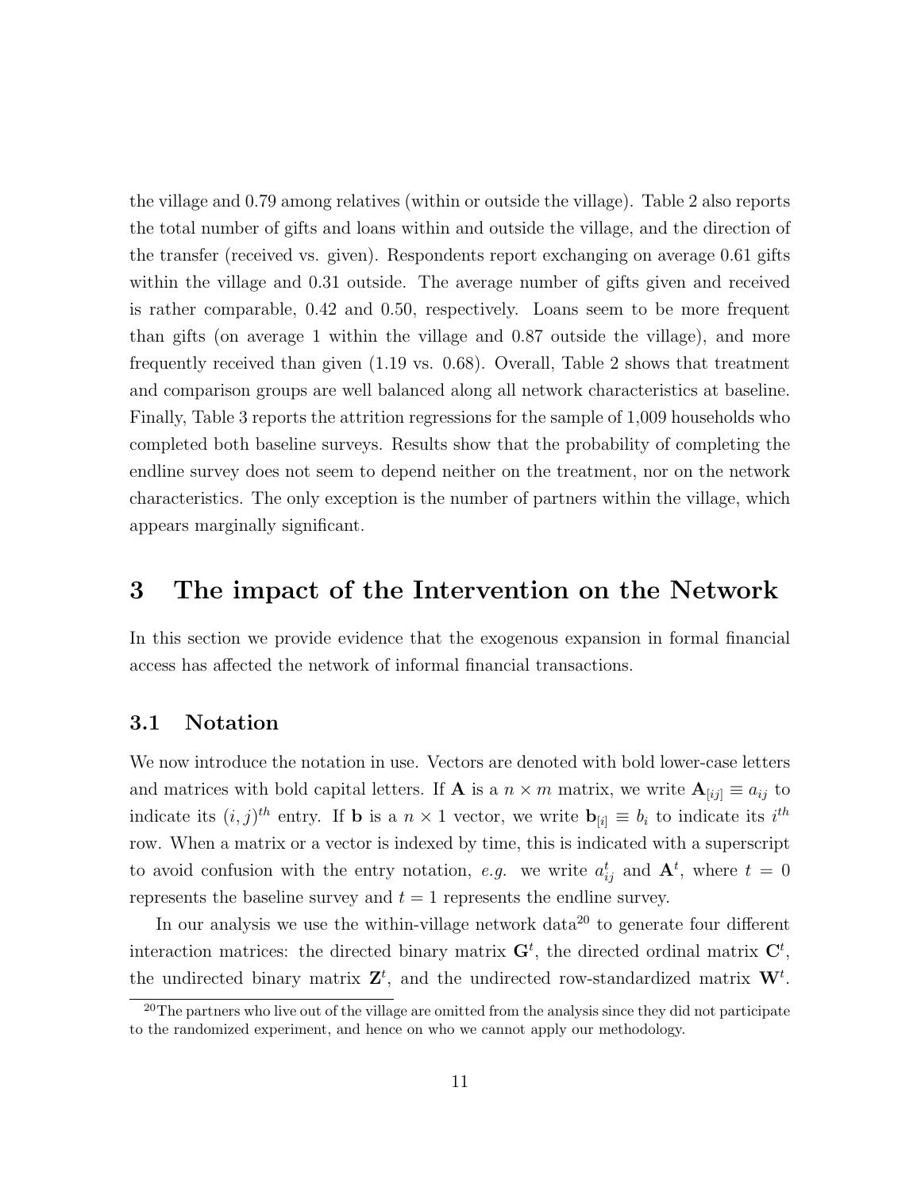the village and 0.79 among relatives (within or outside the village). Table 2 also reports the total number of gifts and loans within and outside the village, and the direction of the transfer (received vs. given). Respondents report exchanging on average 0.61 gifts within the village and 0.31 outside. The average number of gifts given and received is rather comparable, 0.42 and 0.50, respectively. Loans seem to be more frequent than gifts (on average 1 within the village and 0.87 outside the village), and more frequently received than given (1.19 vs. 0.68). Overall, Table 2 shows that treatment and comparison groups are well balanced along all network characteristics at baseline. Finally, Table 3 reports the attrition regressions for the sample of 1,009 households who completed both baseline surveys. Results show that the probability of completing the endline survey does not seem to depend neither on the treatment, nor on the network characteristics. The only exception is the number of partners within the village, which appears marginally significant.

# 3 The impact of the Intervention on the Network

In this section we provide evidence that the exogenous expansion in formal financial access has affected the network of informal financial transactions.

## 3.1 Notation

We now introduce the notation in use. Vectors are denoted with bold lower-case letters and matrices with bold capital letters. If $\mathbf{A}$ is a $n \times m$ matrix, we write $\mathbf{A}_{[ij]} \equiv a_{ij}$ to indicate its $(i, j)^{th}$ entry. If $\mathbf{b}$ is a $n \times 1$ vector, we write $\mathbf{b}_{[i]} \equiv b_i$ to indicate its $i^{th}$ row. When a matrix or a vector is indexed by time, this is indicated with a superscript to avoid confusion with the entry notation, *e.g.* we write $a^t_{ij}$ and $\mathbf{A}^t$, where $t = 0$ represents the baseline survey and $t = 1$ represents the endline survey.

In our analysis we use the within-village network data[20] to generate four different interaction matrices: the directed binary matrix $\mathbf{G}^t$, the directed ordinal matrix $\mathbf{C}^t$, the undirected binary matrix $\mathbf{Z}^t$, and the undirected row-standardized matrix $\mathbf{W}^t$.

[20] The partners who live out of the village are omitted from the analysis since they did not participate to the randomized experiment, and hence on who we cannot apply our methodology.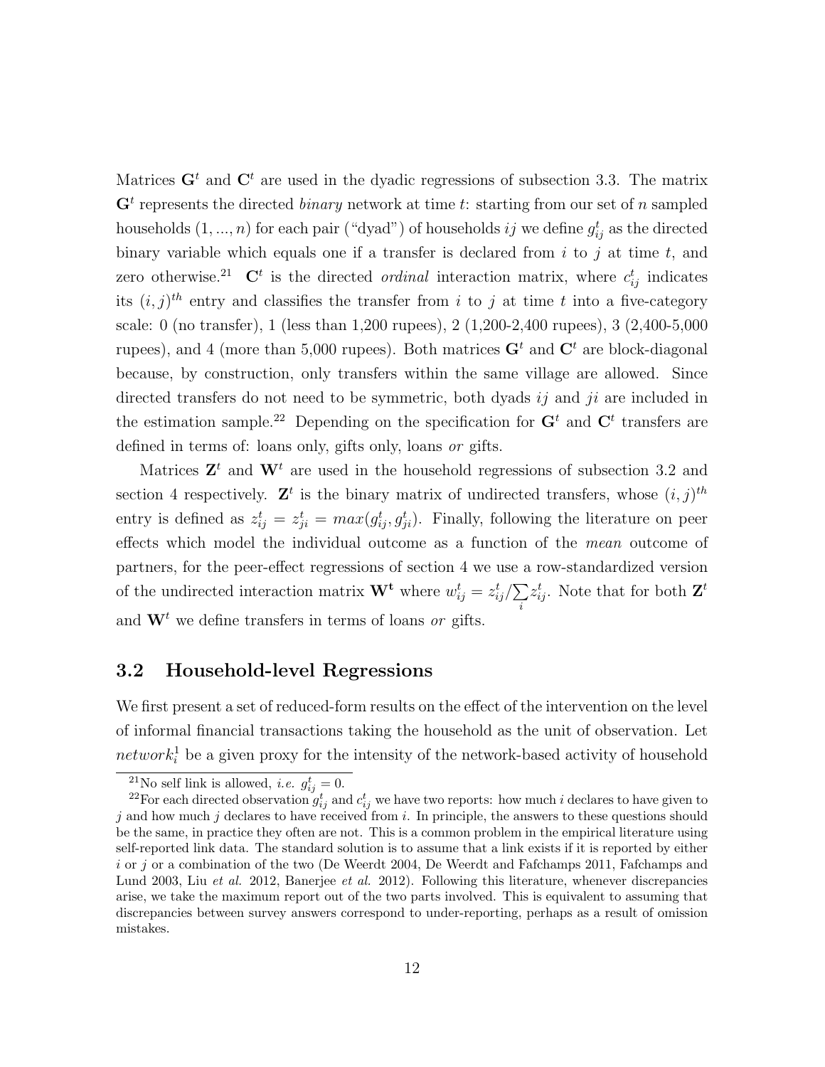Matrices $\mathbf{G}^t$ and $\mathbf{C}^t$ are used in the dyadic regressions of subsection 3.3. The matrix $\mathbf{G}^t$ represents the directed *binary* network at time $t$: starting from our set of $n$ sampled households $(1, ..., n)$ for each pair ("dyad") of households $ij$ we define $g^t_{ij}$ as the directed binary variable which equals one if a transfer is declared from $i$ to $j$ at time $t$, and zero otherwise.[21] $\mathbf{C}^t$ is the directed *ordinal* interaction matrix, where $c^t_{ij}$ indicates its $(i, j)^{th}$ entry and classifies the transfer from $i$ to $j$ at time $t$ into a five-category scale: 0 (no transfer), 1 (less than 1,200 rupees), 2 (1,200-2,400 rupees), 3 (2,400-5,000 rupees), and 4 (more than 5,000 rupees). Both matrices $\mathbf{G}^t$ and $\mathbf{C}^t$ are block-diagonal because, by construction, only transfers within the same village are allowed. Since directed transfers do not need to be symmetric, both dyads $ij$ and $ji$ are included in the estimation sample.[22] Depending on the specification for $\mathbf{G}^t$ and $\mathbf{C}^t$ transfers are defined in terms of: loans only, gifts only, loans *or* gifts.

Matrices $\mathbf{Z}^t$ and $\mathbf{W}^t$ are used in the household regressions of subsection 3.2 and section 4 respectively. $\mathbf{Z}^t$ is the binary matrix of undirected transfers, whose $(i, j)^{th}$ entry is defined as $z^t_{ij} = z^t_{ji} = max(g^t_{ij}, g^t_{ji})$. Finally, following the literature on peer effects which model the individual outcome as a function of the *mean* outcome of partners, for the peer-effect regressions of section 4 we use a row-standardized version of the undirected interaction matrix $\mathbf{W^t}$ where $w^t_{ij} = z^t_{ij} / \sum_i z^t_{ij}$. Note that for both $\mathbf{Z}^t$ and $\mathbf{W}^t$ we define transfers in terms of loans *or* gifts.

## 3.2 Household-level Regressions

We first present a set of reduced-form results on the effect of the intervention on the level of informal financial transactions taking the household as the unit of observation. Let $network^1_i$ be a given proxy for the intensity of the network-based activity of household

[21]No self link is allowed, *i.e.* $g^t_{ij} = 0$.

[22]For each directed observation $g^t_{ij}$ and $c^t_{ij}$ we have two reports: how much $i$ declares to have given to $j$ and how much $j$ declares to have received from $i$. In principle, the answers to these questions should be the same, in practice they often are not. This is a common problem in the empirical literature using self-reported link data. The standard solution is to assume that a link exists if it is reported by either $i$ or $j$ or a combination of the two (De Weerdt 2004, De Weerdt and Fafchamps 2011, Fafchamps and Lund 2003, Liu *et al.* 2012, Banerjee *et al.* 2012). Following this literature, whenever discrepancies arise, we take the maximum report out of the two parts involved. This is equivalent to assuming that discrepancies between survey answers correspond to under-reporting, perhaps as a result of omission mistakes.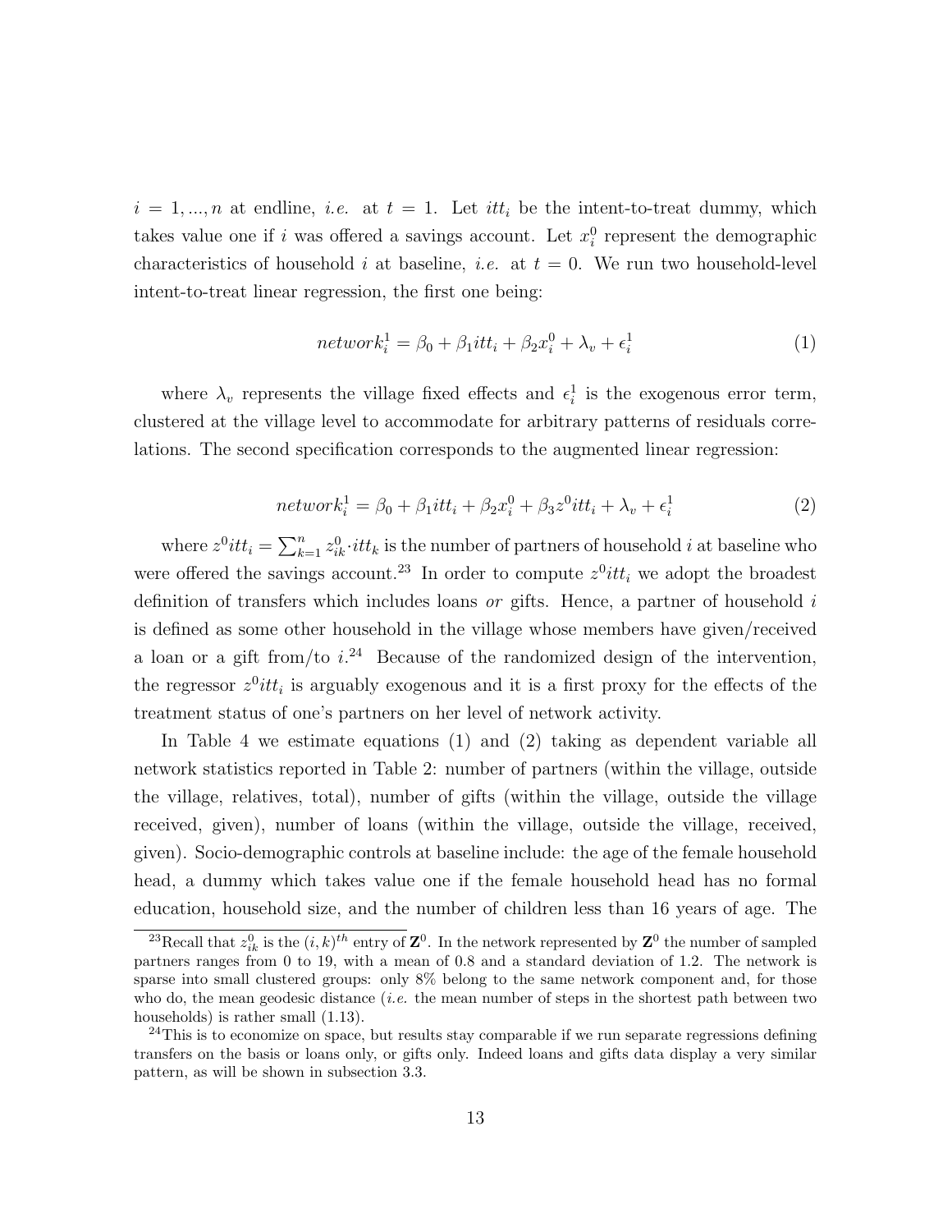$i = 1, ..., n$ at endline, *i.e.* at $t = 1$. Let $itt_i$ be the intent-to-treat dummy, which takes value one if $i$ was offered a savings account. Let $x_i^0$ represent the demographic characteristics of household $i$ at baseline, *i.e.* at $t = 0$. We run two household-level intent-to-treat linear regression, the first one being:

$$network_i^1 = \beta_0 + \beta_1 itt_i + \beta_2 x_i^0 + \lambda_v + \epsilon_i^1 \tag{1}$$

where $\lambda_v$ represents the village fixed effects and $\epsilon_i^1$ is the exogenous error term, clustered at the village level to accommodate for arbitrary patterns of residuals correlations. The second specification corresponds to the augmented linear regression:

$$network_i^1 = \beta_0 + \beta_1 itt_i + \beta_2 x_i^0 + \beta_3 z^0 itt_i + \lambda_v + \epsilon_i^1 \tag{2}$$

where $z^0 itt_i = \sum_{k=1}^{n} z_{ik}^0 \cdot itt_k$ is the number of partners of household $i$ at baseline who were offered the savings account.[23] In order to compute $z^0 itt_i$ we adopt the broadest definition of transfers which includes loans *or* gifts. Hence, a partner of household $i$ is defined as some other household in the village whose members have given/received a loan or a gift from/to $i$.[24] Because of the randomized design of the intervention, the regressor $z^0 itt_i$ is arguably exogenous and it is a first proxy for the effects of the treatment status of one's partners on her level of network activity.

In Table 4 we estimate equations (1) and (2) taking as dependent variable all network statistics reported in Table 2: number of partners (within the village, outside the village, relatives, total), number of gifts (within the village, outside the village received, given), number of loans (within the village, outside the village, received, given). Socio-demographic controls at baseline include: the age of the female household head, a dummy which takes value one if the female household head has no formal education, household size, and the number of children less than 16 years of age. The

[23] Recall that $z_{ik}^0$ is the $(i,k)^{th}$ entry of $\mathbf{Z}^0$. In the network represented by $\mathbf{Z}^0$ the number of sampled partners ranges from 0 to 19, with a mean of 0.8 and a standard deviation of 1.2. The network is sparse into small clustered groups: only 8% belong to the same network component and, for those who do, the mean geodesic distance (*i.e.* the mean number of steps in the shortest path between two households) is rather small (1.13).

[24] This is to economize on space, but results stay comparable if we run separate regressions defining transfers on the basis or loans only, or gifts only. Indeed loans and gifts data display a very similar pattern, as will be shown in subsection 3.3.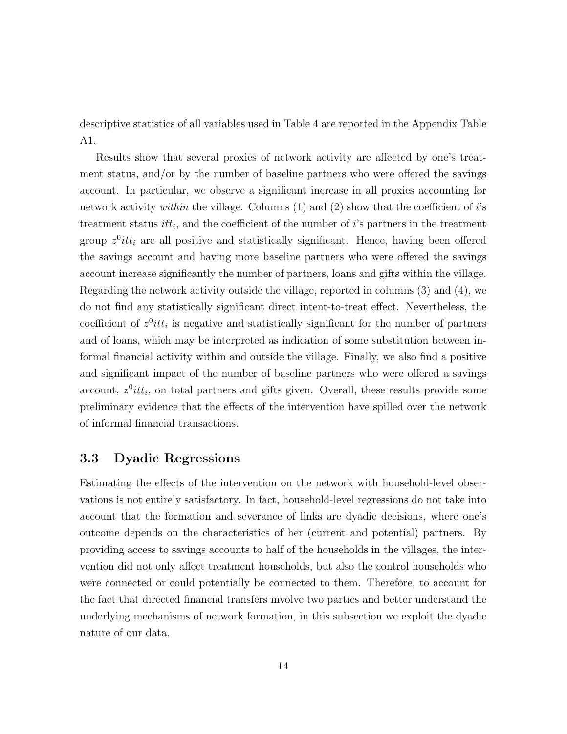descriptive statistics of all variables used in Table 4 are reported in the Appendix Table A1.

Results show that several proxies of network activity are affected by one's treatment status, and/or by the number of baseline partners who were offered the savings account. In particular, we observe a significant increase in all proxies accounting for network activity *within* the village. Columns (1) and (2) show that the coefficient of $i$'s treatment status $itt_i$, and the coefficient of the number of $i$'s partners in the treatment group $z^0 itt_i$ are all positive and statistically significant. Hence, having been offered the savings account and having more baseline partners who were offered the savings account increase significantly the number of partners, loans and gifts within the village. Regarding the network activity outside the village, reported in columns (3) and (4), we do not find any statistically significant direct intent-to-treat effect. Nevertheless, the coefficient of $z^0 itt_i$ is negative and statistically significant for the number of partners and of loans, which may be interpreted as indication of some substitution between informal financial activity within and outside the village. Finally, we also find a positive and significant impact of the number of baseline partners who were offered a savings account, $z^0 itt_i$, on total partners and gifts given. Overall, these results provide some preliminary evidence that the effects of the intervention have spilled over the network of informal financial transactions.

### 3.3 Dyadic Regressions

Estimating the effects of the intervention on the network with household-level observations is not entirely satisfactory. In fact, household-level regressions do not take into account that the formation and severance of links are dyadic decisions, where one's outcome depends on the characteristics of her (current and potential) partners. By providing access to savings accounts to half of the households in the villages, the intervention did not only affect treatment households, but also the control households who were connected or could potentially be connected to them. Therefore, to account for the fact that directed financial transfers involve two parties and better understand the underlying mechanisms of network formation, in this subsection we exploit the dyadic nature of our data.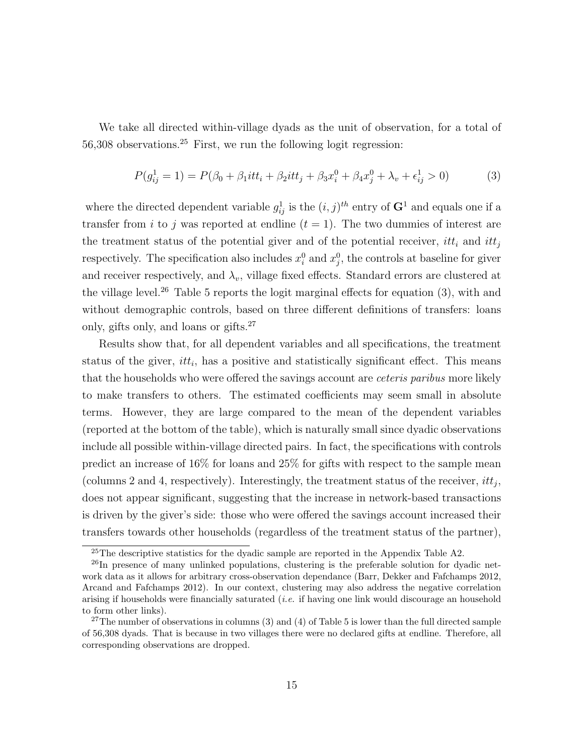We take all directed within-village dyads as the unit of observation, for a total of 56,308 observations.[25] First, we run the following logit regression:

$$P(g_{ij}^1 = 1) = P(\beta_0 + \beta_1 itt_i + \beta_2 itt_j + \beta_3 x_i^0 + \beta_4 x_j^0 + \lambda_v + \epsilon_{ij}^1 > 0) \tag{3}$$

where the directed dependent variable $g_{ij}^1$ is the $(i,j)^{th}$ entry of $\mathbf{G}^1$ and equals one if a transfer from $i$ to $j$ was reported at endline ($t = 1$). The two dummies of interest are the treatment status of the potential giver and of the potential receiver, $itt_i$ and $itt_j$ respectively. The specification also includes $x_i^0$ and $x_j^0$, the controls at baseline for giver and receiver respectively, and $\lambda_v$, village fixed effects. Standard errors are clustered at the village level.[26] Table 5 reports the logit marginal effects for equation (3), with and without demographic controls, based on three different definitions of transfers: loans only, gifts only, and loans or gifts.[27]

Results show that, for all dependent variables and all specifications, the treatment status of the giver, $itt_i$, has a positive and statistically significant effect. This means that the households who were offered the savings account are *ceteris paribus* more likely to make transfers to others. The estimated coefficients may seem small in absolute terms. However, they are large compared to the mean of the dependent variables (reported at the bottom of the table), which is naturally small since dyadic observations include all possible within-village directed pairs. In fact, the specifications with controls predict an increase of 16% for loans and 25% for gifts with respect to the sample mean (columns 2 and 4, respectively). Interestingly, the treatment status of the receiver, $itt_j$, does not appear significant, suggesting that the increase in network-based transactions is driven by the giver's side: those who were offered the savings account increased their transfers towards other households (regardless of the treatment status of the partner),

[25] The descriptive statistics for the dyadic sample are reported in the Appendix Table A2.

[26] In presence of many unlinked populations, clustering is the preferable solution for dyadic network data as it allows for arbitrary cross-observation dependance (Barr, Dekker and Fafchamps 2012, Arcand and Fafchamps 2012). In our context, clustering may also address the negative correlation arising if households were financially saturated (*i.e.* if having one link would discourage an household to form other links).

[27] The number of observations in columns (3) and (4) of Table 5 is lower than the full directed sample of 56,308 dyads. That is because in two villages there were no declared gifts at endline. Therefore, all corresponding observations are dropped.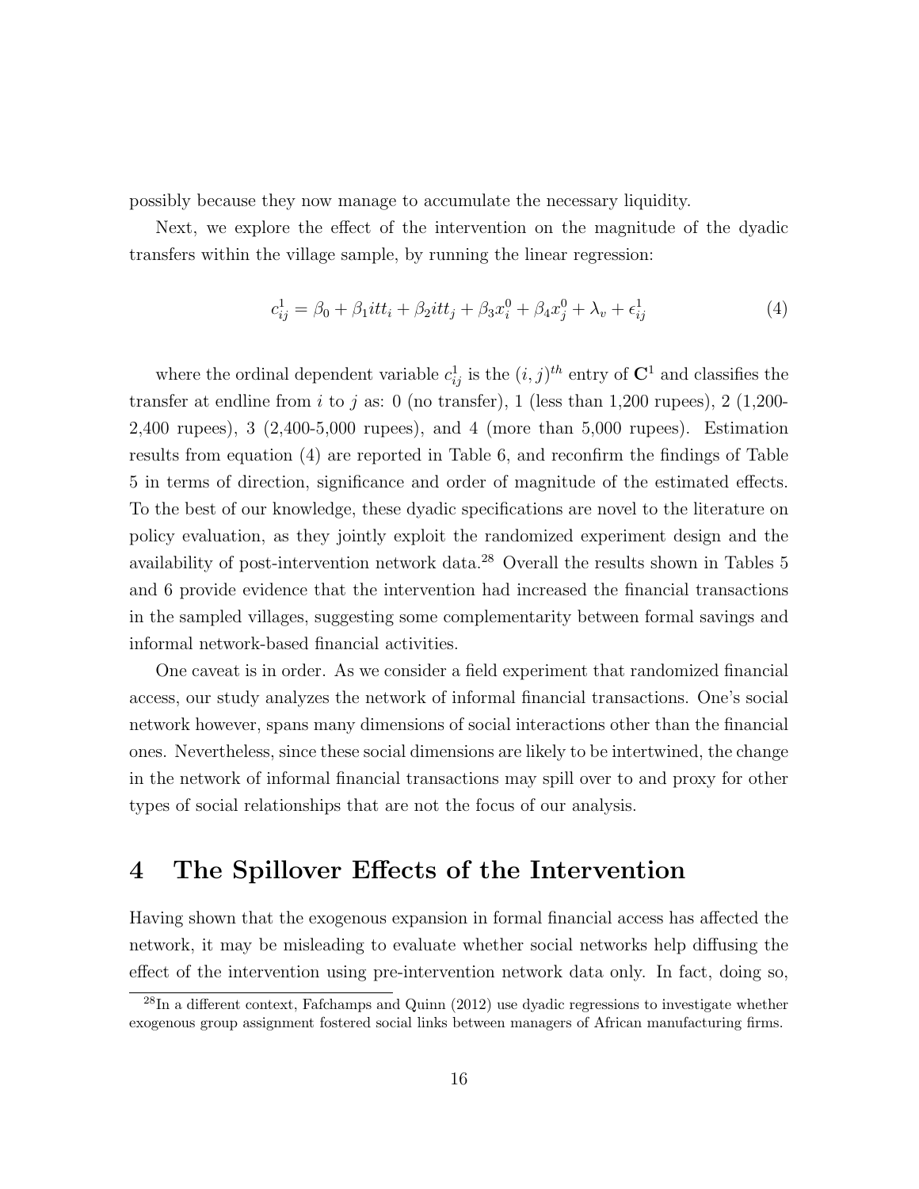possibly because they now manage to accumulate the necessary liquidity.

Next, we explore the effect of the intervention on the magnitude of the dyadic transfers within the village sample, by running the linear regression:

$$c_{ij}^1 = \beta_0 + \beta_1 itt_i + \beta_2 itt_j + \beta_3 x_i^0 + \beta_4 x_j^0 + \lambda_v + \epsilon_{ij}^1 \tag{4}$$

where the ordinal dependent variable $c_{ij}^1$ is the $(i,j)^{th}$ entry of $\mathbf{C}^1$ and classifies the transfer at endline from $i$ to $j$ as: 0 (no transfer), 1 (less than 1,200 rupees), 2 (1,200-2,400 rupees), 3 (2,400-5,000 rupees), and 4 (more than 5,000 rupees). Estimation results from equation (4) are reported in Table 6, and reconfirm the findings of Table 5 in terms of direction, significance and order of magnitude of the estimated effects. To the best of our knowledge, these dyadic specifications are novel to the literature on policy evaluation, as they jointly exploit the randomized experiment design and the availability of post-intervention network data.[28] Overall the results shown in Tables 5 and 6 provide evidence that the intervention had increased the financial transactions in the sampled villages, suggesting some complementarity between formal savings and informal network-based financial activities.

One caveat is in order. As we consider a field experiment that randomized financial access, our study analyzes the network of informal financial transactions. One's social network however, spans many dimensions of social interactions other than the financial ones. Nevertheless, since these social dimensions are likely to be intertwined, the change in the network of informal financial transactions may spill over to and proxy for other types of social relationships that are not the focus of our analysis.

# 4 The Spillover Effects of the Intervention

Having shown that the exogenous expansion in formal financial access has affected the network, it may be misleading to evaluate whether social networks help diffusing the effect of the intervention using pre-intervention network data only. In fact, doing so,

[28] In a different context, Fafchamps and Quinn (2012) use dyadic regressions to investigate whether exogenous group assignment fostered social links between managers of African manufacturing firms.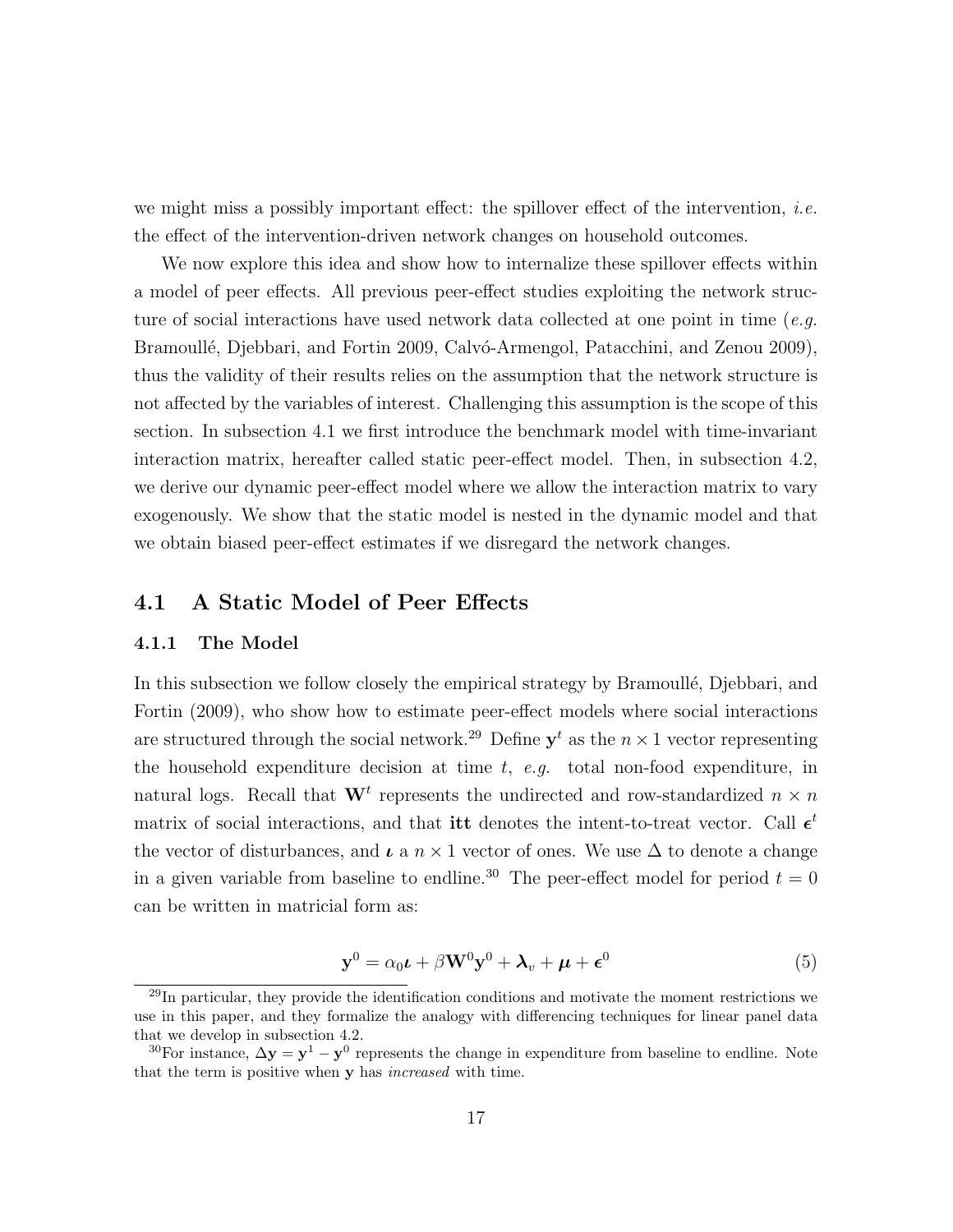we might miss a possibly important effect: the spillover effect of the intervention, *i.e.* the effect of the intervention-driven network changes on household outcomes.

We now explore this idea and show how to internalize these spillover effects within a model of peer effects. All previous peer-effect studies exploiting the network structure of social interactions have used network data collected at one point in time (*e.g.* Bramoullé, Djebbari, and Fortin 2009, Calvó-Armengol, Patacchini, and Zenou 2009), thus the validity of their results relies on the assumption that the network structure is not affected by the variables of interest. Challenging this assumption is the scope of this section. In subsection 4.1 we first introduce the benchmark model with time-invariant interaction matrix, hereafter called static peer-effect model. Then, in subsection 4.2, we derive our dynamic peer-effect model where we allow the interaction matrix to vary exogenously. We show that the static model is nested in the dynamic model and that we obtain biased peer-effect estimates if we disregard the network changes.

## 4.1 A Static Model of Peer Effects

### 4.1.1 The Model

In this subsection we follow closely the empirical strategy by Bramoullé, Djebbari, and Fortin (2009), who show how to estimate peer-effect models where social interactions are structured through the social network.[29] Define $\mathbf{y}^t$ as the $n \times 1$ vector representing the household expenditure decision at time $t$, *e.g.* total non-food expenditure, in natural logs. Recall that $\mathbf{W}^t$ represents the undirected and row-standardized $n \times n$ matrix of social interactions, and that $\mathbf{itt}$ denotes the intent-to-treat vector. Call $\boldsymbol{\epsilon}^t$ the vector of disturbances, and $\boldsymbol{\iota}$ a $n \times 1$ vector of ones. We use $\Delta$ to denote a change in a given variable from baseline to endline.[30] The peer-effect model for period $t = 0$ can be written in matricial form as:

$$\mathbf{y}^0 = \alpha_0 \boldsymbol{\iota} + \beta \mathbf{W}^0 \mathbf{y}^0 + \boldsymbol{\lambda}_v + \boldsymbol{\mu} + \boldsymbol{\epsilon}^0 \tag{5}$$

---

[29] In particular, they provide the identification conditions and motivate the moment restrictions we use in this paper, and they formalize the analogy with differencing techniques for linear panel data that we develop in subsection 4.2.

[30] For instance, $\Delta \mathbf{y} = \mathbf{y}^1 - \mathbf{y}^0$ represents the change in expenditure from baseline to endline. Note that the term is positive when $\mathbf{y}$ has *increased* with time.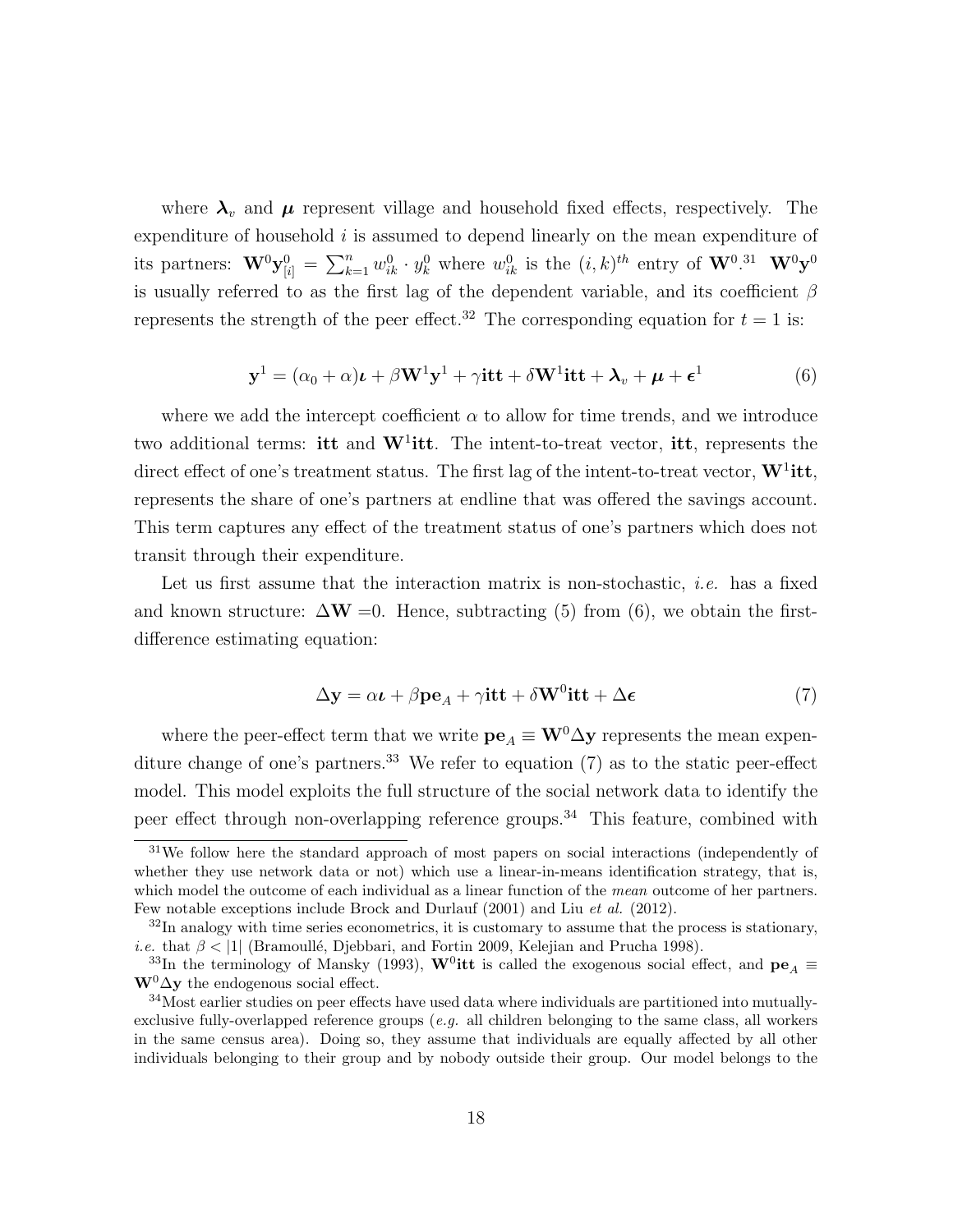where $\boldsymbol{\lambda}_v$ and $\boldsymbol{\mu}$ represent village and household fixed effects, respectively. The expenditure of household $i$ is assumed to depend linearly on the mean expenditure of its partners: $\mathbf{W}^0\mathbf{y}^0_{[i]} = \sum_{k=1}^{n} w^0_{ik} \cdot y^0_k$ where $w^0_{ik}$ is the $(i,k)^{th}$ entry of $\mathbf{W}^0$.[31] $\mathbf{W}^0\mathbf{y}^0$ is usually referred to as the first lag of the dependent variable, and its coefficient $\beta$ represents the strength of the peer effect.[32] The corresponding equation for $t = 1$ is:

$$\mathbf{y}^1 = (\alpha_0 + \alpha)\boldsymbol{\iota} + \beta\mathbf{W}^1\mathbf{y}^1 + \gamma\mathbf{itt} + \delta\mathbf{W}^1\mathbf{itt} + \boldsymbol{\lambda}_v + \boldsymbol{\mu} + \boldsymbol{\epsilon}^1 \tag{6}$$

where we add the intercept coefficient $\alpha$ to allow for time trends, and we introduce two additional terms: **itt** and $\mathbf{W}^1\mathbf{itt}$. The intent-to-treat vector, **itt**, represents the direct effect of one's treatment status. The first lag of the intent-to-treat vector, $\mathbf{W}^1\mathbf{itt}$, represents the share of one's partners at endline that was offered the savings account. This term captures any effect of the treatment status of one's partners which does not transit through their expenditure.

Let us first assume that the interaction matrix is non-stochastic, *i.e.* has a fixed and known structure: $\Delta\mathbf{W} = 0$. Hence, subtracting (5) from (6), we obtain the first-difference estimating equation:

$$\Delta\mathbf{y} = \alpha\boldsymbol{\iota} + \beta\mathbf{pe}_A + \gamma\mathbf{itt} + \delta\mathbf{W}^0\mathbf{itt} + \Delta\boldsymbol{\epsilon} \tag{7}$$

where the peer-effect term that we write $\mathbf{pe}_A \equiv \mathbf{W}^0\Delta\mathbf{y}$ represents the mean expenditure change of one's partners.[33] We refer to equation (7) as to the static peer-effect model. This model exploits the full structure of the social network data to identify the peer effect through non-overlapping reference groups.[34] This feature, combined with

---

[31] We follow here the standard approach of most papers on social interactions (independently of whether they use network data or not) which use a linear-in-means identification strategy, that is, which model the outcome of each individual as a linear function of the *mean* outcome of her partners. Few notable exceptions include Brock and Durlauf (2001) and Liu *et al.* (2012).

[32] In analogy with time series econometrics, it is customary to assume that the process is stationary, *i.e.* that $\beta < |1|$ (Bramoullé, Djebbari, and Fortin 2009, Kelejian and Prucha 1998).

[33] In the terminology of Mansky (1993), $\mathbf{W}^0\mathbf{itt}$ is called the exogenous social effect, and $\mathbf{pe}_A \equiv \mathbf{W}^0\Delta\mathbf{y}$ the endogenous social effect.

[34] Most earlier studies on peer effects have used data where individuals are partitioned into mutually-exclusive fully-overlapped reference groups (*e.g.* all children belonging to the same class, all workers in the same census area). Doing so, they assume that individuals are equally affected by all other individuals belonging to their group and by nobody outside their group. Our model belongs to the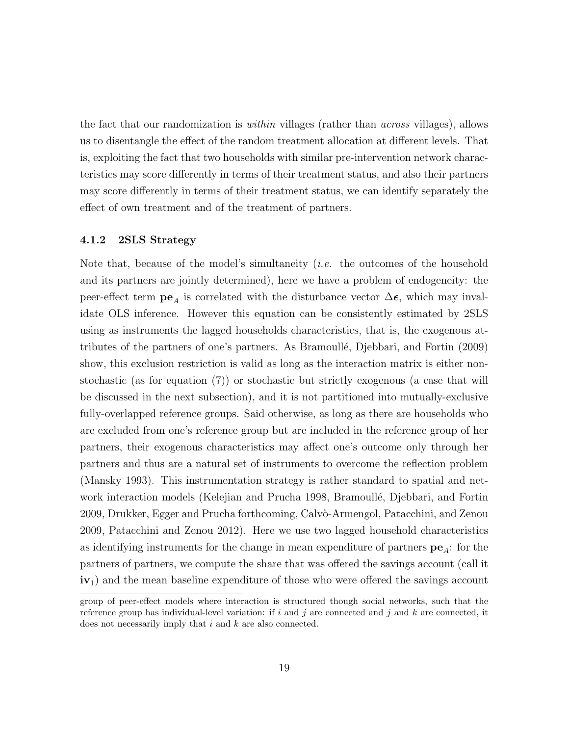the fact that our randomization is *within* villages (rather than *across* villages), allows us to disentangle the effect of the random treatment allocation at different levels. That is, exploiting the fact that two households with similar pre-intervention network characteristics may score differently in terms of their treatment status, and also their partners may score differently in terms of their treatment status, we can identify separately the effect of own treatment and of the treatment of partners.

### 4.1.2 2SLS Strategy

Note that, because of the model's simultaneity (*i.e.* the outcomes of the household and its partners are jointly determined), here we have a problem of endogeneity: the peer-effect term $\mathbf{pe}_A$ is correlated with the disturbance vector $\Delta\boldsymbol{\epsilon}$, which may invalidate OLS inference. However this equation can be consistently estimated by 2SLS using as instruments the lagged households characteristics, that is, the exogenous attributes of the partners of one's partners. As Bramoullé, Djebbari, and Fortin (2009) show, this exclusion restriction is valid as long as the interaction matrix is either non-stochastic (as for equation (7)) or stochastic but strictly exogenous (a case that will be discussed in the next subsection), and it is not partitioned into mutually-exclusive fully-overlapped reference groups. Said otherwise, as long as there are households who are excluded from one's reference group but are included in the reference group of her partners, their exogenous characteristics may affect one's outcome only through her partners and thus are a natural set of instruments to overcome the reflection problem (Mansky 1993). This instrumentation strategy is rather standard to spatial and network interaction models (Kelejian and Prucha 1998, Bramoullé, Djebbari, and Fortin 2009, Drukker, Egger and Prucha forthcoming, Calvò-Armengol, Patacchini, and Zenou 2009, Patacchini and Zenou 2012). Here we use two lagged household characteristics as identifying instruments for the change in mean expenditure of partners $\mathbf{pe}_A$: for the partners of partners, we compute the share that was offered the savings account (call it $\mathbf{iv}_1$) and the mean baseline expenditure of those who were offered the savings account

group of peer-effect models where interaction is structured though social networks, such that the reference group has individual-level variation: if $i$ and $j$ are connected and $j$ and $k$ are connected, it does not necessarily imply that $i$ and $k$ are also connected.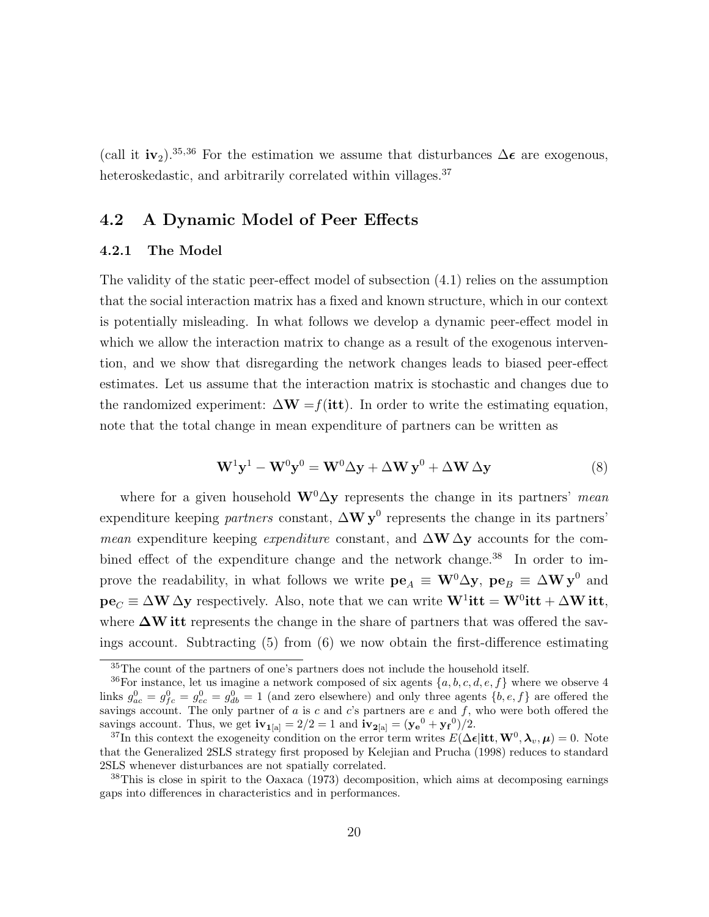(call it $\mathbf{iv}_2$).[35,36] For the estimation we assume that disturbances $\Delta\boldsymbol{\epsilon}$ are exogenous, heteroskedastic, and arbitrarily correlated within villages.[37]

## 4.2 A Dynamic Model of Peer Effects

### 4.2.1 The Model

The validity of the static peer-effect model of subsection (4.1) relies on the assumption that the social interaction matrix has a fixed and known structure, which in our context is potentially misleading. In what follows we develop a dynamic peer-effect model in which we allow the interaction matrix to change as a result of the exogenous intervention, and we show that disregarding the network changes leads to biased peer-effect estimates. Let us assume that the interaction matrix is stochastic and changes due to the randomized experiment: $\Delta\mathbf{W} = f(\mathbf{itt})$. In order to write the estimating equation, note that the total change in mean expenditure of partners can be written as

$$\mathbf{W}^1\mathbf{y}^1 - \mathbf{W}^0\mathbf{y}^0 = \mathbf{W}^0\Delta\mathbf{y} + \Delta\mathbf{W}\,\mathbf{y}^0 + \Delta\mathbf{W}\,\Delta\mathbf{y} \tag{8}$$

where for a given household $\mathbf{W}^0\Delta\mathbf{y}$ represents the change in its partners' *mean* expenditure keeping *partners* constant, $\Delta\mathbf{W}\,\mathbf{y}^0$ represents the change in its partners' *mean* expenditure keeping *expenditure* constant, and $\Delta\mathbf{W}\,\Delta\mathbf{y}$ accounts for the combined effect of the expenditure change and the network change.[38] In order to improve the readability, in what follows we write $\mathbf{pe}_A \equiv \mathbf{W}^0\Delta\mathbf{y}$, $\mathbf{pe}_B \equiv \Delta\mathbf{W}\,\mathbf{y}^0$ and $\mathbf{pe}_C \equiv \Delta\mathbf{W}\,\Delta\mathbf{y}$ respectively. Also, note that we can write $\mathbf{W}^1\mathbf{itt} = \mathbf{W}^0\mathbf{itt} + \Delta\mathbf{W}\,\mathbf{itt}$, where $\boldsymbol{\Delta}\mathbf{W}\,\mathbf{itt}$ represents the change in the share of partners that was offered the savings account. Subtracting (5) from (6) we now obtain the first-difference estimating

---

[35] The count of the partners of one's partners does not include the household itself.

[36] For instance, let us imagine a network composed of six agents $\{a, b, c, d, e, f\}$ where we observe 4 links $g^0_{ac} = g^0_{fc} = g^0_{ec} = g^0_{db} = 1$ (and zero elsewhere) and only three agents $\{b, e, f\}$ are offered the savings account. The only partner of $a$ is $c$ and $c$'s partners are $e$ and $f$, who were both offered the savings account. Thus, we get $\mathbf{iv}_{\mathbf{1}[a]} = 2/2 = 1$ and $\mathbf{iv}_{\mathbf{2}[a]} = (\mathbf{y_e}^0 + \mathbf{y_f}^0)/2$.

[37] In this context the exogeneity condition on the error term writes $E(\Delta\boldsymbol{\epsilon}|\mathbf{itt}, \mathbf{W}^0, \boldsymbol{\lambda}_v, \boldsymbol{\mu}) = 0$. Note that the Generalized 2SLS strategy first proposed by Kelejian and Prucha (1998) reduces to standard 2SLS whenever disturbances are not spatially correlated.

[38] This is close in spirit to the Oaxaca (1973) decomposition, which aims at decomposing earnings gaps into differences in characteristics and in performances.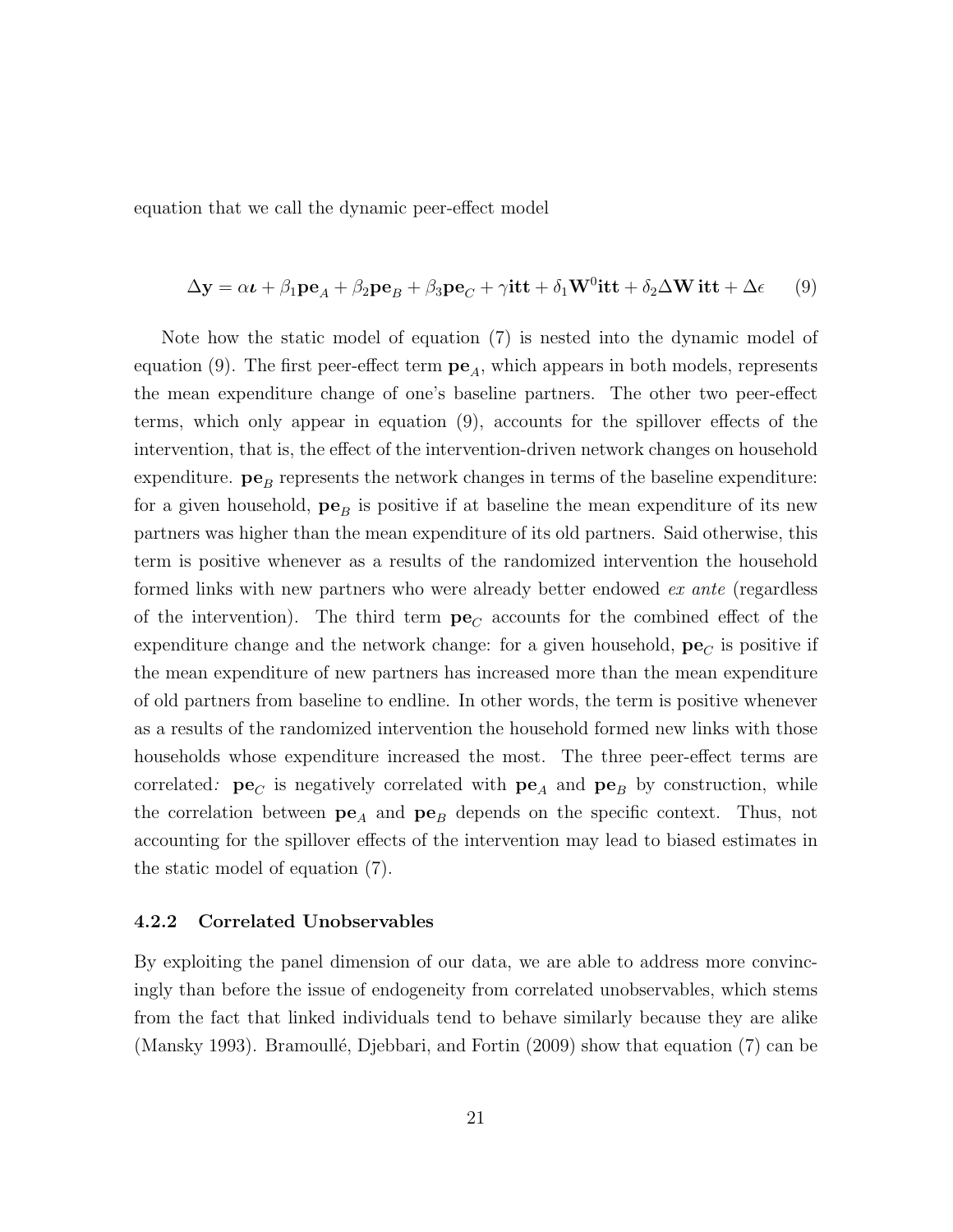equation that we call the dynamic peer-effect model

$$\Delta \mathbf{y} = \alpha \boldsymbol{\iota} + \beta_1 \mathbf{pe}_A + \beta_2 \mathbf{pe}_B + \beta_3 \mathbf{pe}_C + \gamma \mathbf{itt} + \delta_1 \mathbf{W}^0 \mathbf{itt} + \delta_2 \Delta \mathbf{W}\, \mathbf{itt} + \Delta \epsilon \tag{9}$$

Note how the static model of equation (7) is nested into the dynamic model of equation (9). The first peer-effect term $\mathbf{pe}_A$, which appears in both models, represents the mean expenditure change of one's baseline partners. The other two peer-effect terms, which only appear in equation (9), accounts for the spillover effects of the intervention, that is, the effect of the intervention-driven network changes on household expenditure. $\mathbf{pe}_B$ represents the network changes in terms of the baseline expenditure: for a given household, $\mathbf{pe}_B$ is positive if at baseline the mean expenditure of its new partners was higher than the mean expenditure of its old partners. Said otherwise, this term is positive whenever as a results of the randomized intervention the household formed links with new partners who were already better endowed *ex ante* (regardless of the intervention). The third term $\mathbf{pe}_C$ accounts for the combined effect of the expenditure change and the network change: for a given household, $\mathbf{pe}_C$ is positive if the mean expenditure of new partners has increased more than the mean expenditure of old partners from baseline to endline. In other words, the term is positive whenever as a results of the randomized intervention the household formed new links with those households whose expenditure increased the most. The three peer-effect terms are correlated*:* $\mathbf{pe}_C$ is negatively correlated with $\mathbf{pe}_A$ and $\mathbf{pe}_B$ by construction, while the correlation between $\mathbf{pe}_A$ and $\mathbf{pe}_B$ depends on the specific context. Thus, not accounting for the spillover effects of the intervention may lead to biased estimates in the static model of equation (7).

#### 4.2.2 Correlated Unobservables

By exploiting the panel dimension of our data, we are able to address more convincingly than before the issue of endogeneity from correlated unobservables, which stems from the fact that linked individuals tend to behave similarly because they are alike (Mansky 1993). Bramoullé, Djebbari, and Fortin (2009) show that equation (7) can be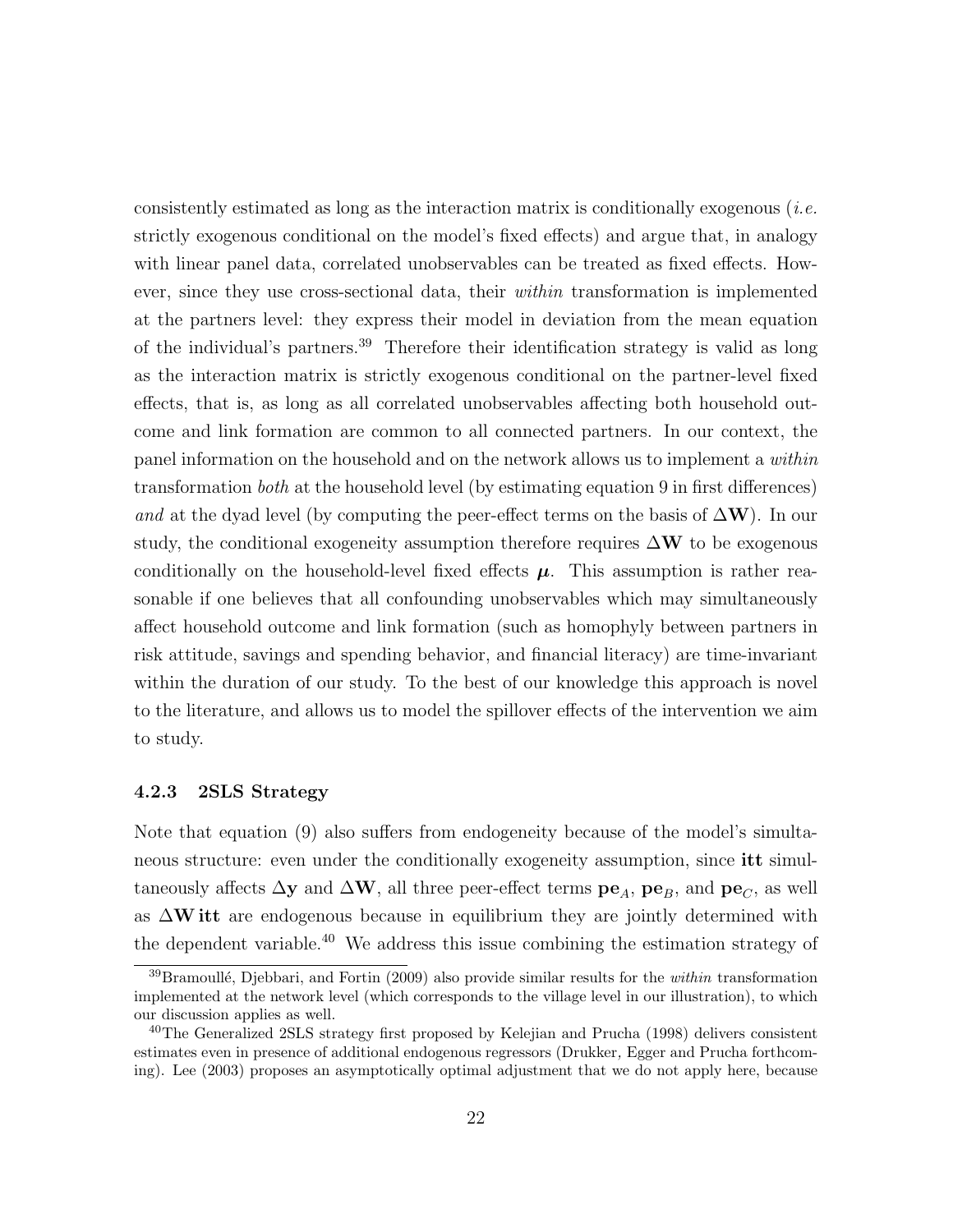consistently estimated as long as the interaction matrix is conditionally exogenous (*i.e.* strictly exogenous conditional on the model's fixed effects) and argue that, in analogy with linear panel data, correlated unobservables can be treated as fixed effects. However, since they use cross-sectional data, their *within* transformation is implemented at the partners level: they express their model in deviation from the mean equation of the individual's partners.[39] Therefore their identification strategy is valid as long as the interaction matrix is strictly exogenous conditional on the partner-level fixed effects, that is, as long as all correlated unobservables affecting both household outcome and link formation are common to all connected partners. In our context, the panel information on the household and on the network allows us to implement a *within* transformation *both* at the household level (by estimating equation 9 in first differences) *and* at the dyad level (by computing the peer-effect terms on the basis of $\Delta\mathbf{W}$). In our study, the conditional exogeneity assumption therefore requires $\Delta\mathbf{W}$ to be exogenous conditionally on the household-level fixed effects $\boldsymbol{\mu}$. This assumption is rather reasonable if one believes that all confounding unobservables which may simultaneously affect household outcome and link formation (such as homophyly between partners in risk attitude, savings and spending behavior, and financial literacy) are time-invariant within the duration of our study. To the best of our knowledge this approach is novel to the literature, and allows us to model the spillover effects of the intervention we aim to study.

#### 4.2.3 2SLS Strategy

Note that equation (9) also suffers from endogeneity because of the model's simultaneous structure: even under the conditionally exogeneity assumption, since $\mathbf{itt}$ simultaneously affects $\Delta\mathbf{y}$ and $\Delta\mathbf{W}$, all three peer-effect terms $\mathbf{pe}_A$, $\mathbf{pe}_B$, and $\mathbf{pe}_C$, as well as $\Delta\mathbf{W}\,\mathbf{itt}$ are endogenous because in equilibrium they are jointly determined with the dependent variable.[40] We address this issue combining the estimation strategy of

[39] Bramoullé, Djebbari, and Fortin (2009) also provide similar results for the *within* transformation implemented at the network level (which corresponds to the village level in our illustration), to which our discussion applies as well.

[40] The Generalized 2SLS strategy first proposed by Kelejian and Prucha (1998) delivers consistent estimates even in presence of additional endogenous regressors (Drukker, Egger and Prucha forthcoming). Lee (2003) proposes an asymptotically optimal adjustment that we do not apply here, because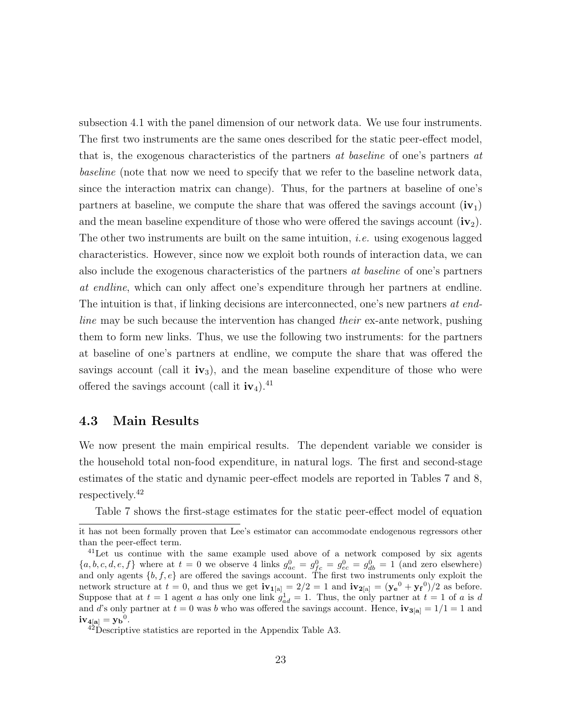subsection 4.1 with the panel dimension of our network data. We use four instruments. The first two instruments are the same ones described for the static peer-effect model, that is, the exogenous characteristics of the partners *at baseline* of one's partners *at baseline* (note that now we need to specify that we refer to the baseline network data, since the interaction matrix can change). Thus, for the partners at baseline of one's partners at baseline, we compute the share that was offered the savings account ($\mathbf{iv}_1$) and the mean baseline expenditure of those who were offered the savings account ($\mathbf{iv}_2$). The other two instruments are built on the same intuition, *i.e.* using exogenous lagged characteristics. However, since now we exploit both rounds of interaction data, we can also include the exogenous characteristics of the partners *at baseline* of one's partners *at endline*, which can only affect one's expenditure through her partners at endline. The intuition is that, if linking decisions are interconnected, one's new partners *at endline* may be such because the intervention has changed *their* ex-ante network, pushing them to form new links. Thus, we use the following two instruments: for the partners at baseline of one's partners at endline, we compute the share that was offered the savings account (call it $\mathbf{iv}_3$), and the mean baseline expenditure of those who were offered the savings account (call it $\mathbf{iv}_4$).[41]

## 4.3 Main Results

We now present the main empirical results. The dependent variable we consider is the household total non-food expenditure, in natural logs. The first and second-stage estimates of the static and dynamic peer-effect models are reported in Tables 7 and 8, respectively.[42]

Table 7 shows the first-stage estimates for the static peer-effect model of equation

---

it has not been formally proven that Lee's estimator can accommodate endogenous regressors other than the peer-effect term.

[41] Let us continue with the same example used above of a network composed by six agents $\{a, b, c, d, e, f\}$ where at $t = 0$ we observe 4 links $g^0_{ac} = g^0_{fc} = g^0_{ec} = g^0_{db} = 1$ (and zero elsewhere) and only agents $\{b, f, e\}$ are offered the savings account. The first two instruments only exploit the network structure at $t = 0$, and thus we get $\mathbf{iv_{1[a]}} = 2/2 = 1$ and $\mathbf{iv_{2[a]}} = (\mathbf{y_e}^0 + \mathbf{y_f}^0)/2$ as before. Suppose that at $t = 1$ agent $a$ has only one link $g^1_{ad} = 1$. Thus, the only partner at $t = 1$ of $a$ is $d$ and $d$'s only partner at $t = 0$ was $b$ who was offered the savings account. Hence, $\mathbf{iv_{3[a]}} = 1/1 = 1$ and $\mathbf{iv_{4[a]}} = \mathbf{y_b}^0$.

[42] Descriptive statistics are reported in the Appendix Table A3.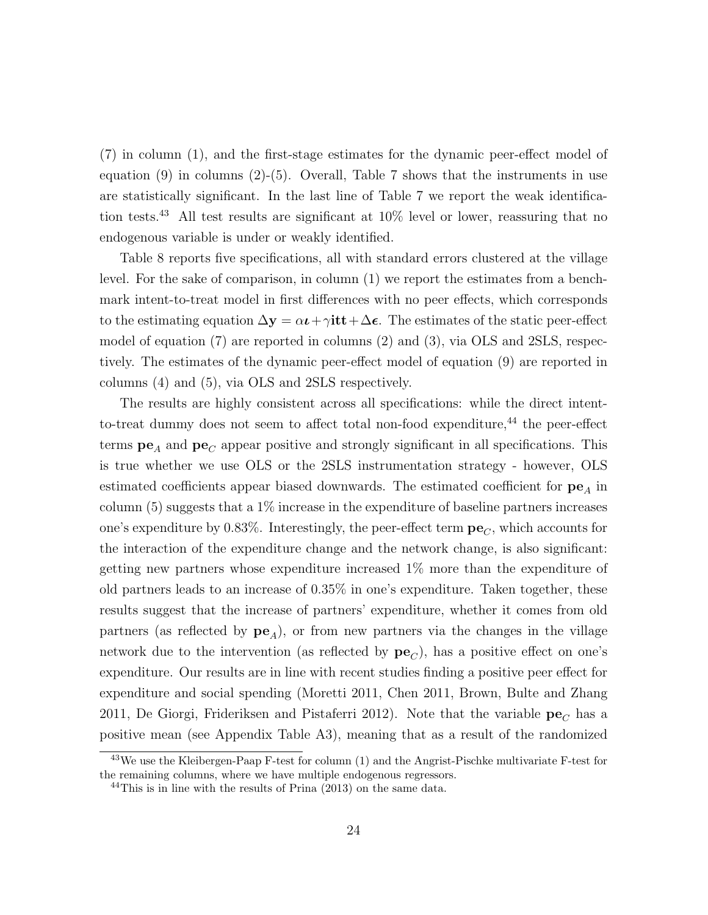(7) in column (1), and the first-stage estimates for the dynamic peer-effect model of equation (9) in columns (2)-(5). Overall, Table 7 shows that the instruments in use are statistically significant. In the last line of Table 7 we report the weak identification tests.[43] All test results are significant at 10% level or lower, reassuring that no endogenous variable is under or weakly identified.

Table 8 reports five specifications, all with standard errors clustered at the village level. For the sake of comparison, in column (1) we report the estimates from a benchmark intent-to-treat model in first differences with no peer effects, which corresponds to the estimating equation $\Delta \mathbf{y} = \alpha \boldsymbol{\iota} + \gamma \mathbf{itt} + \Delta \boldsymbol{\epsilon}$. The estimates of the static peer-effect model of equation (7) are reported in columns (2) and (3), via OLS and 2SLS, respectively. The estimates of the dynamic peer-effect model of equation (9) are reported in columns (4) and (5), via OLS and 2SLS respectively.

The results are highly consistent across all specifications: while the direct intent-to-treat dummy does not seem to affect total non-food expenditure,[44] the peer-effect terms $\mathbf{pe}_A$ and $\mathbf{pe}_C$ appear positive and strongly significant in all specifications. This is true whether we use OLS or the 2SLS instrumentation strategy - however, OLS estimated coefficients appear biased downwards. The estimated coefficient for $\mathbf{pe}_A$ in column (5) suggests that a 1% increase in the expenditure of baseline partners increases one's expenditure by 0.83%. Interestingly, the peer-effect term $\mathbf{pe}_C$, which accounts for the interaction of the expenditure change and the network change, is also significant: getting new partners whose expenditure increased 1% more than the expenditure of old partners leads to an increase of 0.35% in one's expenditure. Taken together, these results suggest that the increase of partners' expenditure, whether it comes from old partners (as reflected by $\mathbf{pe}_A$), or from new partners via the changes in the village network due to the intervention (as reflected by $\mathbf{pe}_C$), has a positive effect on one's expenditure. Our results are in line with recent studies finding a positive peer effect for expenditure and social spending (Moretti 2011, Chen 2011, Brown, Bulte and Zhang 2011, De Giorgi, Frideriksen and Pistaferri 2012). Note that the variable $\mathbf{pe}_C$ has a positive mean (see Appendix Table A3), meaning that as a result of the randomized

[43] We use the Kleibergen-Paap F-test for column (1) and the Angrist-Pischke multivariate F-test for the remaining columns, where we have multiple endogenous regressors.

[44] This is in line with the results of Prina (2013) on the same data.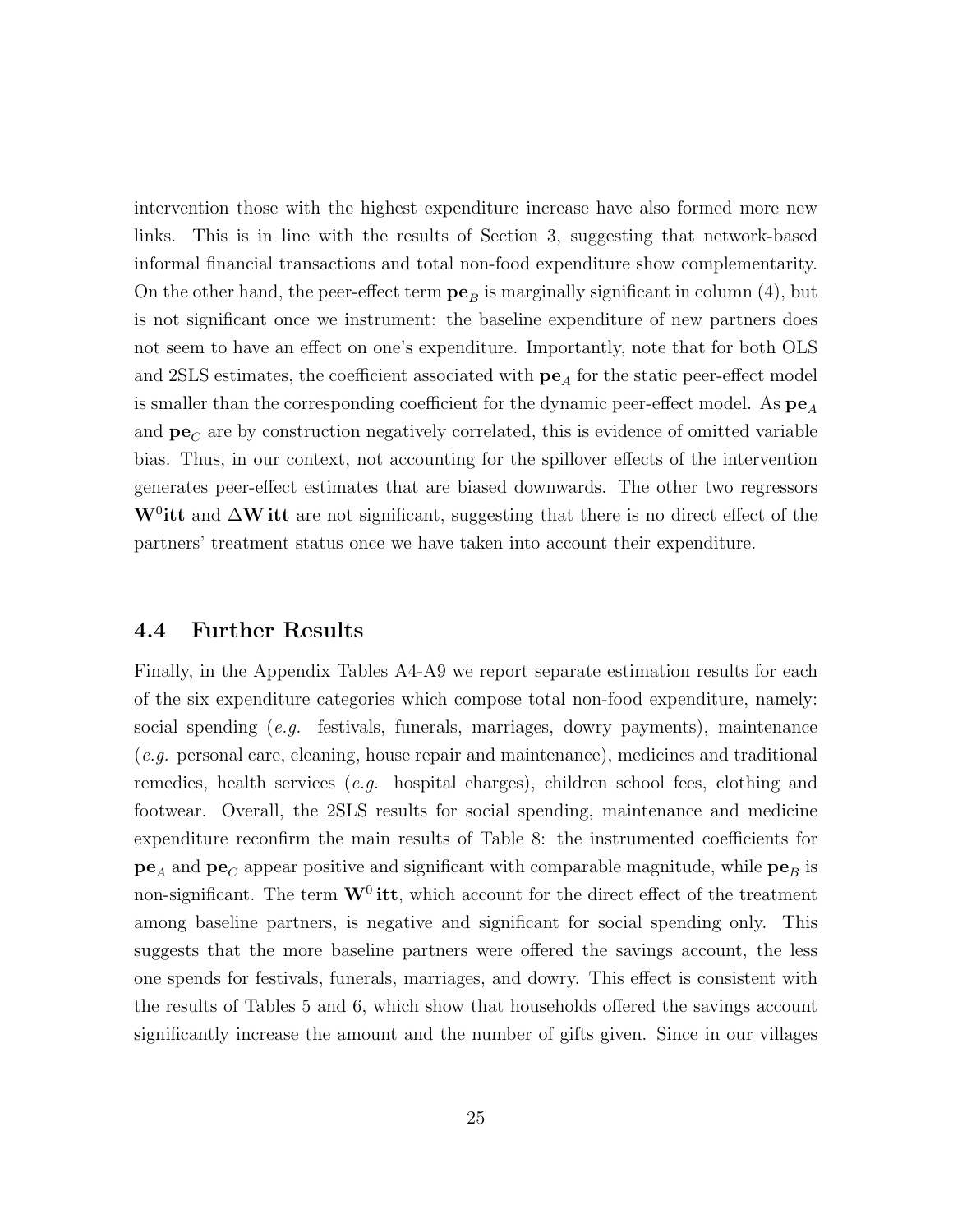intervention those with the highest expenditure increase have also formed more new links. This is in line with the results of Section 3, suggesting that network-based informal financial transactions and total non-food expenditure show complementarity. On the other hand, the peer-effect term $\mathbf{pe}_B$ is marginally significant in column (4), but is not significant once we instrument: the baseline expenditure of new partners does not seem to have an effect on one's expenditure. Importantly, note that for both OLS and 2SLS estimates, the coefficient associated with $\mathbf{pe}_A$ for the static peer-effect model is smaller than the corresponding coefficient for the dynamic peer-effect model. As $\mathbf{pe}_A$ and $\mathbf{pe}_C$ are by construction negatively correlated, this is evidence of omitted variable bias. Thus, in our context, not accounting for the spillover effects of the intervention generates peer-effect estimates that are biased downwards. The other two regressors $\mathbf{W}^0\mathbf{itt}$ and $\Delta\mathbf{W}\,\mathbf{itt}$ are not significant, suggesting that there is no direct effect of the partners' treatment status once we have taken into account their expenditure.

### 4.4 Further Results

Finally, in the Appendix Tables A4-A9 we report separate estimation results for each of the six expenditure categories which compose total non-food expenditure, namely: social spending (*e.g.* festivals, funerals, marriages, dowry payments), maintenance (*e.g.* personal care, cleaning, house repair and maintenance), medicines and traditional remedies, health services (*e.g.* hospital charges), children school fees, clothing and footwear. Overall, the 2SLS results for social spending, maintenance and medicine expenditure reconfirm the main results of Table 8: the instrumented coefficients for $\mathbf{pe}_A$ and $\mathbf{pe}_C$ appear positive and significant with comparable magnitude, while $\mathbf{pe}_B$ is non-significant. The term $\mathbf{W}^0\,\mathbf{itt}$, which account for the direct effect of the treatment among baseline partners, is negative and significant for social spending only. This suggests that the more baseline partners were offered the savings account, the less one spends for festivals, funerals, marriages, and dowry. This effect is consistent with the results of Tables 5 and 6, which show that households offered the savings account significantly increase the amount and the number of gifts given. Since in our villages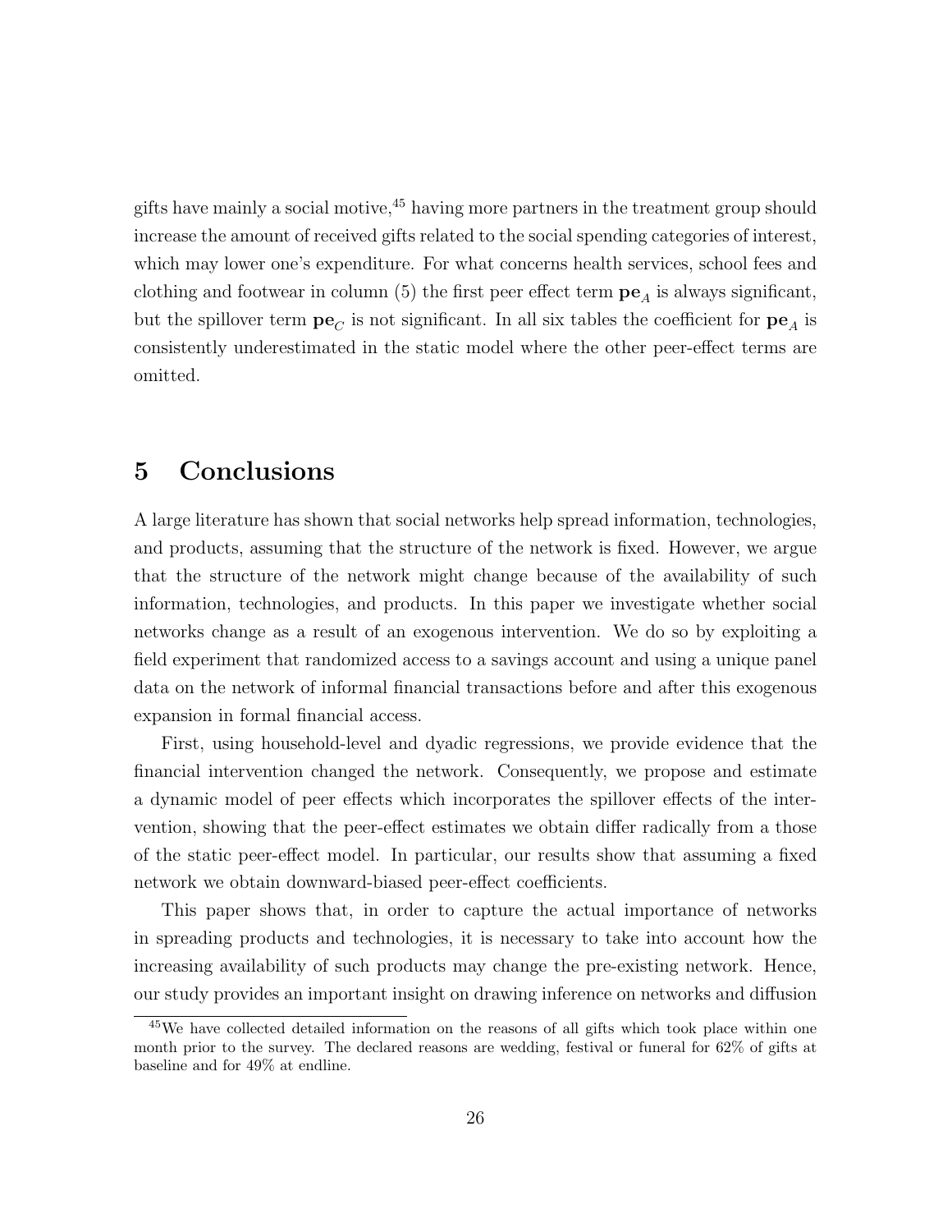gifts have mainly a social motive,[45] having more partners in the treatment group should increase the amount of received gifts related to the social spending categories of interest, which may lower one's expenditure. For what concerns health services, school fees and clothing and footwear in column (5) the first peer effect term $\mathbf{pe}_A$ is always significant, but the spillover term $\mathbf{pe}_C$ is not significant. In all six tables the coefficient for $\mathbf{pe}_A$ is consistently underestimated in the static model where the other peer-effect terms are omitted.

# 5 Conclusions

A large literature has shown that social networks help spread information, technologies, and products, assuming that the structure of the network is fixed. However, we argue that the structure of the network might change because of the availability of such information, technologies, and products. In this paper we investigate whether social networks change as a result of an exogenous intervention. We do so by exploiting a field experiment that randomized access to a savings account and using a unique panel data on the network of informal financial transactions before and after this exogenous expansion in formal financial access.

First, using household-level and dyadic regressions, we provide evidence that the financial intervention changed the network. Consequently, we propose and estimate a dynamic model of peer effects which incorporates the spillover effects of the intervention, showing that the peer-effect estimates we obtain differ radically from a those of the static peer-effect model. In particular, our results show that assuming a fixed network we obtain downward-biased peer-effect coefficients.

This paper shows that, in order to capture the actual importance of networks in spreading products and technologies, it is necessary to take into account how the increasing availability of such products may change the pre-existing network. Hence, our study provides an important insight on drawing inference on networks and diffusion

[45] We have collected detailed information on the reasons of all gifts which took place within one month prior to the survey. The declared reasons are wedding, festival or funeral for 62% of gifts at baseline and for 49% at endline.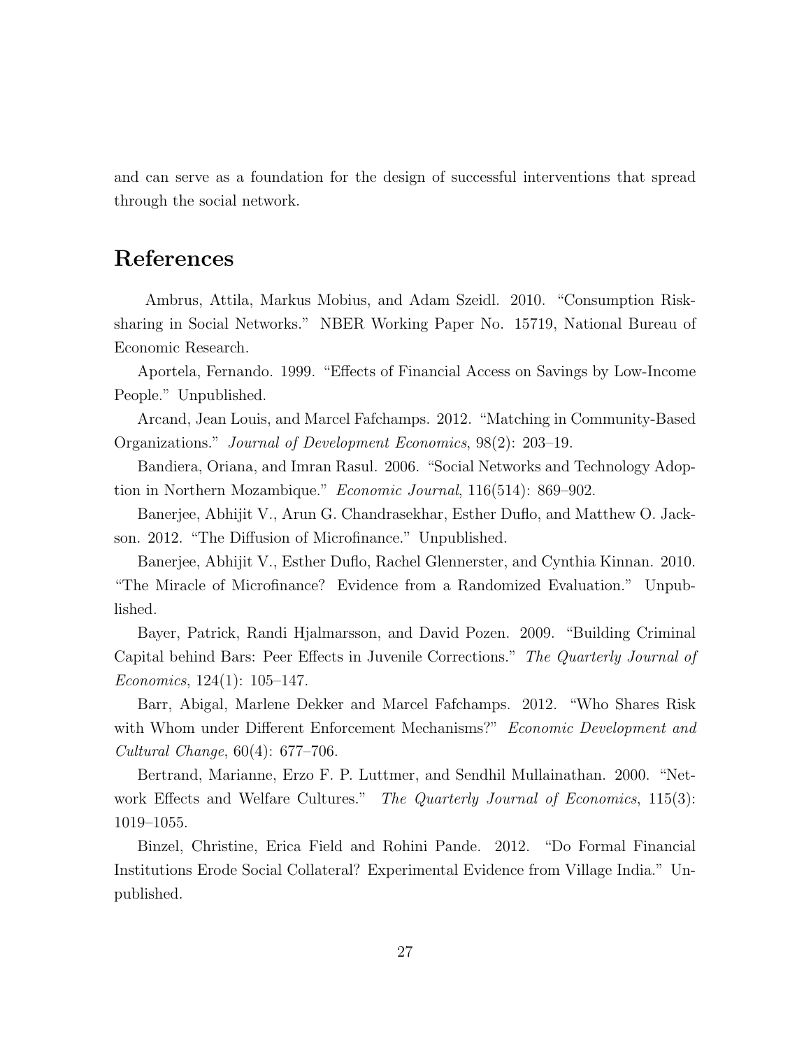and can serve as a foundation for the design of successful interventions that spread through the social network.

# References

Ambrus, Attila, Markus Mobius, and Adam Szeidl. 2010. "Consumption Risk-sharing in Social Networks." NBER Working Paper No. 15719, National Bureau of Economic Research.

Aportela, Fernando. 1999. "Effects of Financial Access on Savings by Low-Income People." Unpublished.

Arcand, Jean Louis, and Marcel Fafchamps. 2012. "Matching in Community-Based Organizations." *Journal of Development Economics*, 98(2): 203–19.

Bandiera, Oriana, and Imran Rasul. 2006. "Social Networks and Technology Adoption in Northern Mozambique." *Economic Journal*, 116(514): 869–902.

Banerjee, Abhijit V., Arun G. Chandrasekhar, Esther Duflo, and Matthew O. Jackson. 2012. "The Diffusion of Microfinance." Unpublished.

Banerjee, Abhijit V., Esther Duflo, Rachel Glennerster, and Cynthia Kinnan. 2010. "The Miracle of Microfinance? Evidence from a Randomized Evaluation." Unpublished.

Bayer, Patrick, Randi Hjalmarsson, and David Pozen. 2009. "Building Criminal Capital behind Bars: Peer Effects in Juvenile Corrections." *The Quarterly Journal of Economics*, 124(1): 105–147.

Barr, Abigal, Marlene Dekker and Marcel Fafchamps. 2012. "Who Shares Risk with Whom under Different Enforcement Mechanisms?" *Economic Development and Cultural Change*, 60(4): 677–706.

Bertrand, Marianne, Erzo F. P. Luttmer, and Sendhil Mullainathan. 2000. "Network Effects and Welfare Cultures." *The Quarterly Journal of Economics*, 115(3): 1019–1055.

Binzel, Christine, Erica Field and Rohini Pande. 2012. "Do Formal Financial Institutions Erode Social Collateral? Experimental Evidence from Village India." Unpublished.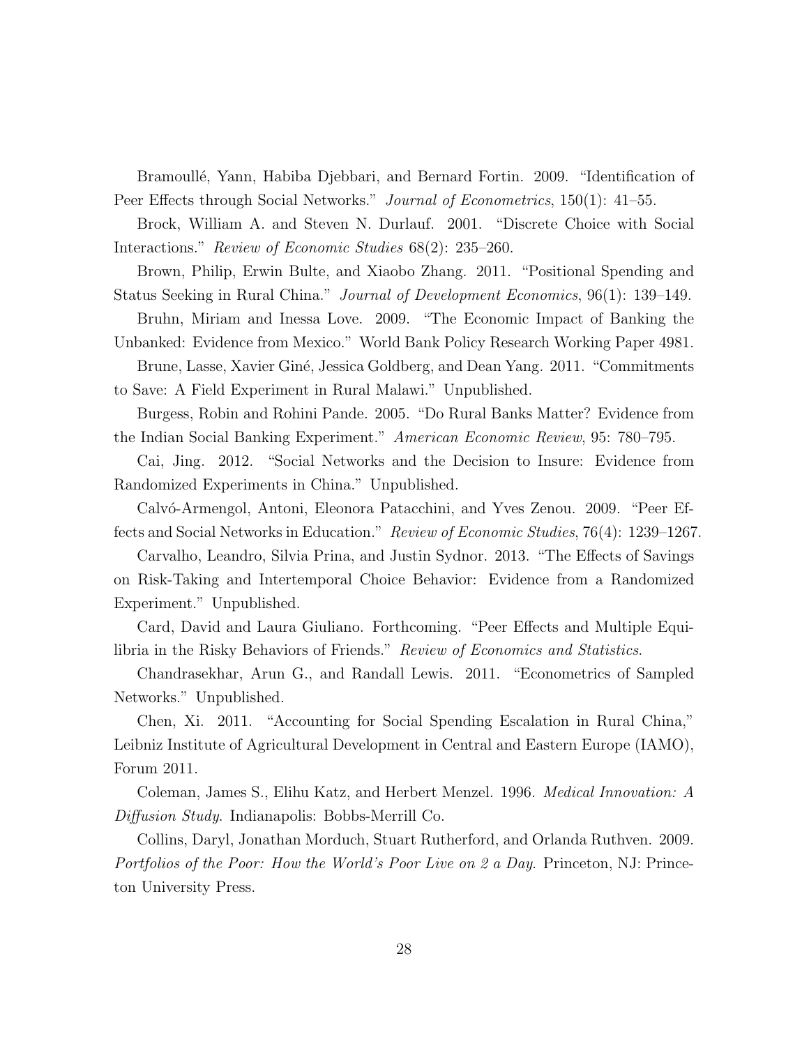Bramoullé, Yann, Habiba Djebbari, and Bernard Fortin. 2009. "Identification of Peer Effects through Social Networks." *Journal of Econometrics*, 150(1): 41–55.

Brock, William A. and Steven N. Durlauf. 2001. "Discrete Choice with Social Interactions." *Review of Economic Studies* 68(2): 235–260.

Brown, Philip, Erwin Bulte, and Xiaobo Zhang. 2011. "Positional Spending and Status Seeking in Rural China." *Journal of Development Economics*, 96(1): 139–149.

Bruhn, Miriam and Inessa Love. 2009. "The Economic Impact of Banking the Unbanked: Evidence from Mexico." World Bank Policy Research Working Paper 4981.

Brune, Lasse, Xavier Giné, Jessica Goldberg, and Dean Yang. 2011. "Commitments to Save: A Field Experiment in Rural Malawi." Unpublished.

Burgess, Robin and Rohini Pande. 2005. "Do Rural Banks Matter? Evidence from the Indian Social Banking Experiment." *American Economic Review*, 95: 780–795.

Cai, Jing. 2012. "Social Networks and the Decision to Insure: Evidence from Randomized Experiments in China." Unpublished.

Calvó-Armengol, Antoni, Eleonora Patacchini, and Yves Zenou. 2009. "Peer Effects and Social Networks in Education." *Review of Economic Studies*, 76(4): 1239–1267.

Carvalho, Leandro, Silvia Prina, and Justin Sydnor. 2013. "The Effects of Savings on Risk-Taking and Intertemporal Choice Behavior: Evidence from a Randomized Experiment." Unpublished.

Card, David and Laura Giuliano. Forthcoming. "Peer Effects and Multiple Equilibria in the Risky Behaviors of Friends." *Review of Economics and Statistics*.

Chandrasekhar, Arun G., and Randall Lewis. 2011. "Econometrics of Sampled Networks." Unpublished.

Chen, Xi. 2011. "Accounting for Social Spending Escalation in Rural China," Leibniz Institute of Agricultural Development in Central and Eastern Europe (IAMO), Forum 2011.

Coleman, James S., Elihu Katz, and Herbert Menzel. 1996. *Medical Innovation: A Diffusion Study.* Indianapolis: Bobbs-Merrill Co.

Collins, Daryl, Jonathan Morduch, Stuart Rutherford, and Orlanda Ruthven. 2009. *Portfolios of the Poor: How the World's Poor Live on 2 a Day.* Princeton, NJ: Princeton University Press.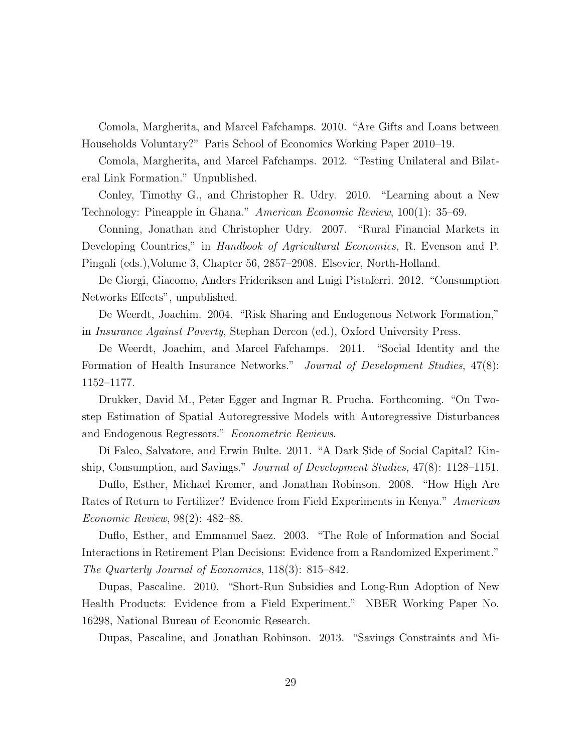Comola, Margherita, and Marcel Fafchamps. 2010. "Are Gifts and Loans between Households Voluntary?" Paris School of Economics Working Paper 2010–19.

Comola, Margherita, and Marcel Fafchamps. 2012. "Testing Unilateral and Bilateral Link Formation." Unpublished.

Conley, Timothy G., and Christopher R. Udry. 2010. "Learning about a New Technology: Pineapple in Ghana." *American Economic Review*, 100(1): 35–69.

Conning, Jonathan and Christopher Udry. 2007. "Rural Financial Markets in Developing Countries," in *Handbook of Agricultural Economics,* R. Evenson and P. Pingali (eds.),Volume 3, Chapter 56, 2857–2908. Elsevier, North-Holland.

De Giorgi, Giacomo, Anders Frideriksen and Luigi Pistaferri. 2012. "Consumption Networks Effects", unpublished.

De Weerdt, Joachim. 2004. "Risk Sharing and Endogenous Network Formation," in *Insurance Against Poverty*, Stephan Dercon (ed.), Oxford University Press.

De Weerdt, Joachim, and Marcel Fafchamps. 2011. "Social Identity and the Formation of Health Insurance Networks." *Journal of Development Studies*, 47(8): 1152–1177.

Drukker, David M., Peter Egger and Ingmar R. Prucha. Forthcoming. "On Two-step Estimation of Spatial Autoregressive Models with Autoregressive Disturbances and Endogenous Regressors." *Econometric Reviews*.

Di Falco, Salvatore, and Erwin Bulte. 2011. "A Dark Side of Social Capital? Kinship, Consumption, and Savings." *Journal of Development Studies,* 47(8): 1128–1151.

Duflo, Esther, Michael Kremer, and Jonathan Robinson. 2008. "How High Are Rates of Return to Fertilizer? Evidence from Field Experiments in Kenya." *American Economic Review*, 98(2): 482–88.

Duflo, Esther, and Emmanuel Saez. 2003. "The Role of Information and Social Interactions in Retirement Plan Decisions: Evidence from a Randomized Experiment." *The Quarterly Journal of Economics*, 118(3): 815–842.

Dupas, Pascaline. 2010. "Short-Run Subsidies and Long-Run Adoption of New Health Products: Evidence from a Field Experiment." NBER Working Paper No. 16298, National Bureau of Economic Research.

Dupas, Pascaline, and Jonathan Robinson. 2013. "Savings Constraints and Mi-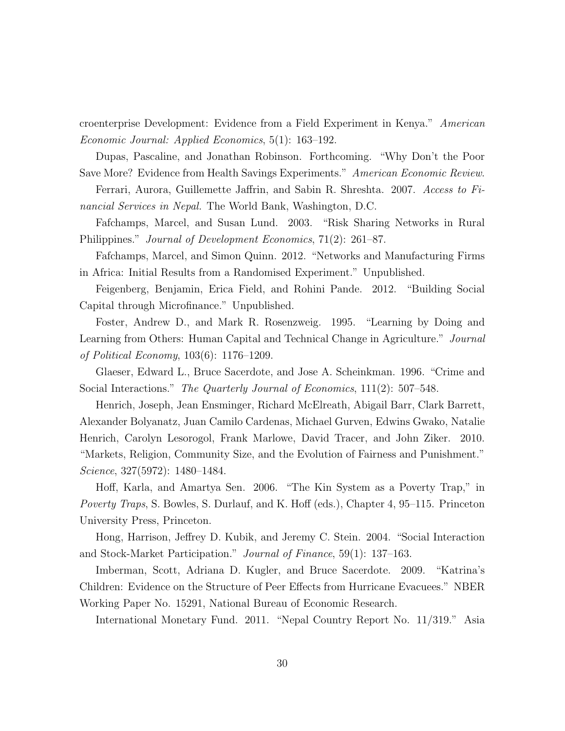croenterprise Development: Evidence from a Field Experiment in Kenya." *American Economic Journal: Applied Economics*, 5(1): 163–192.

Dupas, Pascaline, and Jonathan Robinson. Forthcoming. "Why Don't the Poor Save More? Evidence from Health Savings Experiments." *American Economic Review*.

Ferrari, Aurora, Guillemette Jaffrin, and Sabin R. Shreshta. 2007. *Access to Financial Services in Nepal.* The World Bank, Washington, D.C.

Fafchamps, Marcel, and Susan Lund. 2003. "Risk Sharing Networks in Rural Philippines." *Journal of Development Economics*, 71(2): 261–87.

Fafchamps, Marcel, and Simon Quinn. 2012. "Networks and Manufacturing Firms in Africa: Initial Results from a Randomised Experiment." Unpublished.

Feigenberg, Benjamin, Erica Field, and Rohini Pande. 2012. "Building Social Capital through Microfinance." Unpublished.

Foster, Andrew D., and Mark R. Rosenzweig. 1995. "Learning by Doing and Learning from Others: Human Capital and Technical Change in Agriculture." *Journal of Political Economy*, 103(6): 1176–1209.

Glaeser, Edward L., Bruce Sacerdote, and Jose A. Scheinkman. 1996. "Crime and Social Interactions." *The Quarterly Journal of Economics*, 111(2): 507–548.

Henrich, Joseph, Jean Ensminger, Richard McElreath, Abigail Barr, Clark Barrett, Alexander Bolyanatz, Juan Camilo Cardenas, Michael Gurven, Edwins Gwako, Natalie Henrich, Carolyn Lesorogol, Frank Marlowe, David Tracer, and John Ziker. 2010. "Markets, Religion, Community Size, and the Evolution of Fairness and Punishment." *Science*, 327(5972): 1480–1484.

Hoff, Karla, and Amartya Sen. 2006. "The Kin System as a Poverty Trap," in *Poverty Traps*, S. Bowles, S. Durlauf, and K. Hoff (eds.), Chapter 4, 95–115. Princeton University Press, Princeton.

Hong, Harrison, Jeffrey D. Kubik, and Jeremy C. Stein. 2004. "Social Interaction and Stock-Market Participation." *Journal of Finance*, 59(1): 137–163.

Imberman, Scott, Adriana D. Kugler, and Bruce Sacerdote. 2009. "Katrina's Children: Evidence on the Structure of Peer Effects from Hurricane Evacuees." NBER Working Paper No. 15291, National Bureau of Economic Research.

International Monetary Fund. 2011. "Nepal Country Report No. 11/319." Asia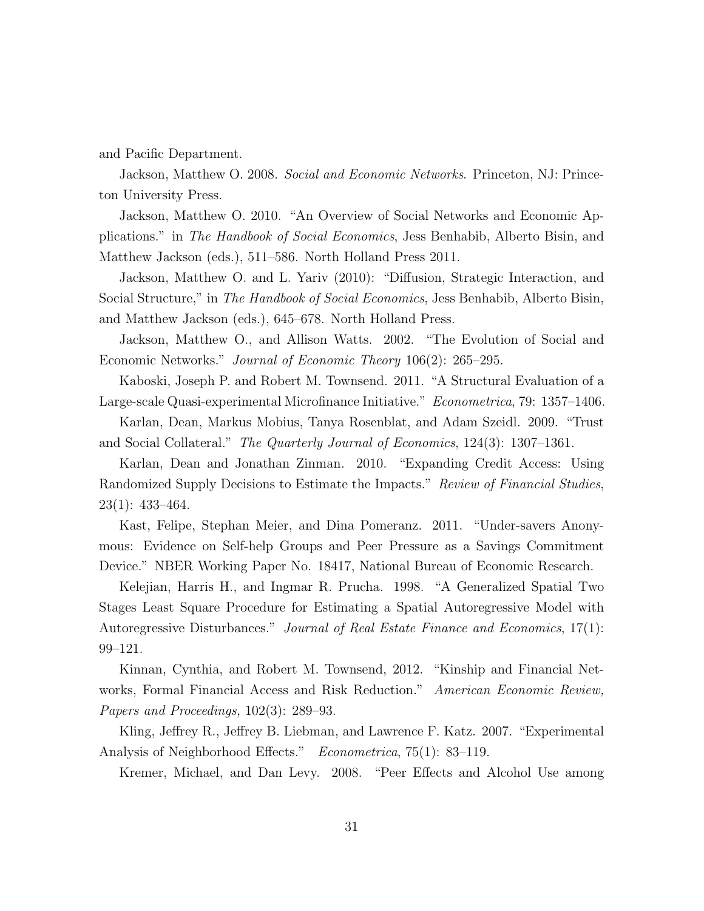and Pacific Department.

Jackson, Matthew O. 2008. *Social and Economic Networks.* Princeton, NJ: Princeton University Press.

Jackson, Matthew O. 2010. "An Overview of Social Networks and Economic Applications." in *The Handbook of Social Economics*, Jess Benhabib, Alberto Bisin, and Matthew Jackson (eds.), 511–586. North Holland Press 2011.

Jackson, Matthew O. and L. Yariv (2010): "Diffusion, Strategic Interaction, and Social Structure," in *The Handbook of Social Economics*, Jess Benhabib, Alberto Bisin, and Matthew Jackson (eds.), 645–678. North Holland Press.

Jackson, Matthew O., and Allison Watts. 2002. "The Evolution of Social and Economic Networks." *Journal of Economic Theory* 106(2): 265–295.

Kaboski, Joseph P. and Robert M. Townsend. 2011. "A Structural Evaluation of a Large-scale Quasi-experimental Microfinance Initiative." *Econometrica*, 79: 1357–1406.

Karlan, Dean, Markus Mobius, Tanya Rosenblat, and Adam Szeidl. 2009. "Trust and Social Collateral." *The Quarterly Journal of Economics*, 124(3): 1307–1361.

Karlan, Dean and Jonathan Zinman. 2010. "Expanding Credit Access: Using Randomized Supply Decisions to Estimate the Impacts." *Review of Financial Studies*, 23(1): 433–464.

Kast, Felipe, Stephan Meier, and Dina Pomeranz. 2011. "Under-savers Anonymous: Evidence on Self-help Groups and Peer Pressure as a Savings Commitment Device." NBER Working Paper No. 18417, National Bureau of Economic Research.

Kelejian, Harris H., and Ingmar R. Prucha. 1998. "A Generalized Spatial Two Stages Least Square Procedure for Estimating a Spatial Autoregressive Model with Autoregressive Disturbances." *Journal of Real Estate Finance and Economics*, 17(1): 99–121.

Kinnan, Cynthia, and Robert M. Townsend, 2012. "Kinship and Financial Networks, Formal Financial Access and Risk Reduction." *American Economic Review, Papers and Proceedings,* 102(3): 289–93.

Kling, Jeffrey R., Jeffrey B. Liebman, and Lawrence F. Katz. 2007. "Experimental Analysis of Neighborhood Effects." *Econometrica*, 75(1): 83–119.

Kremer, Michael, and Dan Levy. 2008. "Peer Effects and Alcohol Use among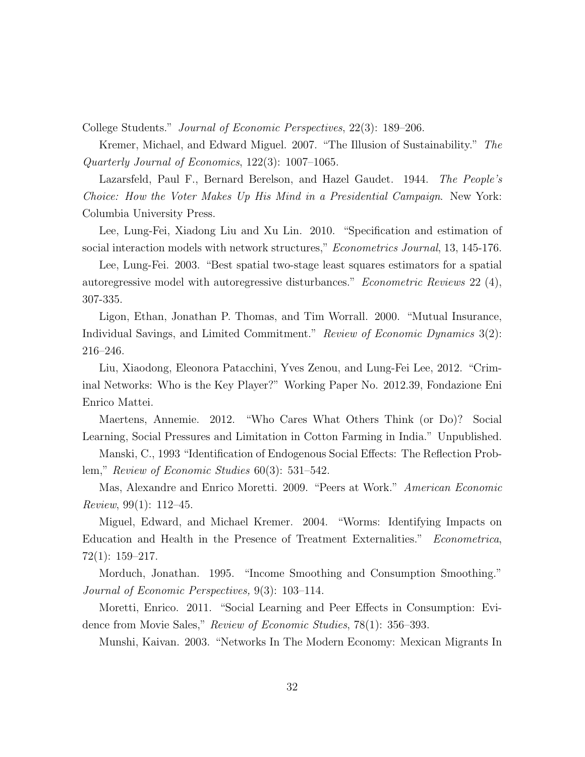College Students." *Journal of Economic Perspectives*, 22(3): 189–206.

Kremer, Michael, and Edward Miguel. 2007. "The Illusion of Sustainability." *The Quarterly Journal of Economics*, 122(3): 1007–1065.

Lazarsfeld, Paul F., Bernard Berelson, and Hazel Gaudet. 1944. *The People's Choice: How the Voter Makes Up His Mind in a Presidential Campaign*. New York: Columbia University Press.

Lee, Lung-Fei, Xiadong Liu and Xu Lin. 2010. "Specification and estimation of social interaction models with network structures," *Econometrics Journal*, 13, 145-176.

Lee, Lung-Fei. 2003. "Best spatial two-stage least squares estimators for a spatial autoregressive model with autoregressive disturbances." *Econometric Reviews* 22 (4), 307-335.

Ligon, Ethan, Jonathan P. Thomas, and Tim Worrall. 2000. "Mutual Insurance, Individual Savings, and Limited Commitment." *Review of Economic Dynamics* 3(2): 216–246.

Liu, Xiaodong, Eleonora Patacchini, Yves Zenou, and Lung-Fei Lee, 2012. "Criminal Networks: Who is the Key Player?" Working Paper No. 2012.39, Fondazione Eni Enrico Mattei.

Maertens, Annemie. 2012. "Who Cares What Others Think (or Do)? Social Learning, Social Pressures and Limitation in Cotton Farming in India." Unpublished.

Manski, C., 1993 "Identification of Endogenous Social Effects: The Reflection Problem," *Review of Economic Studies* 60(3): 531–542.

Mas, Alexandre and Enrico Moretti. 2009. "Peers at Work." *American Economic Review*, 99(1): 112–45.

Miguel, Edward, and Michael Kremer. 2004. "Worms: Identifying Impacts on Education and Health in the Presence of Treatment Externalities." *Econometrica*, 72(1): 159–217.

Morduch, Jonathan. 1995. "Income Smoothing and Consumption Smoothing." *Journal of Economic Perspectives,* 9(3): 103–114.

Moretti, Enrico. 2011. "Social Learning and Peer Effects in Consumption: Evidence from Movie Sales," *Review of Economic Studies*, 78(1): 356–393.

Munshi, Kaivan. 2003. "Networks In The Modern Economy: Mexican Migrants In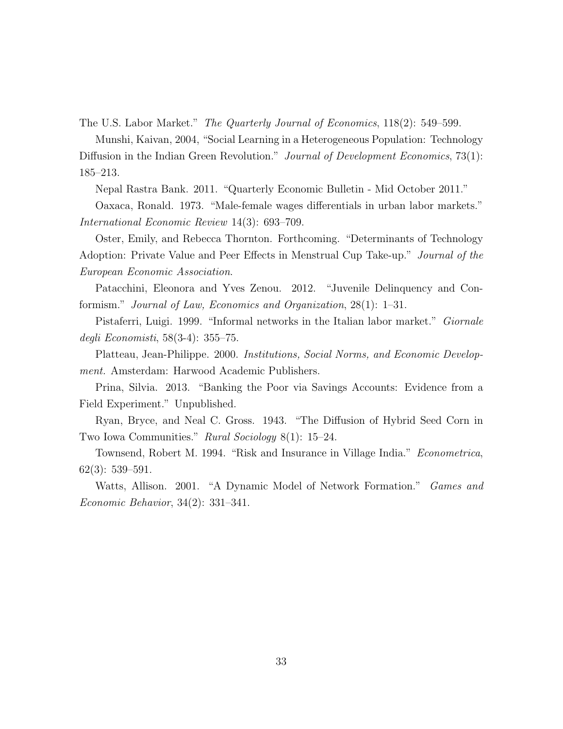The U.S. Labor Market." *The Quarterly Journal of Economics*, 118(2): 549–599.

Munshi, Kaivan, 2004, "Social Learning in a Heterogeneous Population: Technology Diffusion in the Indian Green Revolution." *Journal of Development Economics*, 73(1): 185–213.

Nepal Rastra Bank. 2011. "Quarterly Economic Bulletin - Mid October 2011."

Oaxaca, Ronald. 1973. "Male-female wages differentials in urban labor markets." *International Economic Review* 14(3): 693–709.

Oster, Emily, and Rebecca Thornton. Forthcoming. "Determinants of Technology Adoption: Private Value and Peer Effects in Menstrual Cup Take-up." *Journal of the European Economic Association*.

Patacchini, Eleonora and Yves Zenou. 2012. "Juvenile Delinquency and Conformism." *Journal of Law, Economics and Organization*, 28(1): 1–31.

Pistaferri, Luigi. 1999. "Informal networks in the Italian labor market." *Giornale degli Economisti*, 58(3-4): 355–75.

Platteau, Jean-Philippe. 2000. *Institutions, Social Norms, and Economic Development.* Amsterdam: Harwood Academic Publishers.

Prina, Silvia. 2013. "Banking the Poor via Savings Accounts: Evidence from a Field Experiment." Unpublished.

Ryan, Bryce, and Neal C. Gross. 1943. "The Diffusion of Hybrid Seed Corn in Two Iowa Communities." *Rural Sociology* 8(1): 15–24.

Townsend, Robert M. 1994. "Risk and Insurance in Village India." *Econometrica*, 62(3): 539–591.

Watts, Allison. 2001. "A Dynamic Model of Network Formation." *Games and Economic Behavior*, 34(2): 331–341.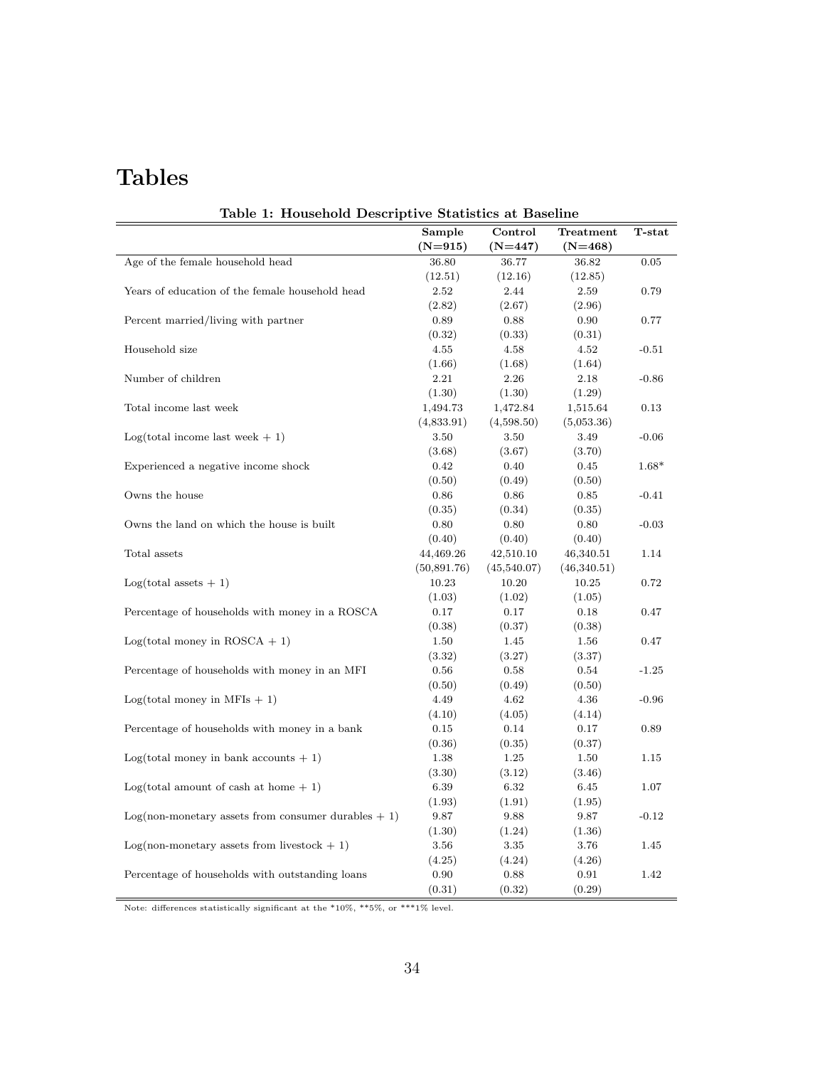# Tables

**Table 1: Household Descriptive Statistics at Baseline**

| | Sample (N=915) | Control (N=447) | Treatment (N=468) | T-stat |
|---|---|---|---|---|
| Age of the female household head | 36.80 | 36.77 | 36.82 | 0.05 |
| | (12.51) | (12.16) | (12.85) | |
| Years of education of the female household head | 2.52 | 2.44 | 2.59 | 0.79 |
| | (2.82) | (2.67) | (2.96) | |
| Percent married/living with partner | 0.89 | 0.88 | 0.90 | 0.77 |
| | (0.32) | (0.33) | (0.31) | |
| Household size | 4.55 | 4.58 | 4.52 | -0.51 |
| | (1.66) | (1.68) | (1.64) | |
| Number of children | 2.21 | 2.26 | 2.18 | -0.86 |
| | (1.30) | (1.30) | (1.29) | |
| Total income last week | 1,494.73 | 1,472.84 | 1,515.64 | 0.13 |
| | (4,833.91) | (4,598.50) | (5,053.36) | |
| Log(total income last week + 1) | 3.50 | 3.50 | 3.49 | -0.06 |
| | (3.68) | (3.67) | (3.70) | |
| Experienced a negative income shock | 0.42 | 0.40 | 0.45 | 1.68* |
| | (0.50) | (0.49) | (0.50) | |
| Owns the house | 0.86 | 0.86 | 0.85 | -0.41 |
| | (0.35) | (0.34) | (0.35) | |
| Owns the land on which the house is built | 0.80 | 0.80 | 0.80 | -0.03 |
| | (0.40) | (0.40) | (0.40) | |
| Total assets | 44,469.26 | 42,510.10 | 46,340.51 | 1.14 |
| | (50,891.76) | (45,540.07) | (46,340.51) | |
| Log(total assets + 1) | 10.23 | 10.20 | 10.25 | 0.72 |
| | (1.03) | (1.02) | (1.05) | |
| Percentage of households with money in a ROSCA | 0.17 | 0.17 | 0.18 | 0.47 |
| | (0.38) | (0.37) | (0.38) | |
| Log(total money in ROSCA + 1) | 1.50 | 1.45 | 1.56 | 0.47 |
| | (3.32) | (3.27) | (3.37) | |
| Percentage of households with money in an MFI | 0.56 | 0.58 | 0.54 | -1.25 |
| | (0.50) | (0.49) | (0.50) | |
| Log(total money in MFIs + 1) | 4.49 | 4.62 | 4.36 | -0.96 |
| | (4.10) | (4.05) | (4.14) | |
| Percentage of households with money in a bank | 0.15 | 0.14 | 0.17 | 0.89 |
| | (0.36) | (0.35) | (0.37) | |
| Log(total money in bank accounts + 1) | 1.38 | 1.25 | 1.50 | 1.15 |
| | (3.30) | (3.12) | (3.46) | |
| Log(total amount of cash at home + 1) | 6.39 | 6.32 | 6.45 | 1.07 |
| | (1.93) | (1.91) | (1.95) | |
| Log(non-monetary assets from consumer durables + 1) | 9.87 | 9.88 | 9.87 | -0.12 |
| | (1.30) | (1.24) | (1.36) | |
| Log(non-monetary assets from livestock + 1) | 3.56 | 3.35 | 3.76 | 1.45 |
| | (4.25) | (4.24) | (4.26) | |
| Percentage of households with outstanding loans | 0.90 | 0.88 | 0.91 | 1.42 |
| | (0.31) | (0.32) | (0.29) | |

Note: differences statistically significant at the *10%, **5%, or ***1% level.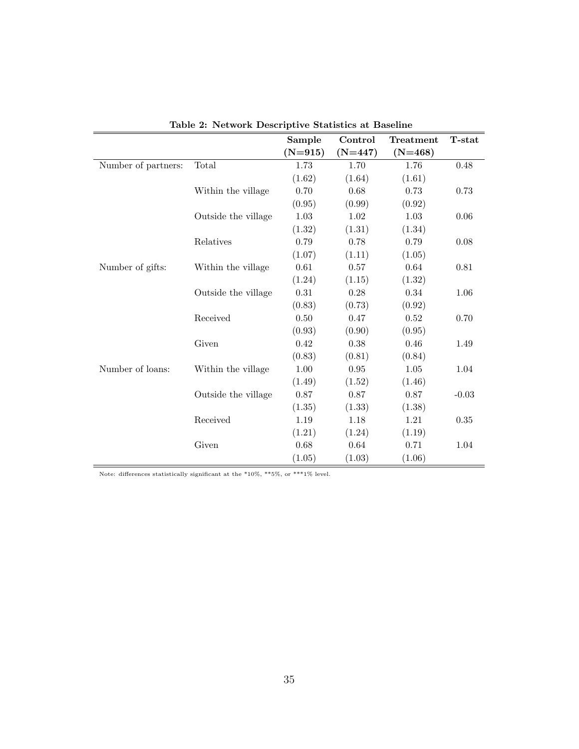**Table 2: Network Descriptive Statistics at Baseline**

| | | Sample (N=915) | Control (N=447) | Treatment (N=468) | T-stat |
|---|---|---|---|---|---|
| Number of partners: | Total | 1.73 | 1.70 | 1.76 | 0.48 |
| | | (1.62) | (1.64) | (1.61) | |
| | Within the village | 0.70 | 0.68 | 0.73 | 0.73 |
| | | (0.95) | (0.99) | (0.92) | |
| | Outside the village | 1.03 | 1.02 | 1.03 | 0.06 |
| | | (1.32) | (1.31) | (1.34) | |
| | Relatives | 0.79 | 0.78 | 0.79 | 0.08 |
| | | (1.07) | (1.11) | (1.05) | |
| Number of gifts: | Within the village | 0.61 | 0.57 | 0.64 | 0.81 |
| | | (1.24) | (1.15) | (1.32) | |
| | Outside the village | 0.31 | 0.28 | 0.34 | 1.06 |
| | | (0.83) | (0.73) | (0.92) | |
| | Received | 0.50 | 0.47 | 0.52 | 0.70 |
| | | (0.93) | (0.90) | (0.95) | |
| | Given | 0.42 | 0.38 | 0.46 | 1.49 |
| | | (0.83) | (0.81) | (0.84) | |
| Number of loans: | Within the village | 1.00 | 0.95 | 1.05 | 1.04 |
| | | (1.49) | (1.52) | (1.46) | |
| | Outside the village | 0.87 | 0.87 | 0.87 | -0.03 |
| | | (1.35) | (1.33) | (1.38) | |
| | Received | 1.19 | 1.18 | 1.21 | 0.35 |
| | | (1.21) | (1.24) | (1.19) | |
| | Given | 0.68 | 0.64 | 0.71 | 1.04 |
| | | (1.05) | (1.03) | (1.06) | |

Note: differences statistically significant at the *10%, **5%, or ***1% level.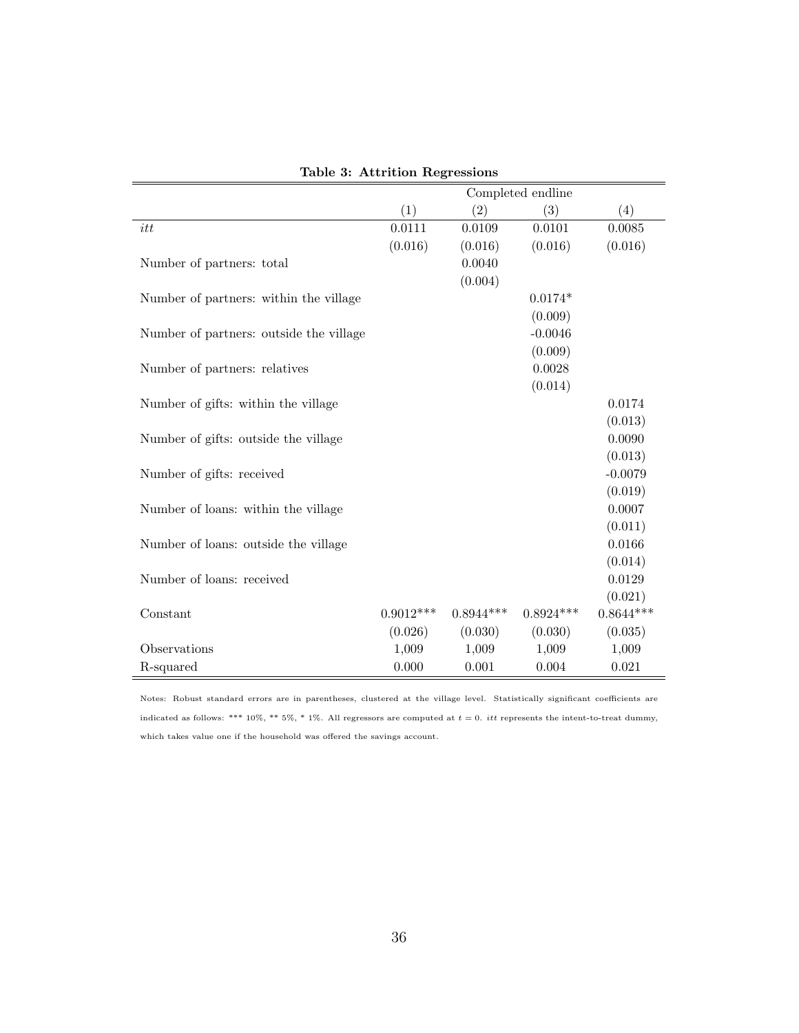**Table 3: Attrition Regressions**

| | Completed endline | | | |
|---|---|---|---|---|
| | (1) | (2) | (3) | (4) |
| *itt* | 0.0111 | 0.0109 | 0.0101 | 0.0085 |
| | (0.016) | (0.016) | (0.016) | (0.016) |
| Number of partners: total | | 0.0040 | | |
| | | (0.004) | | |
| Number of partners: within the village | | | 0.0174* | |
| | | | (0.009) | |
| Number of partners: outside the village | | | -0.0046 | |
| | | | (0.009) | |
| Number of partners: relatives | | | 0.0028 | |
| | | | (0.014) | |
| Number of gifts: within the village | | | | 0.0174 |
| | | | | (0.013) |
| Number of gifts: outside the village | | | | 0.0090 |
| | | | | (0.013) |
| Number of gifts: received | | | | -0.0079 |
| | | | | (0.019) |
| Number of loans: within the village | | | | 0.0007 |
| | | | | (0.011) |
| Number of loans: outside the village | | | | 0.0166 |
| | | | | (0.014) |
| Number of loans: received | | | | 0.0129 |
| | | | | (0.021) |
| Constant | 0.9012*** | 0.8944*** | 0.8924*** | 0.8644*** |
| | (0.026) | (0.030) | (0.030) | (0.035) |
| Observations | 1,009 | 1,009 | 1,009 | 1,009 |
| R-squared | 0.000 | 0.001 | 0.004 | 0.021 |

Notes: Robust standard errors are in parentheses, clustered at the village level. Statistically significant coefficients are indicated as follows: *** 10%, ** 5%, * 1%. All regressors are computed at $t = 0$. *itt* represents the intent-to-treat dummy, which takes value one if the household was offered the savings account.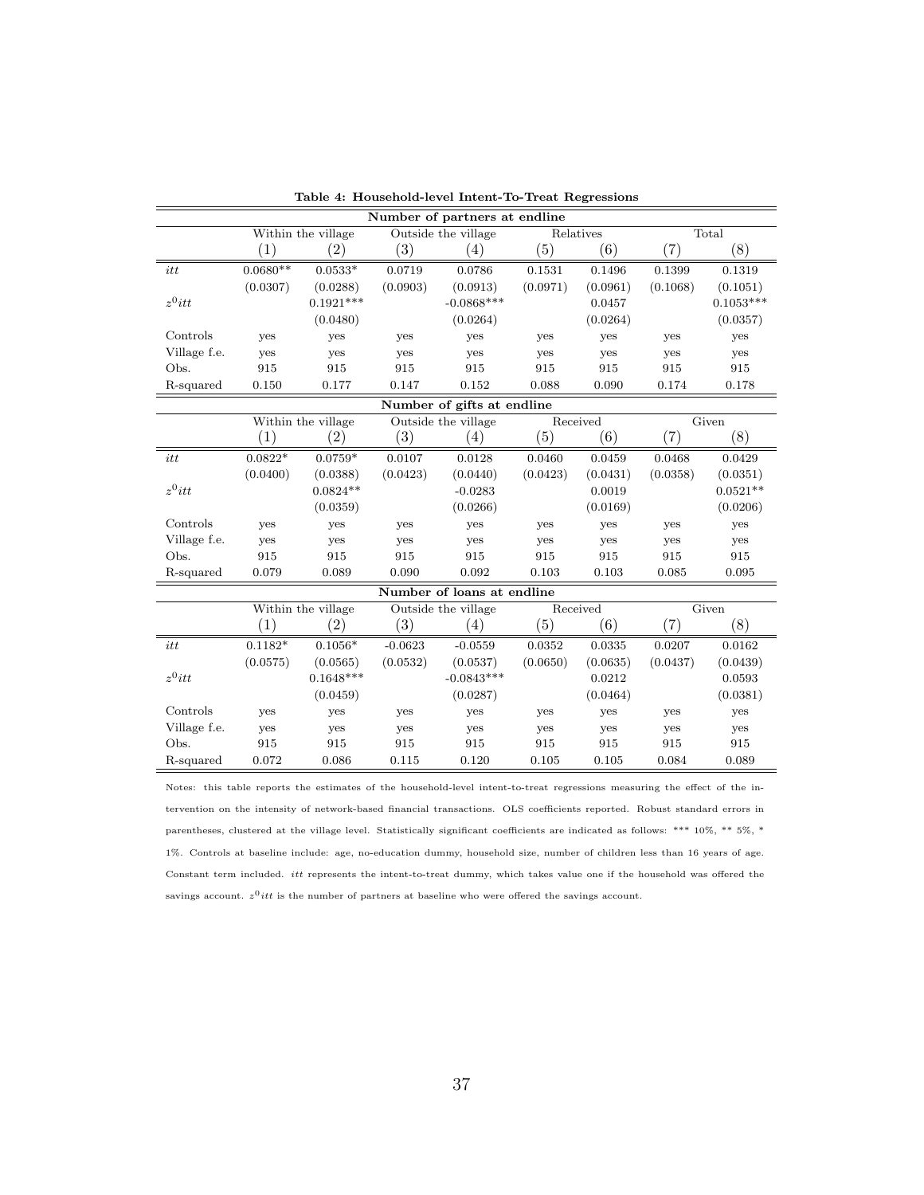**Table 4: Household-level Intent-To-Treat Regressions**

| Number of partners at endline | | | | | | | | |
|---|---|---|---|---|---|---|---|---|
| | Within the village | | Outside the village | | Relatives | | Total | |
| | (1) | (2) | (3) | (4) | (5) | (6) | (7) | (8) |
| *itt* | 0.0680** | 0.0533* | 0.0719 | 0.0786 | 0.1531 | 0.1496 | 0.1399 | 0.1319 |
| | (0.0307) | (0.0288) | (0.0903) | (0.0913) | (0.0971) | (0.0961) | (0.1068) | (0.1051) |
| $z^0itt$ | | 0.1921*** | | -0.0868*** | | 0.0457 | | 0.1053*** |
| | | (0.0480) | | (0.0264) | | (0.0264) | | (0.0357) |
| Controls | yes | yes | yes | yes | yes | yes | yes | yes |
| Village f.e. | yes | yes | yes | yes | yes | yes | yes | yes |
| Obs. | 915 | 915 | 915 | 915 | 915 | 915 | 915 | 915 |
| R-squared | 0.150 | 0.177 | 0.147 | 0.152 | 0.088 | 0.090 | 0.174 | 0.178 |

| Number of gifts at endline | | | | | | | | |
|---|---|---|---|---|---|---|---|---|
| | Within the village | | Outside the village | | Received | | Given | |
| | (1) | (2) | (3) | (4) | (5) | (6) | (7) | (8) |
| *itt* | 0.0822* | 0.0759* | 0.0107 | 0.0128 | 0.0460 | 0.0459 | 0.0468 | 0.0429 |
| | (0.0400) | (0.0388) | (0.0423) | (0.0440) | (0.0423) | (0.0431) | (0.0358) | (0.0351) |
| $z^0itt$ | | 0.0824** | | -0.0283 | | 0.0019 | | 0.0521** |
| | | (0.0359) | | (0.0266) | | (0.0169) | | (0.0206) |
| Controls | yes | yes | yes | yes | yes | yes | yes | yes |
| Village f.e. | yes | yes | yes | yes | yes | yes | yes | yes |
| Obs. | 915 | 915 | 915 | 915 | 915 | 915 | 915 | 915 |
| R-squared | 0.079 | 0.089 | 0.090 | 0.092 | 0.103 | 0.103 | 0.085 | 0.095 |

| Number of loans at endline | | | | | | | | |
|---|---|---|---|---|---|---|---|---|
| | Within the village | | Outside the village | | Received | | Given | |
| | (1) | (2) | (3) | (4) | (5) | (6) | (7) | (8) |
| *itt* | 0.1182* | 0.1056* | -0.0623 | -0.0559 | 0.0352 | 0.0335 | 0.0207 | 0.0162 |
| | (0.0575) | (0.0565) | (0.0532) | (0.0537) | (0.0650) | (0.0635) | (0.0437) | (0.0439) |
| $z^0itt$ | | 0.1648*** | | -0.0843*** | | 0.0212 | | 0.0593 |
| | | (0.0459) | | (0.0287) | | (0.0464) | | (0.0381) |
| Controls | yes | yes | yes | yes | yes | yes | yes | yes |
| Village f.e. | yes | yes | yes | yes | yes | yes | yes | yes |
| Obs. | 915 | 915 | 915 | 915 | 915 | 915 | 915 | 915 |
| R-squared | 0.072 | 0.086 | 0.115 | 0.120 | 0.105 | 0.105 | 0.084 | 0.089 |

Notes: this table reports the estimates of the household-level intent-to-treat regressions measuring the effect of the intervention on the intensity of network-based financial transactions. OLS coefficients reported. Robust standard errors in parentheses, clustered at the village level. Statistically significant coefficients are indicated as follows: *** 10%, ** 5%, * 1%. Controls at baseline include: age, no-education dummy, household size, number of children less than 16 years of age. Constant term included. *itt* represents the intent-to-treat dummy, which takes value one if the household was offered the savings account. $z^0itt$ is the number of partners at baseline who were offered the savings account.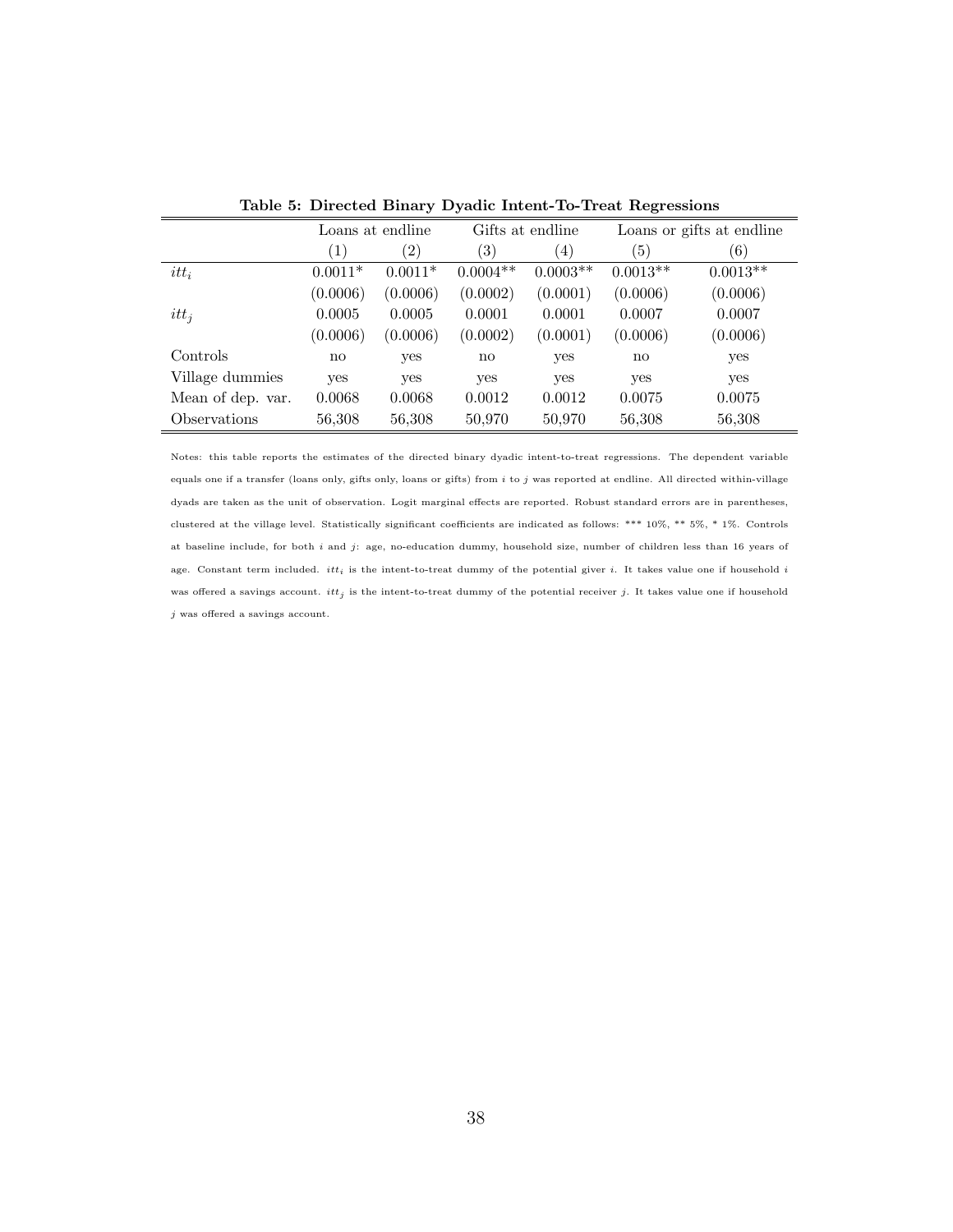**Table 5: Directed Binary Dyadic Intent-To-Treat Regressions**

| | Loans at endline | | Gifts at endline | | Loans or gifts at endline | |
|---|---|---|---|---|---|---|
| | (1) | (2) | (3) | (4) | (5) | (6) |
| $itt_i$ | 0.0011* | 0.0011* | 0.0004** | 0.0003** | 0.0013** | 0.0013** |
| | (0.0006) | (0.0006) | (0.0002) | (0.0001) | (0.0006) | (0.0006) |
| $itt_j$ | 0.0005 | 0.0005 | 0.0001 | 0.0001 | 0.0007 | 0.0007 |
| | (0.0006) | (0.0006) | (0.0002) | (0.0001) | (0.0006) | (0.0006) |
| Controls | no | yes | no | yes | no | yes |
| Village dummies | yes | yes | yes | yes | yes | yes |
| Mean of dep. var. | 0.0068 | 0.0068 | 0.0012 | 0.0012 | 0.0075 | 0.0075 |
| Observations | 56,308 | 56,308 | 50,970 | 50,970 | 56,308 | 56,308 |

Notes: this table reports the estimates of the directed binary dyadic intent-to-treat regressions. The dependent variable equals one if a transfer (loans only, gifts only, loans or gifts) from $i$ to $j$ was reported at endline. All directed within-village dyads are taken as the unit of observation. Logit marginal effects are reported. Robust standard errors are in parentheses, clustered at the village level. Statistically significant coefficients are indicated as follows: *** 10%, ** 5%, * 1%. Controls at baseline include, for both $i$ and $j$: age, no-education dummy, household size, number of children less than 16 years of age. Constant term included. $itt_i$ is the intent-to-treat dummy of the potential giver $i$. It takes value one if household $i$ was offered a savings account. $itt_j$ is the intent-to-treat dummy of the potential receiver $j$. It takes value one if household $j$ was offered a savings account.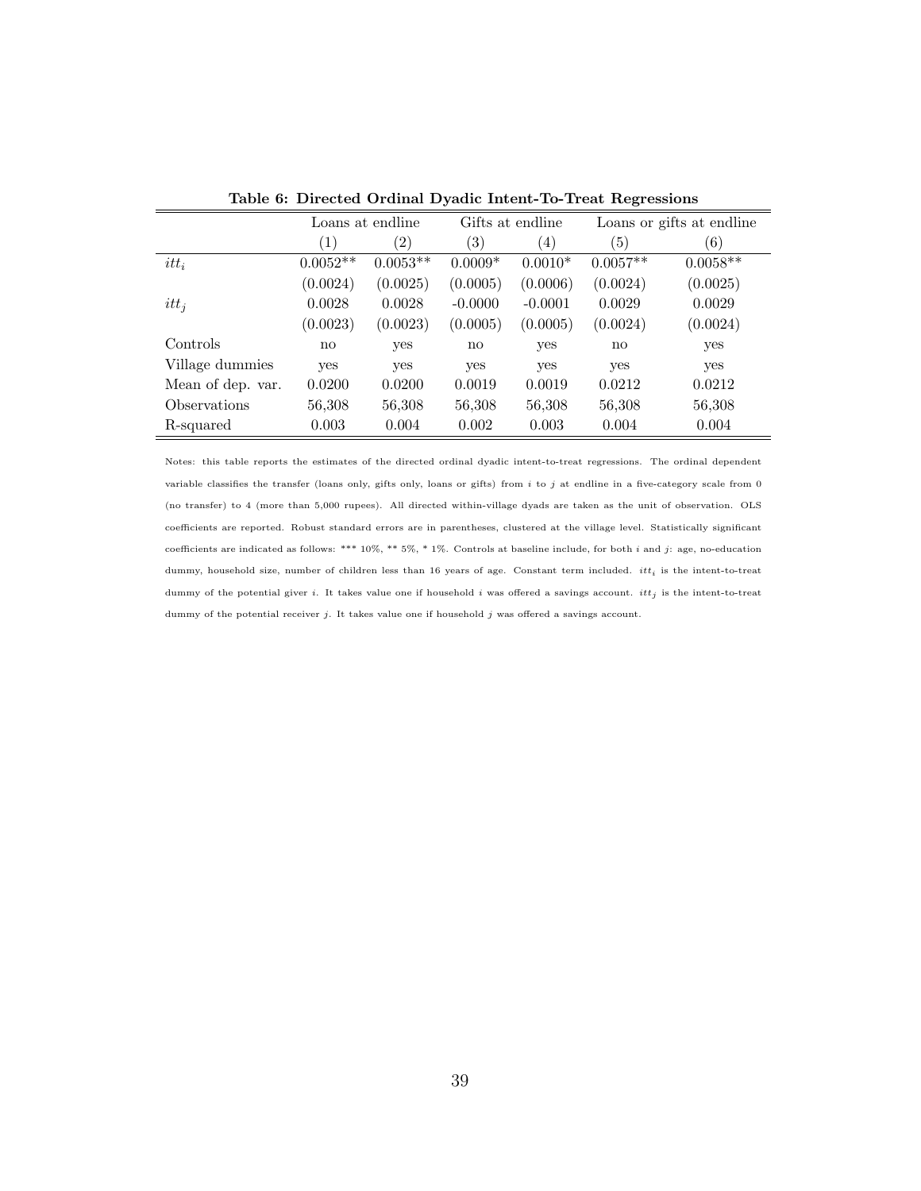**Table 6: Directed Ordinal Dyadic Intent-To-Treat Regressions**

| | Loans at endline | | Gifts at endline | | Loans or gifts at endline | |
|---|---|---|---|---|---|---|
| | (1) | (2) | (3) | (4) | (5) | (6) |
| $itt_i$ | 0.0052** | 0.0053** | 0.0009* | 0.0010* | 0.0057** | 0.0058** |
| | (0.0024) | (0.0025) | (0.0005) | (0.0006) | (0.0024) | (0.0025) |
| $itt_j$ | 0.0028 | 0.0028 | -0.0000 | -0.0001 | 0.0029 | 0.0029 |
| | (0.0023) | (0.0023) | (0.0005) | (0.0005) | (0.0024) | (0.0024) |
| Controls | no | yes | no | yes | no | yes |
| Village dummies | yes | yes | yes | yes | yes | yes |
| Mean of dep. var. | 0.0200 | 0.0200 | 0.0019 | 0.0019 | 0.0212 | 0.0212 |
| Observations | 56,308 | 56,308 | 56,308 | 56,308 | 56,308 | 56,308 |
| R-squared | 0.003 | 0.004 | 0.002 | 0.003 | 0.004 | 0.004 |

Notes: this table reports the estimates of the directed ordinal dyadic intent-to-treat regressions. The ordinal dependent variable classifies the transfer (loans only, gifts only, loans or gifts) from $i$ to $j$ at endline in a five-category scale from 0 (no transfer) to 4 (more than 5,000 rupees). All directed within-village dyads are taken as the unit of observation. OLS coefficients are reported. Robust standard errors are in parentheses, clustered at the village level. Statistically significant coefficients are indicated as follows: *** 10%, ** 5%, * 1%. Controls at baseline include, for both $i$ and $j$: age, no-education dummy, household size, number of children less than 16 years of age. Constant term included. $itt_i$ is the intent-to-treat dummy of the potential giver $i$. It takes value one if household $i$ was offered a savings account. $itt_j$ is the intent-to-treat dummy of the potential receiver $j$. It takes value one if household $j$ was offered a savings account.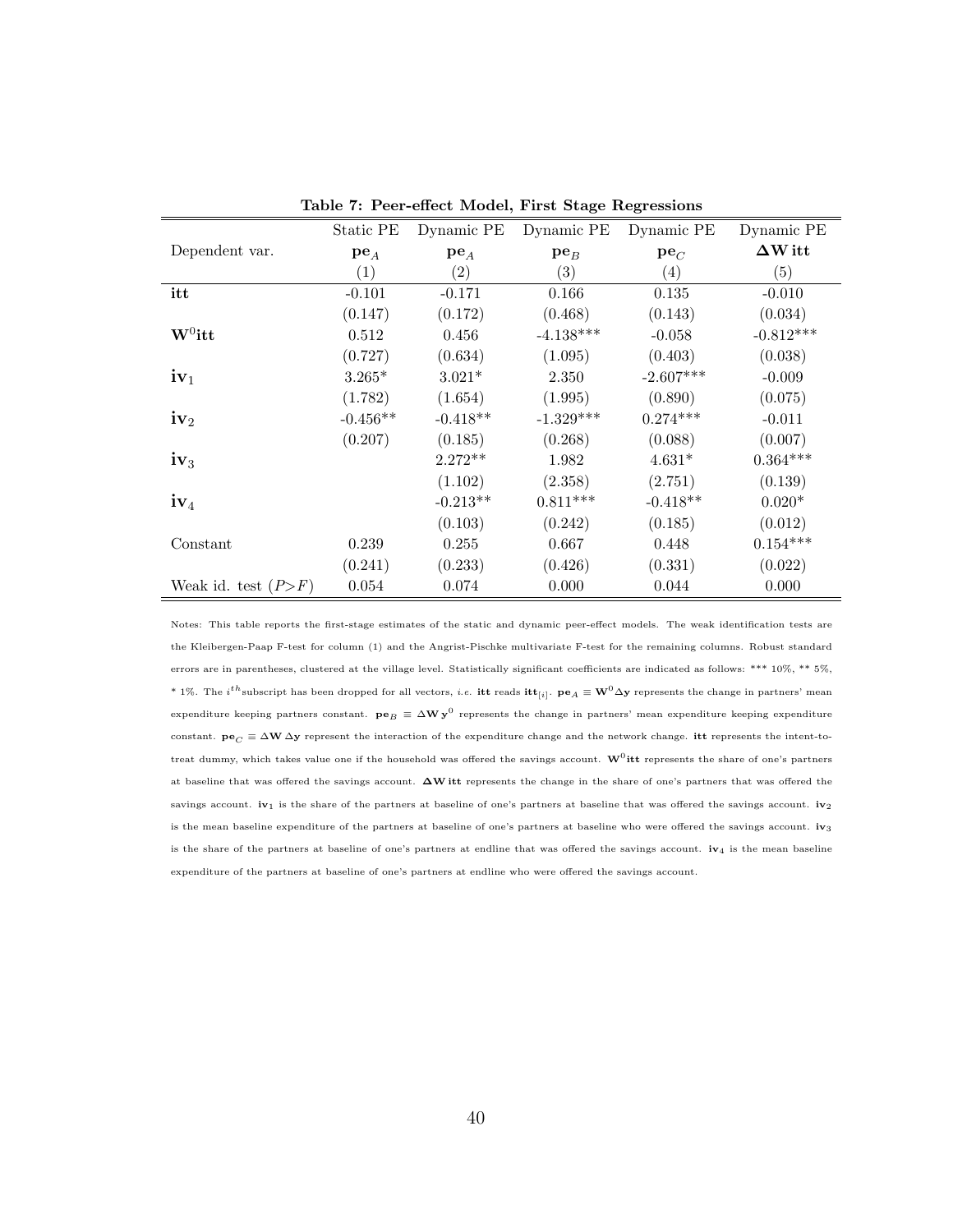**Table 7: Peer-effect Model, First Stage Regressions**

| | Static PE | Dynamic PE | Dynamic PE | Dynamic PE | Dynamic PE |
|---|---|---|---|---|---|
| Dependent var. | $\mathbf{pe}_A$ | $\mathbf{pe}_A$ | $\mathbf{pe}_B$ | $\mathbf{pe}_C$ | $\mathbf{\Delta W}\,\mathbf{itt}$ |
| | (1) | (2) | (3) | (4) | (5) |
| **itt** | -0.101 | -0.171 | 0.166 | 0.135 | -0.010 |
| | (0.147) | (0.172) | (0.468) | (0.143) | (0.034) |
| $\mathbf{W}^0\mathbf{itt}$ | 0.512 | 0.456 | -4.138*** | -0.058 | -0.812*** |
| | (0.727) | (0.634) | (1.095) | (0.403) | (0.038) |
| $\mathbf{iv}_1$ | 3.265* | 3.021* | 2.350 | -2.607*** | -0.009 |
| | (1.782) | (1.654) | (1.995) | (0.890) | (0.075) |
| $\mathbf{iv}_2$ | -0.456** | -0.418** | -1.329*** | 0.274*** | -0.011 |
| | (0.207) | (0.185) | (0.268) | (0.088) | (0.007) |
| $\mathbf{iv}_3$ | | 2.272** | 1.982 | 4.631* | 0.364*** |
| | | (1.102) | (2.358) | (2.751) | (0.139) |
| $\mathbf{iv}_4$ | | -0.213** | 0.811*** | -0.418** | 0.020* |
| | | (0.103) | (0.242) | (0.185) | (0.012) |
| Constant | 0.239 | 0.255 | 0.667 | 0.448 | 0.154*** |
| | (0.241) | (0.233) | (0.426) | (0.331) | (0.022) |
| Weak id. test ($P>F$) | 0.054 | 0.074 | 0.000 | 0.044 | 0.000 |

Notes: This table reports the first-stage estimates of the static and dynamic peer-effect models. The weak identification tests are the Kleibergen-Paap F-test for column (1) and the Angrist-Pischke multivariate F-test for the remaining columns. Robust standard errors are in parentheses, clustered at the village level. Statistically significant coefficients are indicated as follows: *** 10%, ** 5%, * 1%. The $i^{th}$ subscript has been dropped for all vectors, *i.e.* **itt** reads $\mathbf{itt}_{[i]}$. $\mathbf{pe}_A \equiv \mathbf{W}^0\Delta\mathbf{y}$ represents the change in partners' mean expenditure keeping partners constant. $\mathbf{pe}_B \equiv \Delta\mathbf{W}\,\mathbf{y}^0$ represents the change in partners' mean expenditure keeping expenditure constant. $\mathbf{pe}_C \equiv \Delta\mathbf{W}\,\Delta\mathbf{y}$ represent the interaction of the expenditure change and the network change. **itt** represents the intent-to-treat dummy, which takes value one if the household was offered the savings account. $\mathbf{W}^0\mathbf{itt}$ represents the share of one's partners at baseline that was offered the savings account. $\mathbf{\Delta W}\,\mathbf{itt}$ represents the change in the share of one's partners that was offered the savings account. $\mathbf{iv}_1$ is the share of the partners at baseline of one's partners at baseline that was offered the savings account. $\mathbf{iv}_2$ is the mean baseline expenditure of the partners at baseline of one's partners at baseline who were offered the savings account. $\mathbf{iv}_3$ is the share of the partners at baseline of one's partners at endline that was offered the savings account. $\mathbf{iv}_4$ is the mean baseline expenditure of the partners at baseline of one's partners at endline who were offered the savings account.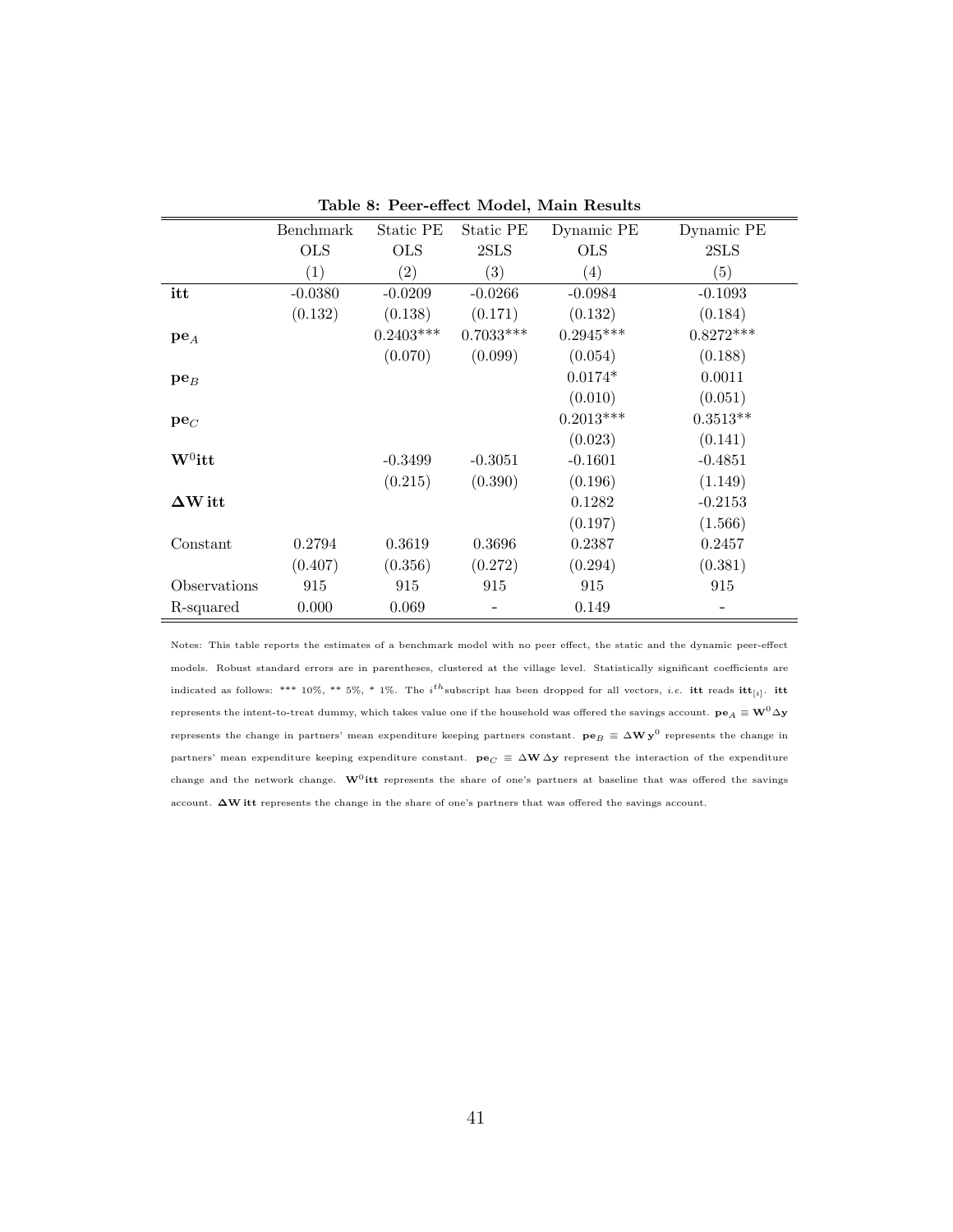**Table 8: Peer-effect Model, Main Results**

| | Benchmark OLS | Static PE OLS | Static PE 2SLS | Dynamic PE OLS | Dynamic PE 2SLS |
|---|---|---|---|---|---|
| | (1) | (2) | (3) | (4) | (5) |
| **itt** | -0.0380 | -0.0209 | -0.0266 | -0.0984 | -0.1093 |
| | (0.132) | (0.138) | (0.171) | (0.132) | (0.184) |
| $\mathbf{pe}_A$ | | 0.2403*** | 0.7033*** | 0.2945*** | 0.8272*** |
| | | (0.070) | (0.099) | (0.054) | (0.188) |
| $\mathbf{pe}_B$ | | | | 0.0174* | 0.0011 |
| | | | | (0.010) | (0.051) |
| $\mathbf{pe}_C$ | | | | 0.2013*** | 0.3513** |
| | | | | (0.023) | (0.141) |
| $\mathbf{W}^0\mathbf{itt}$ | | -0.3499 | -0.3051 | -0.1601 | -0.4851 |
| | | (0.215) | (0.390) | (0.196) | (1.149) |
| $\mathbf{\Delta W}\,\mathbf{itt}$ | | | | 0.1282 | -0.2153 |
| | | | | (0.197) | (1.566) |
| Constant | 0.2794 | 0.3619 | 0.3696 | 0.2387 | 0.2457 |
| | (0.407) | (0.356) | (0.272) | (0.294) | (0.381) |
| Observations | 915 | 915 | 915 | 915 | 915 |
| R-squared | 0.000 | 0.069 | - | 0.149 | - |

Notes: This table reports the estimates of a benchmark model with no peer effect, the static and the dynamic peer-effect models. Robust standard errors are in parentheses, clustered at the village level. Statistically significant coefficients are indicated as follows: *** 10%, ** 5%, * 1%. The $i^{th}$ subscript has been dropped for all vectors, *i.e.* **itt** reads $\mathbf{itt}_{[i]}$. **itt** represents the intent-to-treat dummy, which takes value one if the household was offered the savings account. $\mathbf{pe}_A \equiv \mathbf{W}^0\Delta\mathbf{y}$ represents the change in partners' mean expenditure keeping partners constant. $\mathbf{pe}_B \equiv \Delta\mathbf{W}\,\mathbf{y}^0$ represents the change in partners' mean expenditure keeping expenditure constant. $\mathbf{pe}_C \equiv \Delta\mathbf{W}\,\Delta\mathbf{y}$ represent the interaction of the expenditure change and the network change. $\mathbf{W}^0\mathbf{itt}$ represents the share of one's partners at baseline that was offered the savings account. $\mathbf{\Delta W}\,\mathbf{itt}$ represents the change in the share of one's partners that was offered the savings account.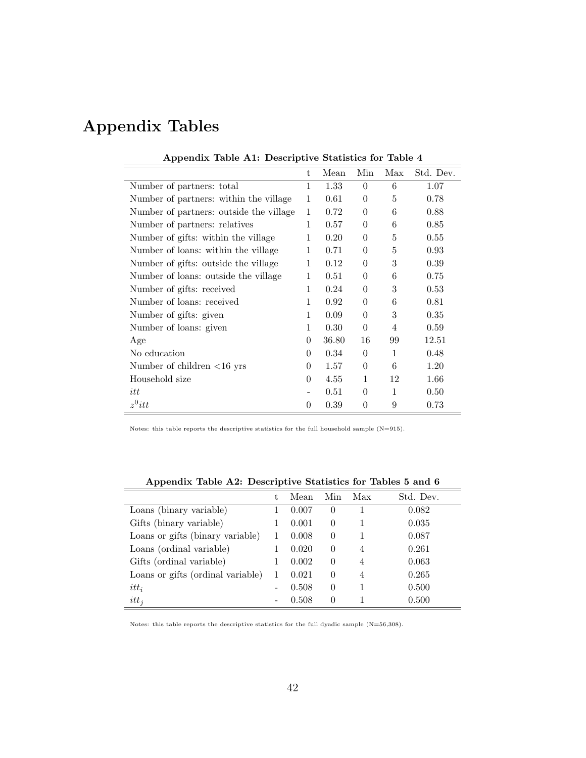# Appendix Tables

**Appendix Table A1: Descriptive Statistics for Table 4**

| | t | Mean | Min | Max | Std. Dev. |
|---|---|---|---|---|---|
| Number of partners: total | 1 | 1.33 | 0 | 6 | 1.07 |
| Number of partners: within the village | 1 | 0.61 | 0 | 5 | 0.78 |
| Number of partners: outside the village | 1 | 0.72 | 0 | 6 | 0.88 |
| Number of partners: relatives | 1 | 0.57 | 0 | 6 | 0.85 |
| Number of gifts: within the village | 1 | 0.20 | 0 | 5 | 0.55 |
| Number of loans: within the village | 1 | 0.71 | 0 | 5 | 0.93 |
| Number of gifts: outside the village | 1 | 0.12 | 0 | 3 | 0.39 |
| Number of loans: outside the village | 1 | 0.51 | 0 | 6 | 0.75 |
| Number of gifts: received | 1 | 0.24 | 0 | 3 | 0.53 |
| Number of loans: received | 1 | 0.92 | 0 | 6 | 0.81 |
| Number of gifts: given | 1 | 0.09 | 0 | 3 | 0.35 |
| Number of loans: given | 1 | 0.30 | 0 | 4 | 0.59 |
| Age | 0 | 36.80 | 16 | 99 | 12.51 |
| No education | 0 | 0.34 | 0 | 1 | 0.48 |
| Number of children <16 yrs | 0 | 1.57 | 0 | 6 | 1.20 |
| Household size | 0 | 4.55 | 1 | 12 | 1.66 |
| $itt$ | - | 0.51 | 0 | 1 | 0.50 |
| $z^0 itt$ | 0 | 0.39 | 0 | 9 | 0.73 |

Notes: this table reports the descriptive statistics for the full household sample (N=915).

**Appendix Table A2: Descriptive Statistics for Tables 5 and 6**

| | t | Mean | Min | Max | Std. Dev. |
|---|---|---|---|---|---|
| Loans (binary variable) | 1 | 0.007 | 0 | 1 | 0.082 |
| Gifts (binary variable) | 1 | 0.001 | 0 | 1 | 0.035 |
| Loans or gifts (binary variable) | 1 | 0.008 | 0 | 1 | 0.087 |
| Loans (ordinal variable) | 1 | 0.020 | 0 | 4 | 0.261 |
| Gifts (ordinal variable) | 1 | 0.002 | 0 | 4 | 0.063 |
| Loans or gifts (ordinal variable) | 1 | 0.021 | 0 | 4 | 0.265 |
| $itt_i$ | - | 0.508 | 0 | 1 | 0.500 |
| $itt_j$ | - | 0.508 | 0 | 1 | 0.500 |

Notes: this table reports the descriptive statistics for the full dyadic sample (N=56,308).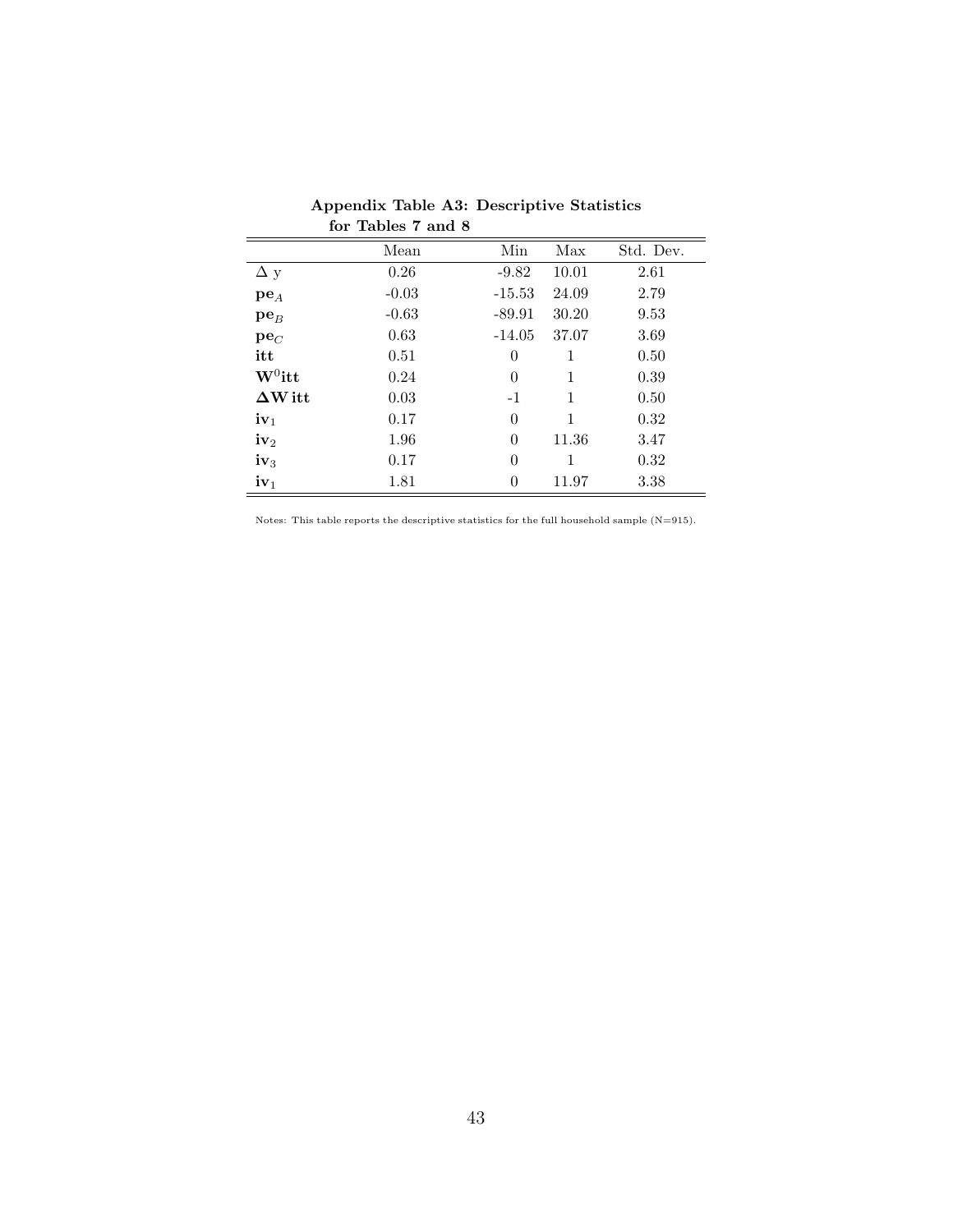**Appendix Table A3: Descriptive Statistics for Tables 7 and 8**

| | Mean | Min | Max | Std. Dev. |
|---|---|---|---|---|
| $\Delta$ y | 0.26 | -9.82 | 10.01 | 2.61 |
| $\mathbf{pe}_A$ | -0.03 | -15.53 | 24.09 | 2.79 |
| $\mathbf{pe}_B$ | -0.63 | -89.91 | 30.20 | 9.53 |
| $\mathbf{pe}_C$ | 0.63 | -14.05 | 37.07 | 3.69 |
| **itt** | 0.51 | 0 | 1 | 0.50 |
| $\mathbf{W}^0$**itt** | 0.24 | 0 | 1 | 0.39 |
| $\mathbf{\Delta W}$ **itt** | 0.03 | -1 | 1 | 0.50 |
| $\mathbf{iv}_1$ | 0.17 | 0 | 1 | 0.32 |
| $\mathbf{iv}_2$ | 1.96 | 0 | 11.36 | 3.47 |
| $\mathbf{iv}_3$ | 0.17 | 0 | 1 | 0.32 |
| $\mathbf{iv}_1$ | 1.81 | 0 | 11.97 | 3.38 |

Notes: This table reports the descriptive statistics for the full household sample (N=915).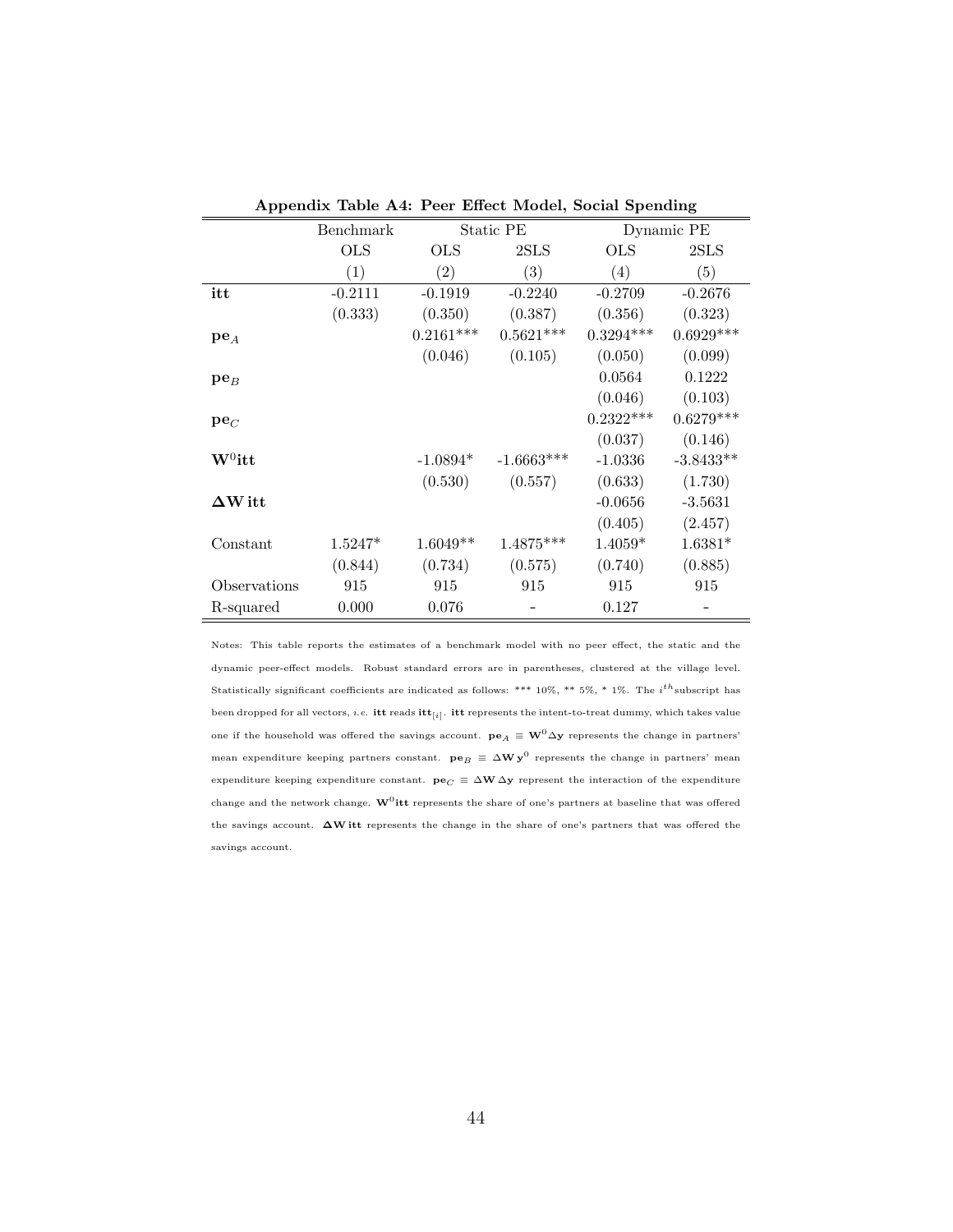**Appendix Table A4: Peer Effect Model, Social Spending**

| | Benchmark | Static PE | | Dynamic PE | |
|---|---|---|---|---|---|
| | OLS | OLS | 2SLS | OLS | 2SLS |
| | (1) | (2) | (3) | (4) | (5) |
| **itt** | -0.2111 | -0.1919 | -0.2240 | -0.2709 | -0.2676 |
| | (0.333) | (0.350) | (0.387) | (0.356) | (0.323) |
| $\mathbf{pe}_A$ | | 0.2161*** | 0.5621*** | 0.3294*** | 0.6929*** |
| | | (0.046) | (0.105) | (0.050) | (0.099) |
| $\mathbf{pe}_B$ | | | | 0.0564 | 0.1222 |
| | | | | (0.046) | (0.103) |
| $\mathbf{pe}_C$ | | | | 0.2322*** | 0.6279*** |
| | | | | (0.037) | (0.146) |
| $\mathbf{W}^0\mathbf{itt}$ | | -1.0894* | -1.6663*** | -1.0336 | -3.8433** |
| | | (0.530) | (0.557) | (0.633) | (1.730) |
| $\mathbf{\Delta W}\,\mathbf{itt}$ | | | | -0.0656 | -3.5631 |
| | | | | (0.405) | (2.457) |
| Constant | 1.5247* | 1.6049** | 1.4875*** | 1.4059* | 1.6381* |
| | (0.844) | (0.734) | (0.575) | (0.740) | (0.885) |
| Observations | 915 | 915 | 915 | 915 | 915 |
| R-squared | 0.000 | 0.076 | - | 0.127 | - |

Notes: This table reports the estimates of a benchmark model with no peer effect, the static and the dynamic peer-effect models. Robust standard errors are in parentheses, clustered at the village level. Statistically significant coefficients are indicated as follows: *** 10%, ** 5%, * 1%. The $i^{th}$ subscript has been dropped for all vectors, *i.e.* **itt** reads $\mathbf{itt}_{[i]}$. **itt** represents the intent-to-treat dummy, which takes value one if the household was offered the savings account. $\mathbf{pe}_A \equiv \mathbf{W}^0\Delta\mathbf{y}$ represents the change in partners' mean expenditure keeping partners constant. $\mathbf{pe}_B \equiv \Delta\mathbf{W}\,\mathbf{y}^0$ represents the change in partners' mean expenditure keeping expenditure constant. $\mathbf{pe}_C \equiv \Delta\mathbf{W}\,\Delta\mathbf{y}$ represent the interaction of the expenditure change and the network change. $\mathbf{W}^0\mathbf{itt}$ represents the share of one's partners at baseline that was offered the savings account. $\mathbf{\Delta W}\,\mathbf{itt}$ represents the change in the share of one's partners that was offered the savings account.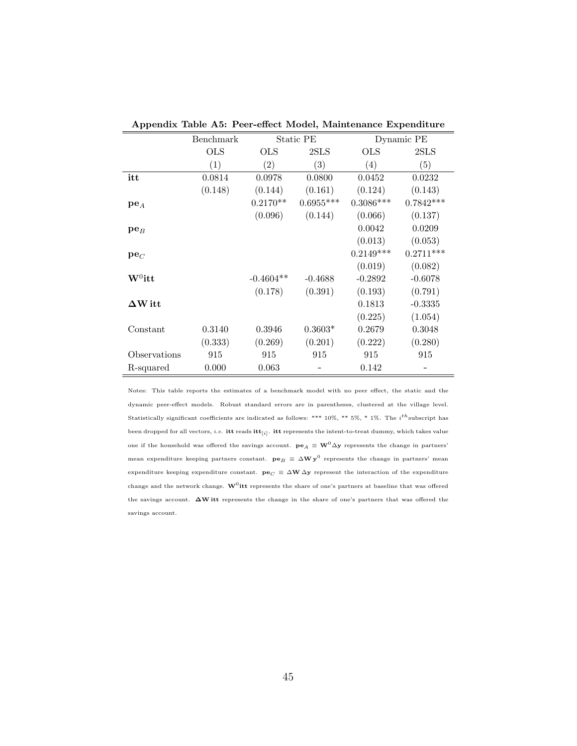**Appendix Table A5: Peer-effect Model, Maintenance Expenditure**

| | Benchmark | Static PE | | Dynamic PE | |
|---|---|---|---|---|---|
| | OLS | OLS | 2SLS | OLS | 2SLS |
| | (1) | (2) | (3) | (4) | (5) |
| **itt** | 0.0814 | 0.0978 | 0.0800 | 0.0452 | 0.0232 |
| | (0.148) | (0.144) | (0.161) | (0.124) | (0.143) |
| $\mathbf{pe}_A$ | | 0.2170** | 0.6955*** | 0.3086*** | 0.7842*** |
| | | (0.096) | (0.144) | (0.066) | (0.137) |
| $\mathbf{pe}_B$ | | | | 0.0042 | 0.0209 |
| | | | | (0.013) | (0.053) |
| $\mathbf{pe}_C$ | | | | 0.2149*** | 0.2711*** |
| | | | | (0.019) | (0.082) |
| $\mathbf{W}^0\mathbf{itt}$ | | -0.4604** | -0.4688 | -0.2892 | -0.6078 |
| | | (0.178) | (0.391) | (0.193) | (0.791) |
| $\mathbf{\Delta W}\,\mathbf{itt}$ | | | | 0.1813 | -0.3335 |
| | | | | (0.225) | (1.054) |
| Constant | 0.3140 | 0.3946 | 0.3603* | 0.2679 | 0.3048 |
| | (0.333) | (0.269) | (0.201) | (0.222) | (0.280) |
| Observations | 915 | 915 | 915 | 915 | 915 |
| R-squared | 0.000 | 0.063 | - | 0.142 | - |

Notes: This table reports the estimates of a benchmark model with no peer effect, the static and the dynamic peer-effect models. Robust standard errors are in parentheses, clustered at the village level. Statistically significant coefficients are indicated as follows: *** 10%, ** 5%, * 1%. The $i^{th}$ subscript has been dropped for all vectors, *i.e.* **itt** reads $\mathbf{itt}_{[i]}$. **itt** represents the intent-to-treat dummy, which takes value one if the household was offered the savings account. $\mathbf{pe}_A \equiv \mathbf{W}^0 \Delta \mathbf{y}$ represents the change in partners' mean expenditure keeping partners constant. $\mathbf{pe}_B \equiv \Delta \mathbf{W}\, \mathbf{y}^0$ represents the change in partners' mean expenditure keeping expenditure constant. $\mathbf{pe}_C \equiv \Delta \mathbf{W}\, \Delta \mathbf{y}$ represent the interaction of the expenditure change and the network change. $\mathbf{W}^0\mathbf{itt}$ represents the share of one's partners at baseline that was offered the savings account. $\mathbf{\Delta W}\,\mathbf{itt}$ represents the change in the share of one's partners that was offered the savings account.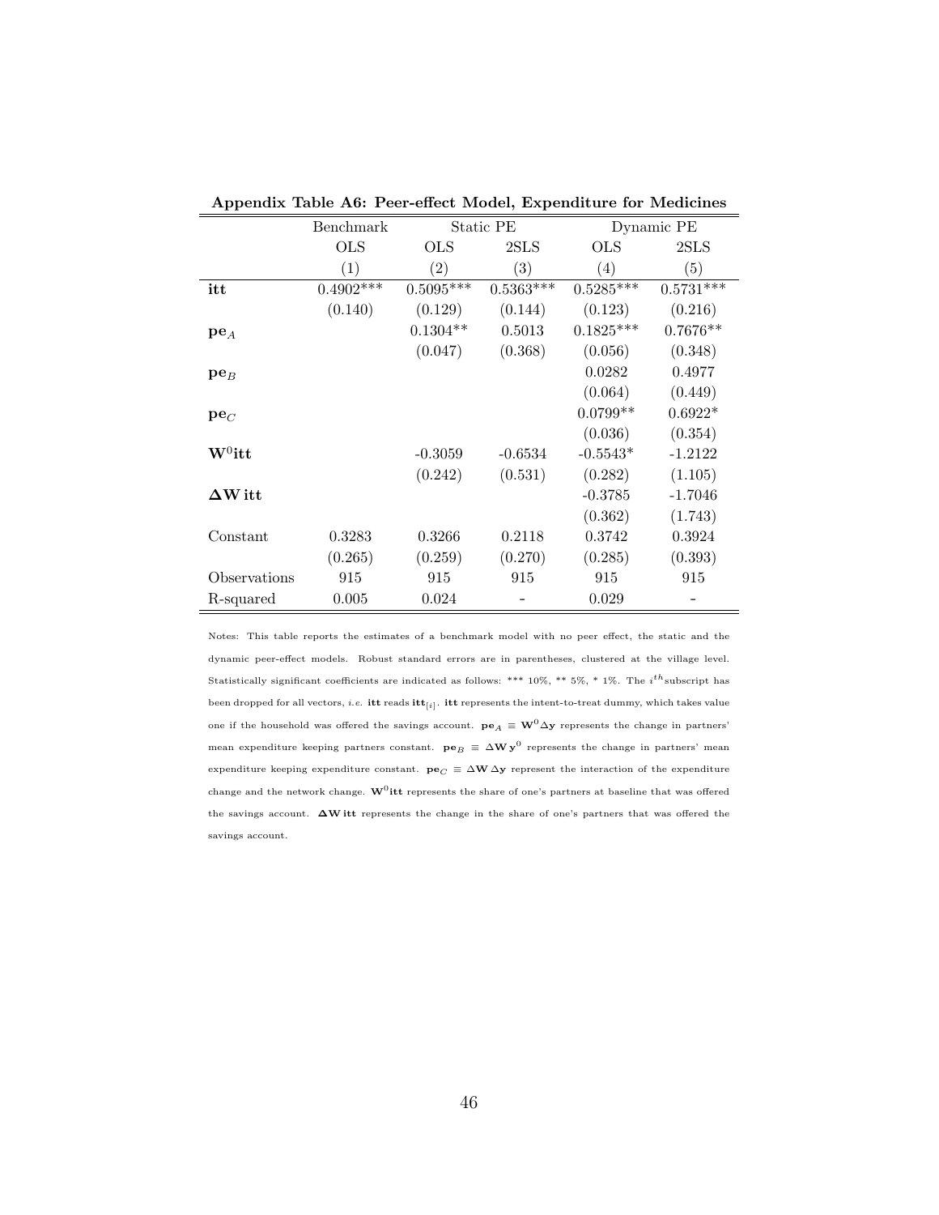**Appendix Table A6: Peer-effect Model, Expenditure for Medicines**

| | Benchmark | Static PE | | Dynamic PE | |
|---|---|---|---|---|---|
| | OLS | OLS | 2SLS | OLS | 2SLS |
| | (1) | (2) | (3) | (4) | (5) |
| $\mathbf{itt}$ | 0.4902*** | 0.5095*** | 0.5363*** | 0.5285*** | 0.5731*** |
| | (0.140) | (0.129) | (0.144) | (0.123) | (0.216) |
| $\mathbf{pe}_A$ | | 0.1304** | 0.5013 | 0.1825*** | 0.7676** |
| | | (0.047) | (0.368) | (0.056) | (0.348) |
| $\mathbf{pe}_B$ | | | | 0.0282 | 0.4977 |
| | | | | (0.064) | (0.449) |
| $\mathbf{pe}_C$ | | | | 0.0799** | 0.6922* |
| | | | | (0.036) | (0.354) |
| $\mathbf{W}^0\mathbf{itt}$ | | -0.3059 | -0.6534 | -0.5543* | -1.2122 |
| | | (0.242) | (0.531) | (0.282) | (1.105) |
| $\mathbf{\Delta W}\,\mathbf{itt}$ | | | | -0.3785 | -1.7046 |
| | | | | (0.362) | (1.743) |
| Constant | 0.3283 | 0.3266 | 0.2118 | 0.3742 | 0.3924 |
| | (0.265) | (0.259) | (0.270) | (0.285) | (0.393) |
| Observations | 915 | 915 | 915 | 915 | 915 |
| R-squared | 0.005 | 0.024 | - | 0.029 | - |

Notes: This table reports the estimates of a benchmark model with no peer effect, the static and the dynamic peer-effect models. Robust standard errors are in parentheses, clustered at the village level. Statistically significant coefficients are indicated as follows: *** 10%, ** 5%, * 1%. The $i^{th}$ subscript has been dropped for all vectors, *i.e.* $\mathbf{itt}$ reads $\mathbf{itt}_{[i]}$. $\mathbf{itt}$ represents the intent-to-treat dummy, which takes value one if the household was offered the savings account. $\mathbf{pe}_A \equiv \mathbf{W}^0\Delta\mathbf{y}$ represents the change in partners' mean expenditure keeping partners constant. $\mathbf{pe}_B \equiv \Delta\mathbf{W}\,\mathbf{y}^0$ represents the change in partners' mean expenditure keeping expenditure constant. $\mathbf{pe}_C \equiv \Delta\mathbf{W}\,\Delta\mathbf{y}$ represent the interaction of the expenditure change and the network change. $\mathbf{W}^0\mathbf{itt}$ represents the share of one's partners at baseline that was offered the savings account. $\mathbf{\Delta W}\,\mathbf{itt}$ represents the change in the share of one's partners that was offered the savings account.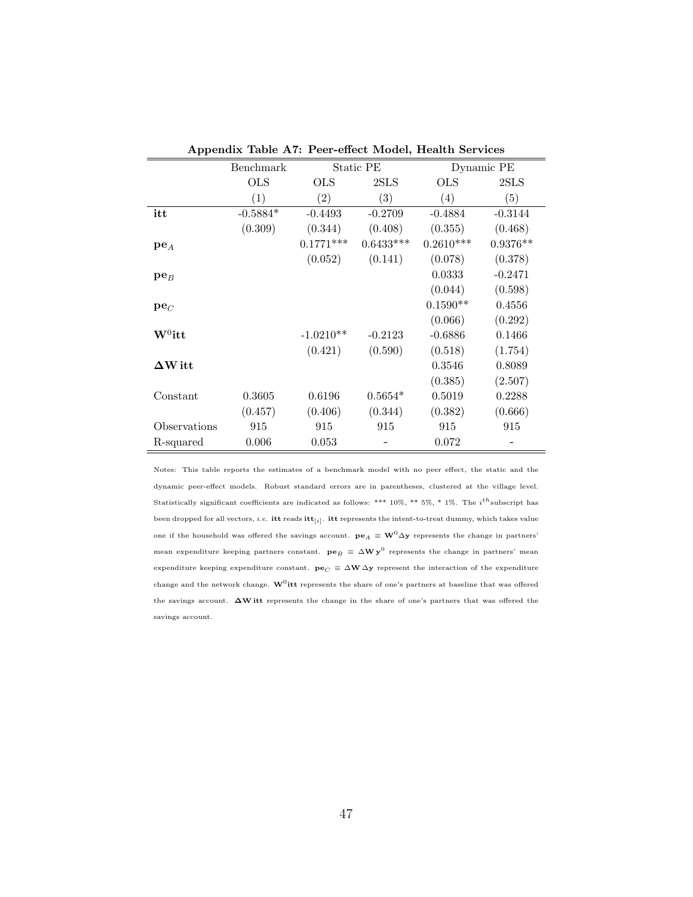**Appendix Table A7: Peer-effect Model, Health Services**

| | Benchmark | Static PE | | Dynamic PE | |
|---|---|---|---|---|---|
| | OLS | OLS | 2SLS | OLS | 2SLS |
| | (1) | (2) | (3) | (4) | (5) |
| **itt** | -0.5884* | -0.4493 | -0.2709 | -0.4884 | -0.3144 |
| | (0.309) | (0.344) | (0.408) | (0.355) | (0.468) |
| $\mathbf{pe}_A$ | | 0.1771*** | 0.6433*** | 0.2610*** | 0.9376** |
| | | (0.052) | (0.141) | (0.078) | (0.378) |
| $\mathbf{pe}_B$ | | | | 0.0333 | -0.2471 |
| | | | | (0.044) | (0.598) |
| $\mathbf{pe}_C$ | | | | 0.1590** | 0.4556 |
| | | | | (0.066) | (0.292) |
| $\mathbf{W}^0\mathbf{itt}$ | | -1.0210** | -0.2123 | -0.6886 | 0.1466 |
| | | (0.421) | (0.590) | (0.518) | (1.754) |
| $\boldsymbol{\Delta}\mathbf{W}\,\mathbf{itt}$ | | | | 0.3546 | 0.8089 |
| | | | | (0.385) | (2.507) |
| Constant | 0.3605 | 0.6196 | 0.5654* | 0.5019 | 0.2288 |
| | (0.457) | (0.406) | (0.344) | (0.382) | (0.666) |
| Observations | 915 | 915 | 915 | 915 | 915 |
| R-squared | 0.006 | 0.053 | - | 0.072 | - |

Notes: This table reports the estimates of a benchmark model with no peer effect, the static and the dynamic peer-effect models. Robust standard errors are in parentheses, clustered at the village level. Statistically significant coefficients are indicated as follows: *** 10%, ** 5%, * 1%. The $i^{th}$ subscript has been dropped for all vectors, *i.e.* **itt** reads $\mathbf{itt}_{[i]}$. **itt** represents the intent-to-treat dummy, which takes value one if the household was offered the savings account. $\mathbf{pe}_A \equiv \mathbf{W}^0\Delta\mathbf{y}$ represents the change in partners' mean expenditure keeping partners constant. $\mathbf{pe}_B \equiv \Delta\mathbf{W}\,\mathbf{y}^0$ represents the change in partners' mean expenditure keeping expenditure constant. $\mathbf{pe}_C \equiv \Delta\mathbf{W}\,\Delta\mathbf{y}$ represent the interaction of the expenditure change and the network change. $\mathbf{W}^0\mathbf{itt}$ represents the share of one's partners at baseline that was offered the savings account. $\boldsymbol{\Delta}\mathbf{W}\,\mathbf{itt}$ represents the change in the share of one's partners that was offered the savings account.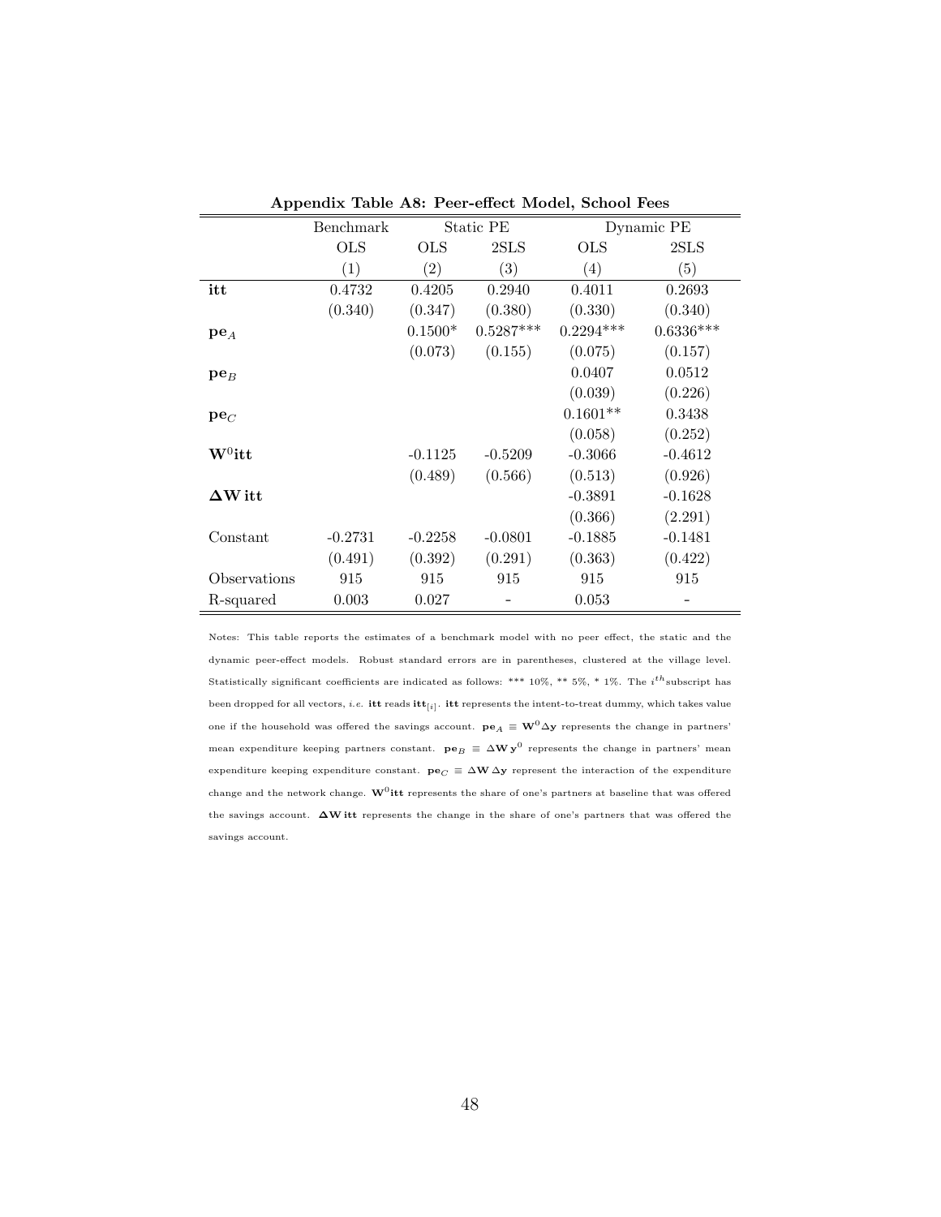**Appendix Table A8: Peer-effect Model, School Fees**

| | Benchmark | Static PE | | Dynamic PE | |
|---|---|---|---|---|---|
| | OLS | OLS | 2SLS | OLS | 2SLS |
| | (1) | (2) | (3) | (4) | (5) |
| **itt** | 0.4732 | 0.4205 | 0.2940 | 0.4011 | 0.2693 |
| | (0.340) | (0.347) | (0.380) | (0.330) | (0.340) |
| $\mathbf{pe}_A$ | | 0.1500* | 0.5287*** | 0.2294*** | 0.6336*** |
| | | (0.073) | (0.155) | (0.075) | (0.157) |
| $\mathbf{pe}_B$ | | | | 0.0407 | 0.0512 |
| | | | | (0.039) | (0.226) |
| $\mathbf{pe}_C$ | | | | 0.1601** | 0.3438 |
| | | | | (0.058) | (0.252) |
| $\mathbf{W}^0\mathbf{itt}$ | | -0.1125 | -0.5209 | -0.3066 | -0.4612 |
| | | (0.489) | (0.566) | (0.513) | (0.926) |
| $\mathbf{\Delta W}\,\mathbf{itt}$ | | | | -0.3891 | -0.1628 |
| | | | | (0.366) | (2.291) |
| Constant | -0.2731 | -0.2258 | -0.0801 | -0.1885 | -0.1481 |
| | (0.491) | (0.392) | (0.291) | (0.363) | (0.422) |
| Observations | 915 | 915 | 915 | 915 | 915 |
| R-squared | 0.003 | 0.027 | - | 0.053 | - |

Notes: This table reports the estimates of a benchmark model with no peer effect, the static and the dynamic peer-effect models. Robust standard errors are in parentheses, clustered at the village level. Statistically significant coefficients are indicated as follows: *** 10%, ** 5%, * 1%. The $i^{th}$ subscript has been dropped for all vectors, *i.e.* **itt** reads $\mathbf{itt}_{[i]}$. **itt** represents the intent-to-treat dummy, which takes value one if the household was offered the savings account. $\mathbf{pe}_A \equiv \mathbf{W}^0\Delta\mathbf{y}$ represents the change in partners' mean expenditure keeping partners constant. $\mathbf{pe}_B \equiv \Delta\mathbf{W}\,\mathbf{y}^0$ represents the change in partners' mean expenditure keeping expenditure constant. $\mathbf{pe}_C \equiv \Delta\mathbf{W}\,\Delta\mathbf{y}$ represent the interaction of the expenditure change and the network change. $\mathbf{W}^0\mathbf{itt}$ represents the share of one's partners at baseline that was offered the savings account. $\mathbf{\Delta W}\,\mathbf{itt}$ represents the change in the share of one's partners that was offered the savings account.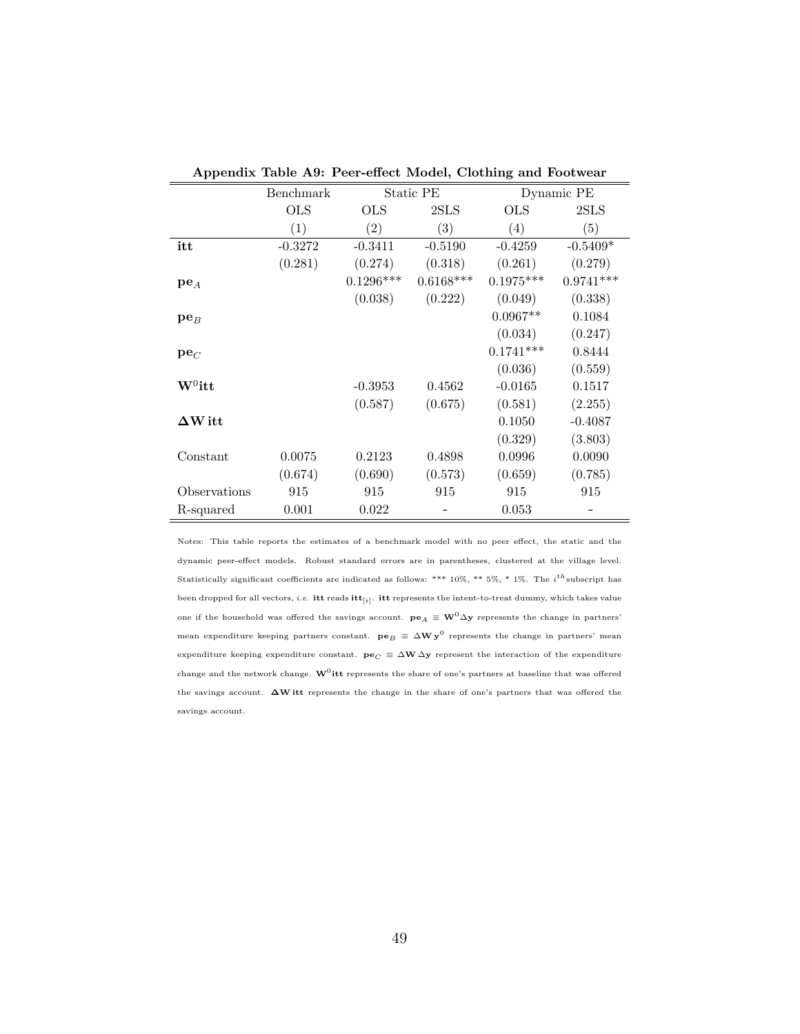**Appendix Table A9: Peer-effect Model, Clothing and Footwear**

| | Benchmark | Static PE | | Dynamic PE | |
|---|---|---|---|---|---|
| | OLS | OLS | 2SLS | OLS | 2SLS |
| | (1) | (2) | (3) | (4) | (5) |
| $\mathbf{itt}$ | -0.3272 | -0.3411 | -0.5190 | -0.4259 | -0.5409* |
| | (0.281) | (0.274) | (0.318) | (0.261) | (0.279) |
| $\mathbf{pe}_A$ | | 0.1296*** | 0.6168*** | 0.1975*** | 0.9741*** |
| | | (0.038) | (0.222) | (0.049) | (0.338) |
| $\mathbf{pe}_B$ | | | | 0.0967** | 0.1084 |
| | | | | (0.034) | (0.247) |
| $\mathbf{pe}_C$ | | | | 0.1741*** | 0.8444 |
| | | | | (0.036) | (0.559) |
| $\mathbf{W}^0\mathbf{itt}$ | | -0.3953 | 0.4562 | -0.0165 | 0.1517 |
| | | (0.587) | (0.675) | (0.581) | (2.255) |
| $\mathbf{\Delta W\, itt}$ | | | | 0.1050 | -0.4087 |
| | | | | (0.329) | (3.803) |
| Constant | 0.0075 | 0.2123 | 0.4898 | 0.0996 | 0.0090 |
| | (0.674) | (0.690) | (0.573) | (0.659) | (0.785) |
| Observations | 915 | 915 | 915 | 915 | 915 |
| R-squared | 0.001 | 0.022 | - | 0.053 | - |

Notes: This table reports the estimates of a benchmark model with no peer effect, the static and the dynamic peer-effect models. Robust standard errors are in parentheses, clustered at the village level. Statistically significant coefficients are indicated as follows: *** 10%, ** 5%, * 1%. The $i^{th}$ subscript has been dropped for all vectors, *i.e.* $\mathbf{itt}$ reads $\mathbf{itt}_{[i]}$. $\mathbf{itt}$ represents the intent-to-treat dummy, which takes value one if the household was offered the savings account. $\mathbf{pe}_A \equiv \mathbf{W}^0\Delta\mathbf{y}$ represents the change in partners' mean expenditure keeping partners constant. $\mathbf{pe}_B \equiv \Delta\mathbf{W}\,\mathbf{y}^0$ represents the change in partners' mean expenditure keeping expenditure constant. $\mathbf{pe}_C \equiv \Delta\mathbf{W}\,\Delta\mathbf{y}$ represent the interaction of the expenditure change and the network change. $\mathbf{W}^0\mathbf{itt}$ represents the share of one's partners at baseline that was offered the savings account. $\mathbf{\Delta W\, itt}$ represents the change in the share of one's partners that was offered the savings account.